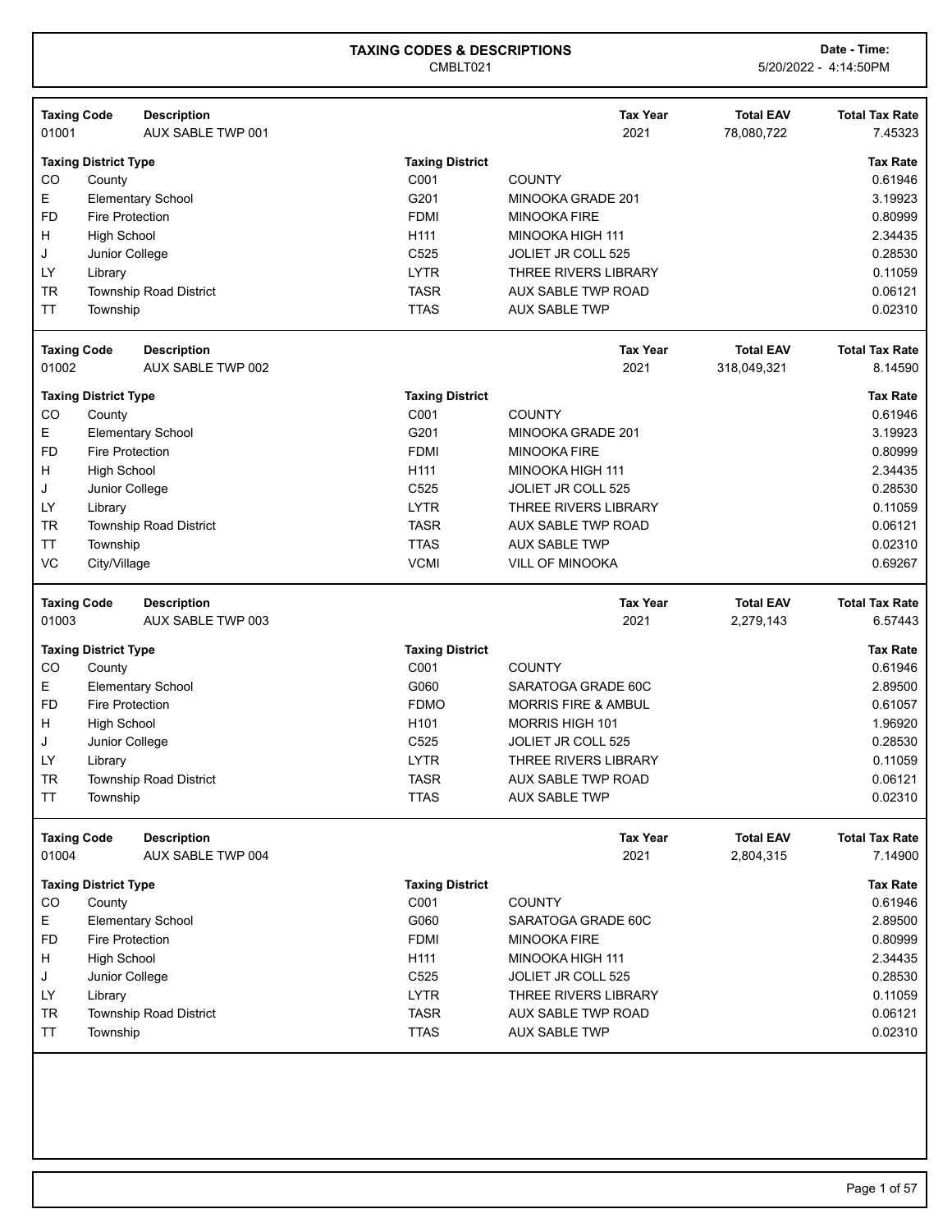# TAXING CODES & DESCRIPTIONS

CMBLT021

**Date - Time:** 5/20/2022 - 4:14:50PM

| Taxing Code | Description | Tax Year | Total EAV | Total Tax Rate |
|---|---|---|---|---|
| 01001 | AUX SABLE TWP 001 | 2021 | 78,080,722 | 7.45323 |

| Taxing District Type | | Taxing District | | Tax Rate |
|---|---|---|---|---|
| CO | County | C001 | COUNTY | 0.61946 |
| E | Elementary School | G201 | MINOOKA GRADE 201 | 3.19923 |
| FD | Fire Protection | FDMI | MINOOKA FIRE | 0.80999 |
| H | High School | H111 | MINOOKA HIGH 111 | 2.34435 |
| J | Junior College | C525 | JOLIET JR COLL 525 | 0.28530 |
| LY | Library | LYTR | THREE RIVERS LIBRARY | 0.11059 |
| TR | Township Road District | TASR | AUX SABLE TWP ROAD | 0.06121 |
| TT | Township | TTAS | AUX SABLE TWP | 0.02310 |

| Taxing Code | Description | Tax Year | Total EAV | Total Tax Rate |
|---|---|---|---|---|
| 01002 | AUX SABLE TWP 002 | 2021 | 318,049,321 | 8.14590 |

| Taxing District Type | | Taxing District | | Tax Rate |
|---|---|---|---|---|
| CO | County | C001 | COUNTY | 0.61946 |
| E | Elementary School | G201 | MINOOKA GRADE 201 | 3.19923 |
| FD | Fire Protection | FDMI | MINOOKA FIRE | 0.80999 |
| H | High School | H111 | MINOOKA HIGH 111 | 2.34435 |
| J | Junior College | C525 | JOLIET JR COLL 525 | 0.28530 |
| LY | Library | LYTR | THREE RIVERS LIBRARY | 0.11059 |
| TR | Township Road District | TASR | AUX SABLE TWP ROAD | 0.06121 |
| TT | Township | TTAS | AUX SABLE TWP | 0.02310 |
| VC | City/Village | VCMI | VILL OF MINOOKA | 0.69267 |

| Taxing Code | Description | Tax Year | Total EAV | Total Tax Rate |
|---|---|---|---|---|
| 01003 | AUX SABLE TWP 003 | 2021 | 2,279,143 | 6.57443 |

| Taxing District Type | | Taxing District | | Tax Rate |
|---|---|---|---|---|
| CO | County | C001 | COUNTY | 0.61946 |
| E | Elementary School | G060 | SARATOGA GRADE 60C | 2.89500 |
| FD | Fire Protection | FDMO | MORRIS FIRE & AMBUL | 0.61057 |
| H | High School | H101 | MORRIS HIGH 101 | 1.96920 |
| J | Junior College | C525 | JOLIET JR COLL 525 | 0.28530 |
| LY | Library | LYTR | THREE RIVERS LIBRARY | 0.11059 |
| TR | Township Road District | TASR | AUX SABLE TWP ROAD | 0.06121 |
| TT | Township | TTAS | AUX SABLE TWP | 0.02310 |

| Taxing Code | Description | Tax Year | Total EAV | Total Tax Rate |
|---|---|---|---|---|
| 01004 | AUX SABLE TWP 004 | 2021 | 2,804,315 | 7.14900 |

| Taxing District Type | | Taxing District | | Tax Rate |
|---|---|---|---|---|
| CO | County | C001 | COUNTY | 0.61946 |
| E | Elementary School | G060 | SARATOGA GRADE 60C | 2.89500 |
| FD | Fire Protection | FDMI | MINOOKA FIRE | 0.80999 |
| H | High School | H111 | MINOOKA HIGH 111 | 2.34435 |
| J | Junior College | C525 | JOLIET JR COLL 525 | 0.28530 |
| LY | Library | LYTR | THREE RIVERS LIBRARY | 0.11059 |
| TR | Township Road District | TASR | AUX SABLE TWP ROAD | 0.06121 |
| TT | Township | TTAS | AUX SABLE TWP | 0.02310 |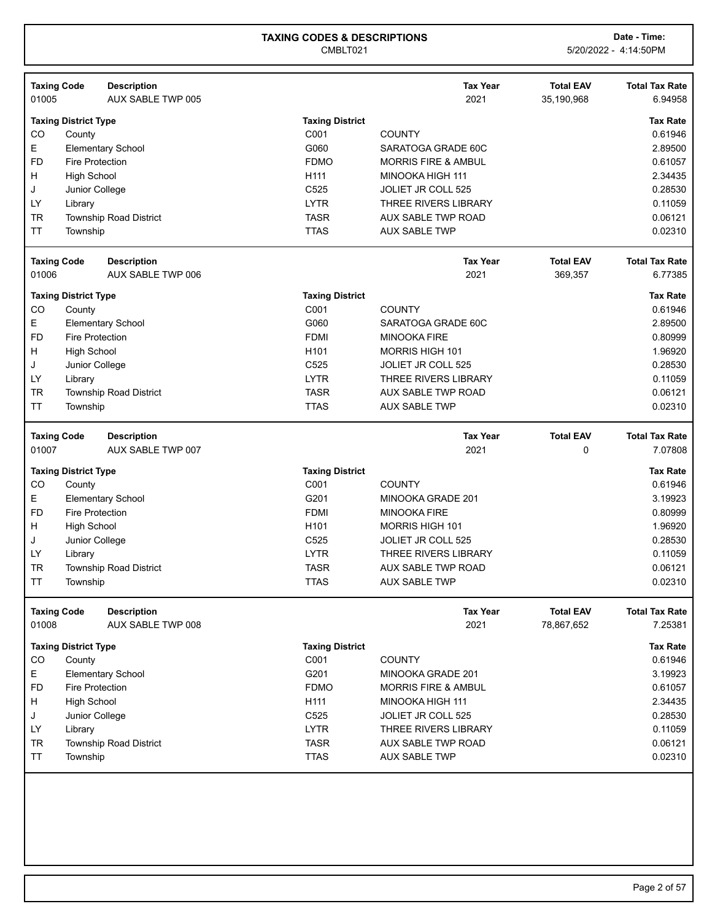# TAXING CODES & DESCRIPTIONS

CMBLT021

**Date - Time:** 5/20/2022 - 4:14:50PM

| Taxing Code | Description | Tax Year | Total EAV | Total Tax Rate |
|---|---|---|---|---|
| 01005 | AUX SABLE TWP 005 | 2021 | 35,190,968 | 6.94958 |

| Taxing District Type | | Taxing District | | Tax Rate |
|---|---|---|---|---|
| CO | County | C001 | COUNTY | 0.61946 |
| E | Elementary School | G060 | SARATOGA GRADE 60C | 2.89500 |
| FD | Fire Protection | FDMO | MORRIS FIRE & AMBUL | 0.61057 |
| H | High School | H111 | MINOOKA HIGH 111 | 2.34435 |
| J | Junior College | C525 | JOLIET JR COLL 525 | 0.28530 |
| LY | Library | LYTR | THREE RIVERS LIBRARY | 0.11059 |
| TR | Township Road District | TASR | AUX SABLE TWP ROAD | 0.06121 |
| TT | Township | TTAS | AUX SABLE TWP | 0.02310 |

| Taxing Code | Description | Tax Year | Total EAV | Total Tax Rate |
|---|---|---|---|---|
| 01006 | AUX SABLE TWP 006 | 2021 | 369,357 | 6.77385 |

| Taxing District Type | | Taxing District | | Tax Rate |
|---|---|---|---|---|
| CO | County | C001 | COUNTY | 0.61946 |
| E | Elementary School | G060 | SARATOGA GRADE 60C | 2.89500 |
| FD | Fire Protection | FDMI | MINOOKA FIRE | 0.80999 |
| H | High School | H101 | MORRIS HIGH 101 | 1.96920 |
| J | Junior College | C525 | JOLIET JR COLL 525 | 0.28530 |
| LY | Library | LYTR | THREE RIVERS LIBRARY | 0.11059 |
| TR | Township Road District | TASR | AUX SABLE TWP ROAD | 0.06121 |
| TT | Township | TTAS | AUX SABLE TWP | 0.02310 |

| Taxing Code | Description | Tax Year | Total EAV | Total Tax Rate |
|---|---|---|---|---|
| 01007 | AUX SABLE TWP 007 | 2021 | 0 | 7.07808 |

| Taxing District Type | | Taxing District | | Tax Rate |
|---|---|---|---|---|
| CO | County | C001 | COUNTY | 0.61946 |
| E | Elementary School | G201 | MINOOKA GRADE 201 | 3.19923 |
| FD | Fire Protection | FDMI | MINOOKA FIRE | 0.80999 |
| H | High School | H101 | MORRIS HIGH 101 | 1.96920 |
| J | Junior College | C525 | JOLIET JR COLL 525 | 0.28530 |
| LY | Library | LYTR | THREE RIVERS LIBRARY | 0.11059 |
| TR | Township Road District | TASR | AUX SABLE TWP ROAD | 0.06121 |
| TT | Township | TTAS | AUX SABLE TWP | 0.02310 |

| Taxing Code | Description | Tax Year | Total EAV | Total Tax Rate |
|---|---|---|---|---|
| 01008 | AUX SABLE TWP 008 | 2021 | 78,867,652 | 7.25381 |

| Taxing District Type | | Taxing District | | Tax Rate |
|---|---|---|---|---|
| CO | County | C001 | COUNTY | 0.61946 |
| E | Elementary School | G201 | MINOOKA GRADE 201 | 3.19923 |
| FD | Fire Protection | FDMO | MORRIS FIRE & AMBUL | 0.61057 |
| H | High School | H111 | MINOOKA HIGH 111 | 2.34435 |
| J | Junior College | C525 | JOLIET JR COLL 525 | 0.28530 |
| LY | Library | LYTR | THREE RIVERS LIBRARY | 0.11059 |
| TR | Township Road District | TASR | AUX SABLE TWP ROAD | 0.06121 |
| TT | Township | TTAS | AUX SABLE TWP | 0.02310 |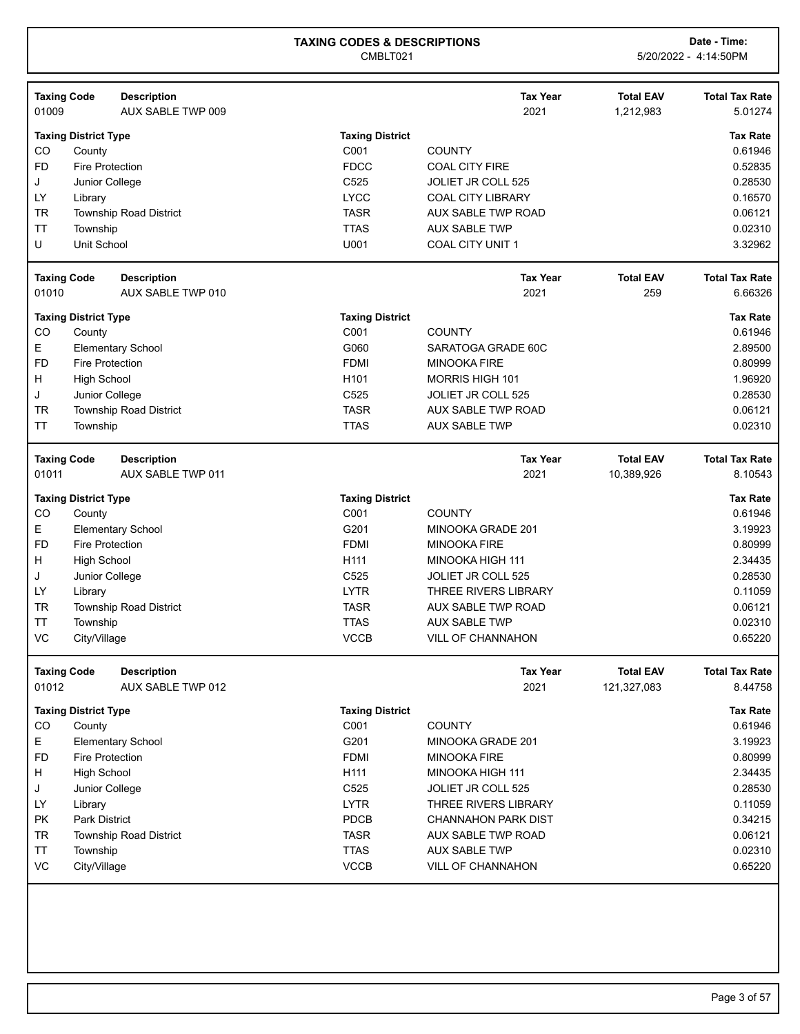# TAXING CODES & DESCRIPTIONS

CMBLT021

**Date - Time:** 5/20/2022 - 4:14:50PM

| Taxing Code | Description | Tax Year | Total EAV | Total Tax Rate |
|---|---|---|---|---|
| 01009 | AUX SABLE TWP 009 | 2021 | 1,212,983 | 5.01274 |

| Taxing District Type | | Taxing District | | Tax Rate |
|---|---|---|---|---|
| CO | County | C001 | COUNTY | 0.61946 |
| FD | Fire Protection | FDCC | COAL CITY FIRE | 0.52835 |
| J | Junior College | C525 | JOLIET JR COLL 525 | 0.28530 |
| LY | Library | LYCC | COAL CITY LIBRARY | 0.16570 |
| TR | Township Road District | TASR | AUX SABLE TWP ROAD | 0.06121 |
| TT | Township | TTAS | AUX SABLE TWP | 0.02310 |
| U | Unit School | U001 | COAL CITY UNIT 1 | 3.32962 |

| Taxing Code | Description | Tax Year | Total EAV | Total Tax Rate |
|---|---|---|---|---|
| 01010 | AUX SABLE TWP 010 | 2021 | 259 | 6.66326 |

| Taxing District Type | | Taxing District | | Tax Rate |
|---|---|---|---|---|
| CO | County | C001 | COUNTY | 0.61946 |
| E | Elementary School | G060 | SARATOGA GRADE 60C | 2.89500 |
| FD | Fire Protection | FDMI | MINOOKA FIRE | 0.80999 |
| H | High School | H101 | MORRIS HIGH 101 | 1.96920 |
| J | Junior College | C525 | JOLIET JR COLL 525 | 0.28530 |
| TR | Township Road District | TASR | AUX SABLE TWP ROAD | 0.06121 |
| TT | Township | TTAS | AUX SABLE TWP | 0.02310 |

| Taxing Code | Description | Tax Year | Total EAV | Total Tax Rate |
|---|---|---|---|---|
| 01011 | AUX SABLE TWP 011 | 2021 | 10,389,926 | 8.10543 |

| Taxing District Type | | Taxing District | | Tax Rate |
|---|---|---|---|---|
| CO | County | C001 | COUNTY | 0.61946 |
| E | Elementary School | G201 | MINOOKA GRADE 201 | 3.19923 |
| FD | Fire Protection | FDMI | MINOOKA FIRE | 0.80999 |
| H | High School | H111 | MINOOKA HIGH 111 | 2.34435 |
| J | Junior College | C525 | JOLIET JR COLL 525 | 0.28530 |
| LY | Library | LYTR | THREE RIVERS LIBRARY | 0.11059 |
| TR | Township Road District | TASR | AUX SABLE TWP ROAD | 0.06121 |
| TT | Township | TTAS | AUX SABLE TWP | 0.02310 |
| VC | City/Village | VCCB | VILL OF CHANNAHON | 0.65220 |

| Taxing Code | Description | Tax Year | Total EAV | Total Tax Rate |
|---|---|---|---|---|
| 01012 | AUX SABLE TWP 012 | 2021 | 121,327,083 | 8.44758 |

| Taxing District Type | | Taxing District | | Tax Rate |
|---|---|---|---|---|
| CO | County | C001 | COUNTY | 0.61946 |
| E | Elementary School | G201 | MINOOKA GRADE 201 | 3.19923 |
| FD | Fire Protection | FDMI | MINOOKA FIRE | 0.80999 |
| H | High School | H111 | MINOOKA HIGH 111 | 2.34435 |
| J | Junior College | C525 | JOLIET JR COLL 525 | 0.28530 |
| LY | Library | LYTR | THREE RIVERS LIBRARY | 0.11059 |
| PK | Park District | PDCB | CHANNAHON PARK DIST | 0.34215 |
| TR | Township Road District | TASR | AUX SABLE TWP ROAD | 0.06121 |
| TT | Township | TTAS | AUX SABLE TWP | 0.02310 |
| VC | City/Village | VCCB | VILL OF CHANNAHON | 0.65220 |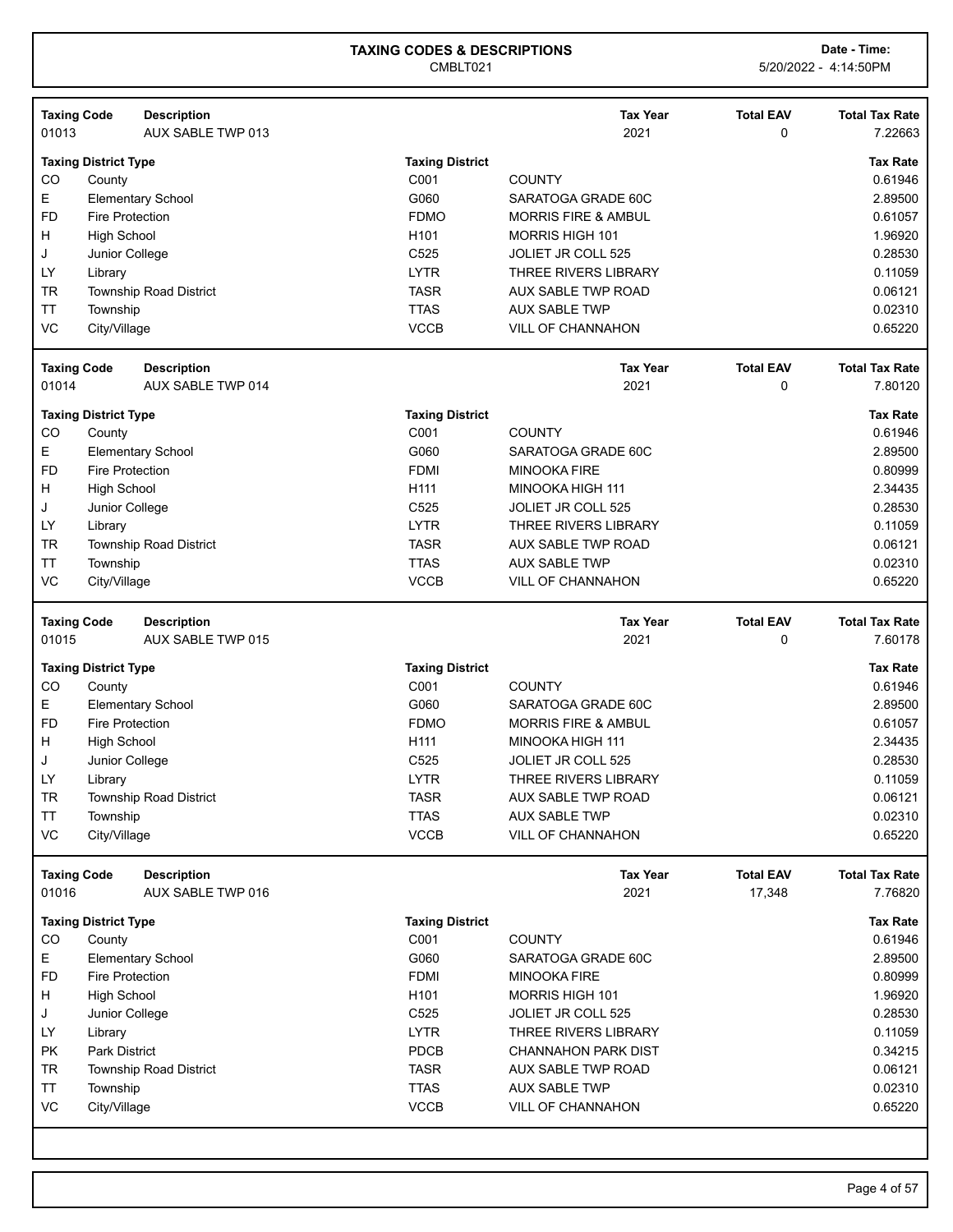# TAXING CODES & DESCRIPTIONS

CMBLT021

Date - Time: 5/20/2022 - 4:14:50PM

| Taxing Code | Description | Tax Year | Total EAV | Total Tax Rate |
|---|---|---|---|---|
| 01013 | AUX SABLE TWP 013 | 2021 | 0 | 7.22663 |

| Taxing District Type | | Taxing District | | Tax Rate |
|---|---|---|---|---|
| CO | County | C001 | COUNTY | 0.61946 |
| E | Elementary School | G060 | SARATOGA GRADE 60C | 2.89500 |
| FD | Fire Protection | FDMO | MORRIS FIRE & AMBUL | 0.61057 |
| H | High School | H101 | MORRIS HIGH 101 | 1.96920 |
| J | Junior College | C525 | JOLIET JR COLL 525 | 0.28530 |
| LY | Library | LYTR | THREE RIVERS LIBRARY | 0.11059 |
| TR | Township Road District | TASR | AUX SABLE TWP ROAD | 0.06121 |
| TT | Township | TTAS | AUX SABLE TWP | 0.02310 |
| VC | City/Village | VCCB | VILL OF CHANNAHON | 0.65220 |

| Taxing Code | Description | Tax Year | Total EAV | Total Tax Rate |
|---|---|---|---|---|
| 01014 | AUX SABLE TWP 014 | 2021 | 0 | 7.80120 |

| Taxing District Type | | Taxing District | | Tax Rate |
|---|---|---|---|---|
| CO | County | C001 | COUNTY | 0.61946 |
| E | Elementary School | G060 | SARATOGA GRADE 60C | 2.89500 |
| FD | Fire Protection | FDMI | MINOOKA FIRE | 0.80999 |
| H | High School | H111 | MINOOKA HIGH 111 | 2.34435 |
| J | Junior College | C525 | JOLIET JR COLL 525 | 0.28530 |
| LY | Library | LYTR | THREE RIVERS LIBRARY | 0.11059 |
| TR | Township Road District | TASR | AUX SABLE TWP ROAD | 0.06121 |
| TT | Township | TTAS | AUX SABLE TWP | 0.02310 |
| VC | City/Village | VCCB | VILL OF CHANNAHON | 0.65220 |

| Taxing Code | Description | Tax Year | Total EAV | Total Tax Rate |
|---|---|---|---|---|
| 01015 | AUX SABLE TWP 015 | 2021 | 0 | 7.60178 |

| Taxing District Type | | Taxing District | | Tax Rate |
|---|---|---|---|---|
| CO | County | C001 | COUNTY | 0.61946 |
| E | Elementary School | G060 | SARATOGA GRADE 60C | 2.89500 |
| FD | Fire Protection | FDMO | MORRIS FIRE & AMBUL | 0.61057 |
| H | High School | H111 | MINOOKA HIGH 111 | 2.34435 |
| J | Junior College | C525 | JOLIET JR COLL 525 | 0.28530 |
| LY | Library | LYTR | THREE RIVERS LIBRARY | 0.11059 |
| TR | Township Road District | TASR | AUX SABLE TWP ROAD | 0.06121 |
| TT | Township | TTAS | AUX SABLE TWP | 0.02310 |
| VC | City/Village | VCCB | VILL OF CHANNAHON | 0.65220 |

| Taxing Code | Description | Tax Year | Total EAV | Total Tax Rate |
|---|---|---|---|---|
| 01016 | AUX SABLE TWP 016 | 2021 | 17,348 | 7.76820 |

| Taxing District Type | | Taxing District | | Tax Rate |
|---|---|---|---|---|
| CO | County | C001 | COUNTY | 0.61946 |
| E | Elementary School | G060 | SARATOGA GRADE 60C | 2.89500 |
| FD | Fire Protection | FDMI | MINOOKA FIRE | 0.80999 |
| H | High School | H101 | MORRIS HIGH 101 | 1.96920 |
| J | Junior College | C525 | JOLIET JR COLL 525 | 0.28530 |
| LY | Library | LYTR | THREE RIVERS LIBRARY | 0.11059 |
| PK | Park District | PDCB | CHANNAHON PARK DIST | 0.34215 |
| TR | Township Road District | TASR | AUX SABLE TWP ROAD | 0.06121 |
| TT | Township | TTAS | AUX SABLE TWP | 0.02310 |
| VC | City/Village | VCCB | VILL OF CHANNAHON | 0.65220 |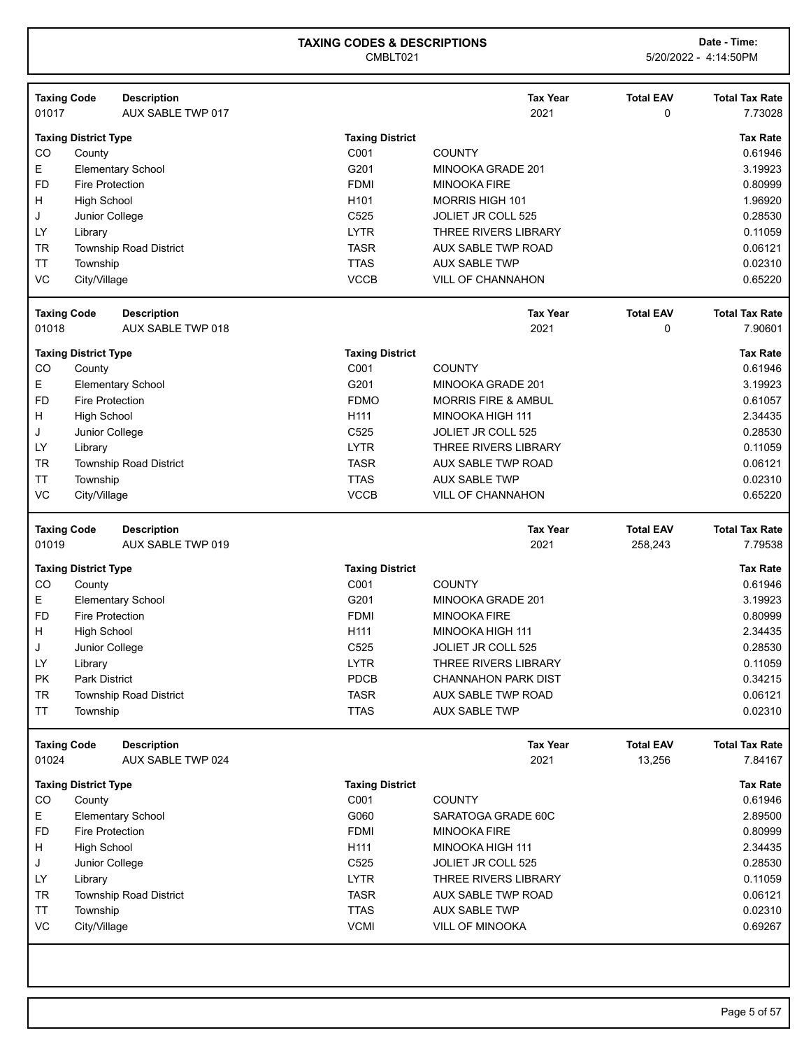# TAXING CODES & DESCRIPTIONS

CMBLT021

**Date - Time:** 5/20/2022 - 4:14:50PM

| Taxing Code | Description | Tax Year | Total EAV | Total Tax Rate |
|---|---|---|---|---|
| 01017 | AUX SABLE TWP 017 | 2021 | 0 | 7.73028 |

| Taxing District Type | | Taxing District | | Tax Rate |
|---|---|---|---|---|
| CO | County | C001 | COUNTY | 0.61946 |
| E | Elementary School | G201 | MINOOKA GRADE 201 | 3.19923 |
| FD | Fire Protection | FDMI | MINOOKA FIRE | 0.80999 |
| H | High School | H101 | MORRIS HIGH 101 | 1.96920 |
| J | Junior College | C525 | JOLIET JR COLL 525 | 0.28530 |
| LY | Library | LYTR | THREE RIVERS LIBRARY | 0.11059 |
| TR | Township Road District | TASR | AUX SABLE TWP ROAD | 0.06121 |
| TT | Township | TTAS | AUX SABLE TWP | 0.02310 |
| VC | City/Village | VCCB | VILL OF CHANNAHON | 0.65220 |

| Taxing Code | Description | Tax Year | Total EAV | Total Tax Rate |
|---|---|---|---|---|
| 01018 | AUX SABLE TWP 018 | 2021 | 0 | 7.90601 |

| Taxing District Type | | Taxing District | | Tax Rate |
|---|---|---|---|---|
| CO | County | C001 | COUNTY | 0.61946 |
| E | Elementary School | G201 | MINOOKA GRADE 201 | 3.19923 |
| FD | Fire Protection | FDMO | MORRIS FIRE & AMBUL | 0.61057 |
| H | High School | H111 | MINOOKA HIGH 111 | 2.34435 |
| J | Junior College | C525 | JOLIET JR COLL 525 | 0.28530 |
| LY | Library | LYTR | THREE RIVERS LIBRARY | 0.11059 |
| TR | Township Road District | TASR | AUX SABLE TWP ROAD | 0.06121 |
| TT | Township | TTAS | AUX SABLE TWP | 0.02310 |
| VC | City/Village | VCCB | VILL OF CHANNAHON | 0.65220 |

| Taxing Code | Description | Tax Year | Total EAV | Total Tax Rate |
|---|---|---|---|---|
| 01019 | AUX SABLE TWP 019 | 2021 | 258,243 | 7.79538 |

| Taxing District Type | | Taxing District | | Tax Rate |
|---|---|---|---|---|
| CO | County | C001 | COUNTY | 0.61946 |
| E | Elementary School | G201 | MINOOKA GRADE 201 | 3.19923 |
| FD | Fire Protection | FDMI | MINOOKA FIRE | 0.80999 |
| H | High School | H111 | MINOOKA HIGH 111 | 2.34435 |
| J | Junior College | C525 | JOLIET JR COLL 525 | 0.28530 |
| LY | Library | LYTR | THREE RIVERS LIBRARY | 0.11059 |
| PK | Park District | PDCB | CHANNAHON PARK DIST | 0.34215 |
| TR | Township Road District | TASR | AUX SABLE TWP ROAD | 0.06121 |
| TT | Township | TTAS | AUX SABLE TWP | 0.02310 |

| Taxing Code | Description | Tax Year | Total EAV | Total Tax Rate |
|---|---|---|---|---|
| 01024 | AUX SABLE TWP 024 | 2021 | 13,256 | 7.84167 |

| Taxing District Type | | Taxing District | | Tax Rate |
|---|---|---|---|---|
| CO | County | C001 | COUNTY | 0.61946 |
| E | Elementary School | G060 | SARATOGA GRADE 60C | 2.89500 |
| FD | Fire Protection | FDMI | MINOOKA FIRE | 0.80999 |
| H | High School | H111 | MINOOKA HIGH 111 | 2.34435 |
| J | Junior College | C525 | JOLIET JR COLL 525 | 0.28530 |
| LY | Library | LYTR | THREE RIVERS LIBRARY | 0.11059 |
| TR | Township Road District | TASR | AUX SABLE TWP ROAD | 0.06121 |
| TT | Township | TTAS | AUX SABLE TWP | 0.02310 |
| VC | City/Village | VCMI | VILL OF MINOOKA | 0.69267 |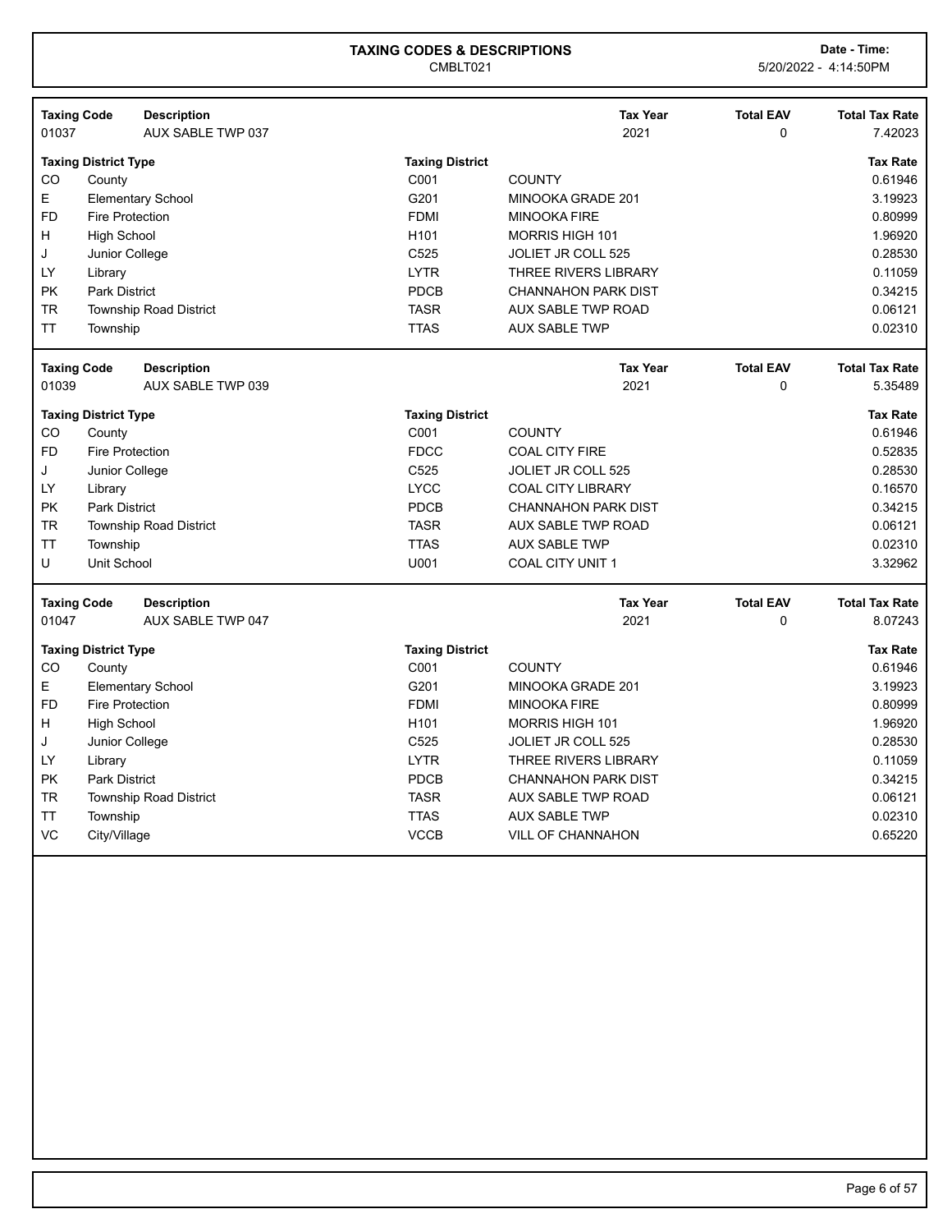# TAXING CODES & DESCRIPTIONS

CMBLT021

Date - Time: 5/20/2022 - 4:14:50PM

| Taxing Code | Description | Tax Year | Total EAV | Total Tax Rate |
|---|---|---|---|---|
| 01037 | AUX SABLE TWP 037 | 2021 | 0 | 7.42023 |

| Taxing District Type | | Taxing District | | Tax Rate |
|---|---|---|---|---|
| CO | County | C001 | COUNTY | 0.61946 |
| E | Elementary School | G201 | MINOOKA GRADE 201 | 3.19923 |
| FD | Fire Protection | FDMI | MINOOKA FIRE | 0.80999 |
| H | High School | H101 | MORRIS HIGH 101 | 1.96920 |
| J | Junior College | C525 | JOLIET JR COLL 525 | 0.28530 |
| LY | Library | LYTR | THREE RIVERS LIBRARY | 0.11059 |
| PK | Park District | PDCB | CHANNAHON PARK DIST | 0.34215 |
| TR | Township Road District | TASR | AUX SABLE TWP ROAD | 0.06121 |
| TT | Township | TTAS | AUX SABLE TWP | 0.02310 |

| Taxing Code | Description | Tax Year | Total EAV | Total Tax Rate |
|---|---|---|---|---|
| 01039 | AUX SABLE TWP 039 | 2021 | 0 | 5.35489 |

| Taxing District Type | | Taxing District | | Tax Rate |
|---|---|---|---|---|
| CO | County | C001 | COUNTY | 0.61946 |
| FD | Fire Protection | FDCC | COAL CITY FIRE | 0.52835 |
| J | Junior College | C525 | JOLIET JR COLL 525 | 0.28530 |
| LY | Library | LYCC | COAL CITY LIBRARY | 0.16570 |
| PK | Park District | PDCB | CHANNAHON PARK DIST | 0.34215 |
| TR | Township Road District | TASR | AUX SABLE TWP ROAD | 0.06121 |
| TT | Township | TTAS | AUX SABLE TWP | 0.02310 |
| U | Unit School | U001 | COAL CITY UNIT 1 | 3.32962 |

| Taxing Code | Description | Tax Year | Total EAV | Total Tax Rate |
|---|---|---|---|---|
| 01047 | AUX SABLE TWP 047 | 2021 | 0 | 8.07243 |

| Taxing District Type | | Taxing District | | Tax Rate |
|---|---|---|---|---|
| CO | County | C001 | COUNTY | 0.61946 |
| E | Elementary School | G201 | MINOOKA GRADE 201 | 3.19923 |
| FD | Fire Protection | FDMI | MINOOKA FIRE | 0.80999 |
| H | High School | H101 | MORRIS HIGH 101 | 1.96920 |
| J | Junior College | C525 | JOLIET JR COLL 525 | 0.28530 |
| LY | Library | LYTR | THREE RIVERS LIBRARY | 0.11059 |
| PK | Park District | PDCB | CHANNAHON PARK DIST | 0.34215 |
| TR | Township Road District | TASR | AUX SABLE TWP ROAD | 0.06121 |
| TT | Township | TTAS | AUX SABLE TWP | 0.02310 |
| VC | City/Village | VCCB | VILL OF CHANNAHON | 0.65220 |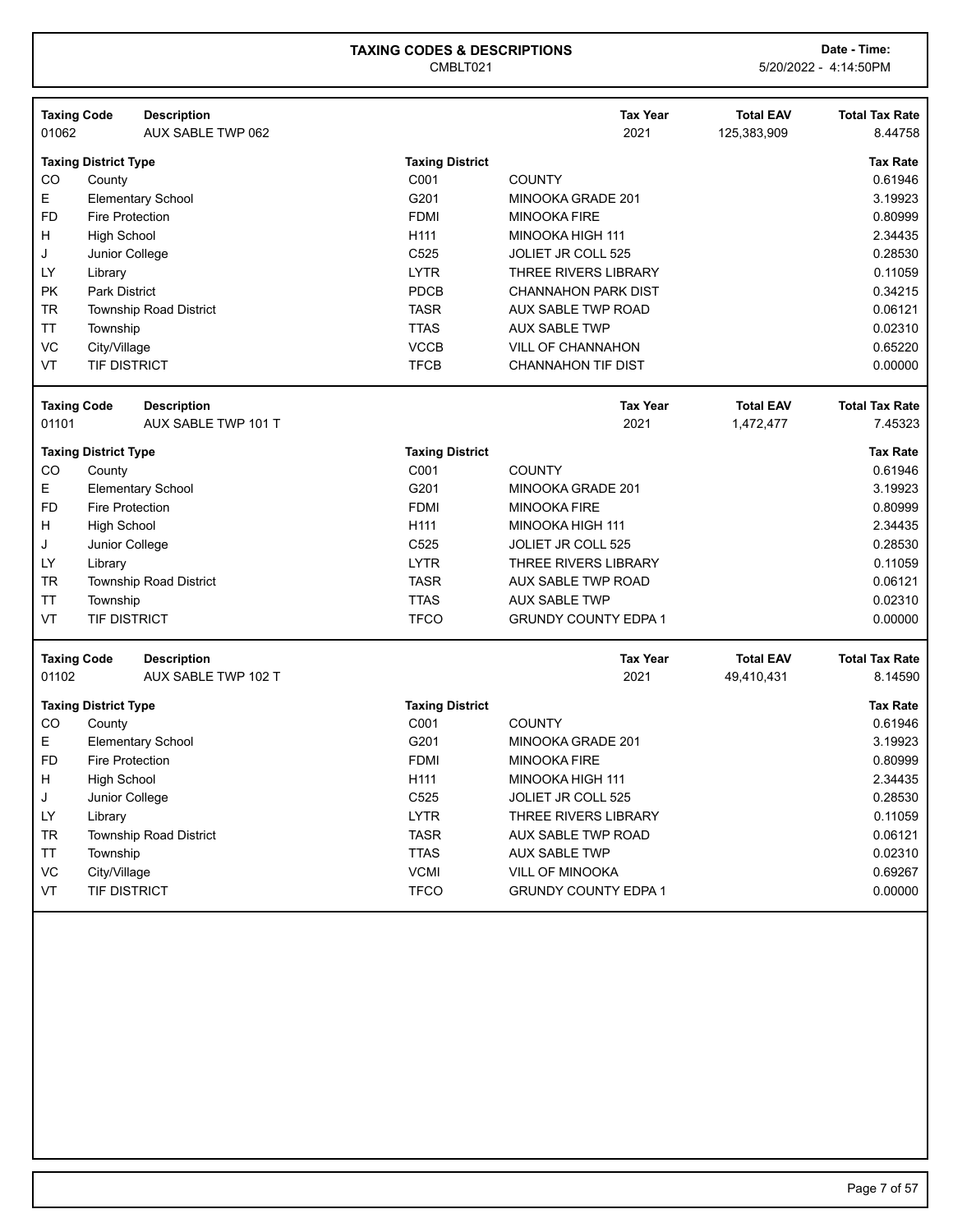# TAXING CODES & DESCRIPTIONS

CMBLT021

**Date - Time:** 5/20/2022 - 4:14:50PM

| Taxing Code | Description | | | Tax Year | Total EAV | Total Tax Rate |
|---|---|---|---|---|---|---|
| 01062 | AUX SABLE TWP 062 | | | 2021 | 125,383,909 | 8.44758 |

| Taxing District Type | | Taxing District | | Tax Rate |
|---|---|---|---|---|
| CO | County | C001 | COUNTY | 0.61946 |
| E | Elementary School | G201 | MINOOKA GRADE 201 | 3.19923 |
| FD | Fire Protection | FDMI | MINOOKA FIRE | 0.80999 |
| H | High School | H111 | MINOOKA HIGH 111 | 2.34435 |
| J | Junior College | C525 | JOLIET JR COLL 525 | 0.28530 |
| LY | Library | LYTR | THREE RIVERS LIBRARY | 0.11059 |
| PK | Park District | PDCB | CHANNAHON PARK DIST | 0.34215 |
| TR | Township Road District | TASR | AUX SABLE TWP ROAD | 0.06121 |
| TT | Township | TTAS | AUX SABLE TWP | 0.02310 |
| VC | City/Village | VCCB | VILL OF CHANNAHON | 0.65220 |
| VT | TIF DISTRICT | TFCB | CHANNAHON TIF DIST | 0.00000 |

| Taxing Code | Description | | | Tax Year | Total EAV | Total Tax Rate |
|---|---|---|---|---|---|---|
| 01101 | AUX SABLE TWP 101 T | | | 2021 | 1,472,477 | 7.45323 |

| Taxing District Type | | Taxing District | | Tax Rate |
|---|---|---|---|---|
| CO | County | C001 | COUNTY | 0.61946 |
| E | Elementary School | G201 | MINOOKA GRADE 201 | 3.19923 |
| FD | Fire Protection | FDMI | MINOOKA FIRE | 0.80999 |
| H | High School | H111 | MINOOKA HIGH 111 | 2.34435 |
| J | Junior College | C525 | JOLIET JR COLL 525 | 0.28530 |
| LY | Library | LYTR | THREE RIVERS LIBRARY | 0.11059 |
| TR | Township Road District | TASR | AUX SABLE TWP ROAD | 0.06121 |
| TT | Township | TTAS | AUX SABLE TWP | 0.02310 |
| VT | TIF DISTRICT | TFCO | GRUNDY COUNTY EDPA 1 | 0.00000 |

| Taxing Code | Description | | | Tax Year | Total EAV | Total Tax Rate |
|---|---|---|---|---|---|---|
| 01102 | AUX SABLE TWP 102 T | | | 2021 | 49,410,431 | 8.14590 |

| Taxing District Type | | Taxing District | | Tax Rate |
|---|---|---|---|---|
| CO | County | C001 | COUNTY | 0.61946 |
| E | Elementary School | G201 | MINOOKA GRADE 201 | 3.19923 |
| FD | Fire Protection | FDMI | MINOOKA FIRE | 0.80999 |
| H | High School | H111 | MINOOKA HIGH 111 | 2.34435 |
| J | Junior College | C525 | JOLIET JR COLL 525 | 0.28530 |
| LY | Library | LYTR | THREE RIVERS LIBRARY | 0.11059 |
| TR | Township Road District | TASR | AUX SABLE TWP ROAD | 0.06121 |
| TT | Township | TTAS | AUX SABLE TWP | 0.02310 |
| VC | City/Village | VCMI | VILL OF MINOOKA | 0.69267 |
| VT | TIF DISTRICT | TFCO | GRUNDY COUNTY EDPA 1 | 0.00000 |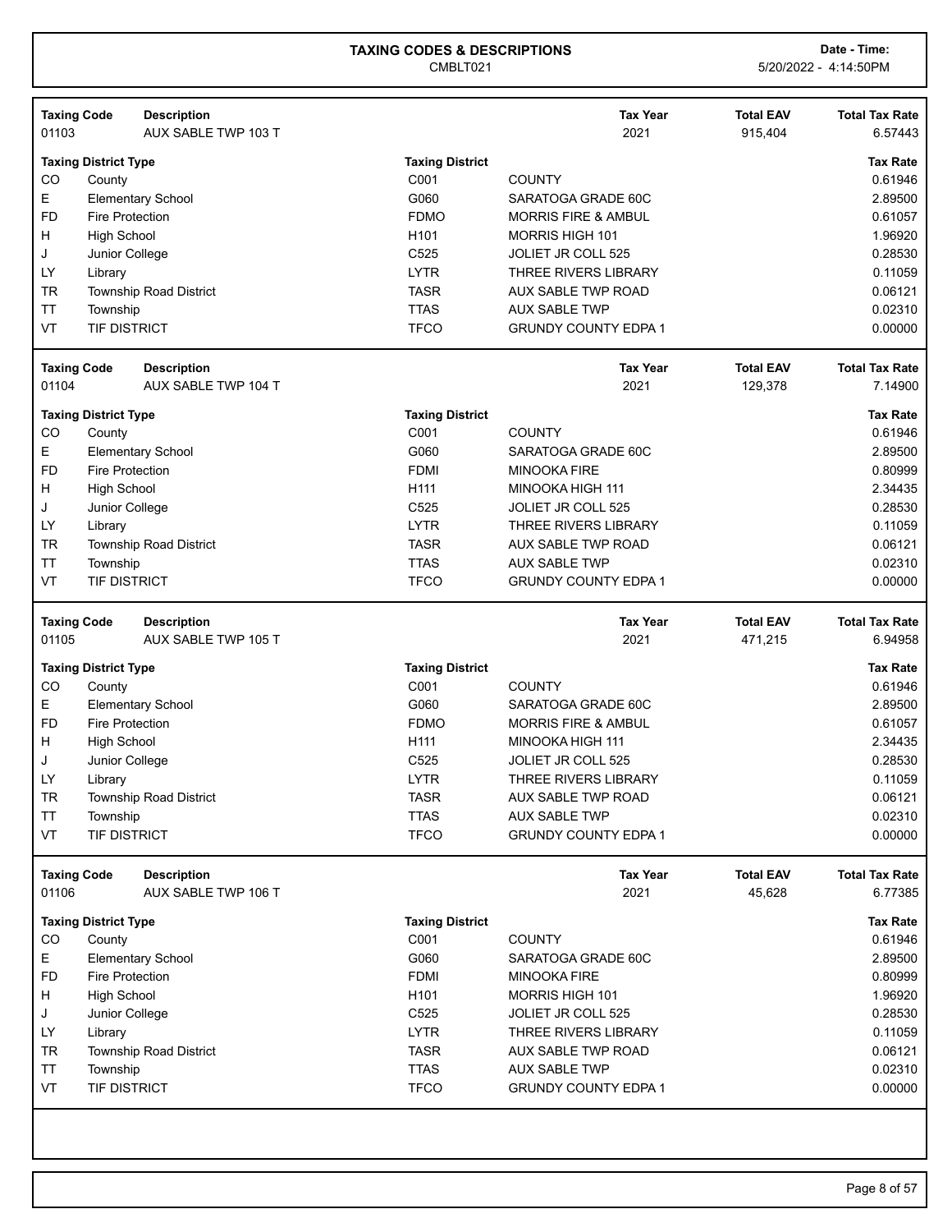# TAXING CODES & DESCRIPTIONS

CMBLT021

Date - Time: 5/20/2022 - 4:14:50PM

| Taxing Code | Description | Tax Year | Total EAV | Total Tax Rate |
|---|---|---|---|---|
| 01103 | AUX SABLE TWP 103 T | 2021 | 915,404 | 6.57443 |

| Taxing District Type | | Taxing District | | Tax Rate |
|---|---|---|---|---|
| CO | County | C001 | COUNTY | 0.61946 |
| E | Elementary School | G060 | SARATOGA GRADE 60C | 2.89500 |
| FD | Fire Protection | FDMO | MORRIS FIRE & AMBUL | 0.61057 |
| H | High School | H101 | MORRIS HIGH 101 | 1.96920 |
| J | Junior College | C525 | JOLIET JR COLL 525 | 0.28530 |
| LY | Library | LYTR | THREE RIVERS LIBRARY | 0.11059 |
| TR | Township Road District | TASR | AUX SABLE TWP ROAD | 0.06121 |
| TT | Township | TTAS | AUX SABLE TWP | 0.02310 |
| VT | TIF DISTRICT | TFCO | GRUNDY COUNTY EDPA 1 | 0.00000 |

| Taxing Code | Description | Tax Year | Total EAV | Total Tax Rate |
|---|---|---|---|---|
| 01104 | AUX SABLE TWP 104 T | 2021 | 129,378 | 7.14900 |

| Taxing District Type | | Taxing District | | Tax Rate |
|---|---|---|---|---|
| CO | County | C001 | COUNTY | 0.61946 |
| E | Elementary School | G060 | SARATOGA GRADE 60C | 2.89500 |
| FD | Fire Protection | FDMI | MINOOKA FIRE | 0.80999 |
| H | High School | H111 | MINOOKA HIGH 111 | 2.34435 |
| J | Junior College | C525 | JOLIET JR COLL 525 | 0.28530 |
| LY | Library | LYTR | THREE RIVERS LIBRARY | 0.11059 |
| TR | Township Road District | TASR | AUX SABLE TWP ROAD | 0.06121 |
| TT | Township | TTAS | AUX SABLE TWP | 0.02310 |
| VT | TIF DISTRICT | TFCO | GRUNDY COUNTY EDPA 1 | 0.00000 |

| Taxing Code | Description | Tax Year | Total EAV | Total Tax Rate |
|---|---|---|---|---|
| 01105 | AUX SABLE TWP 105 T | 2021 | 471,215 | 6.94958 |

| Taxing District Type | | Taxing District | | Tax Rate |
|---|---|---|---|---|
| CO | County | C001 | COUNTY | 0.61946 |
| E | Elementary School | G060 | SARATOGA GRADE 60C | 2.89500 |
| FD | Fire Protection | FDMO | MORRIS FIRE & AMBUL | 0.61057 |
| H | High School | H111 | MINOOKA HIGH 111 | 2.34435 |
| J | Junior College | C525 | JOLIET JR COLL 525 | 0.28530 |
| LY | Library | LYTR | THREE RIVERS LIBRARY | 0.11059 |
| TR | Township Road District | TASR | AUX SABLE TWP ROAD | 0.06121 |
| TT | Township | TTAS | AUX SABLE TWP | 0.02310 |
| VT | TIF DISTRICT | TFCO | GRUNDY COUNTY EDPA 1 | 0.00000 |

| Taxing Code | Description | Tax Year | Total EAV | Total Tax Rate |
|---|---|---|---|---|
| 01106 | AUX SABLE TWP 106 T | 2021 | 45,628 | 6.77385 |

| Taxing District Type | | Taxing District | | Tax Rate |
|---|---|---|---|---|
| CO | County | C001 | COUNTY | 0.61946 |
| E | Elementary School | G060 | SARATOGA GRADE 60C | 2.89500 |
| FD | Fire Protection | FDMI | MINOOKA FIRE | 0.80999 |
| H | High School | H101 | MORRIS HIGH 101 | 1.96920 |
| J | Junior College | C525 | JOLIET JR COLL 525 | 0.28530 |
| LY | Library | LYTR | THREE RIVERS LIBRARY | 0.11059 |
| TR | Township Road District | TASR | AUX SABLE TWP ROAD | 0.06121 |
| TT | Township | TTAS | AUX SABLE TWP | 0.02310 |
| VT | TIF DISTRICT | TFCO | GRUNDY COUNTY EDPA 1 | 0.00000 |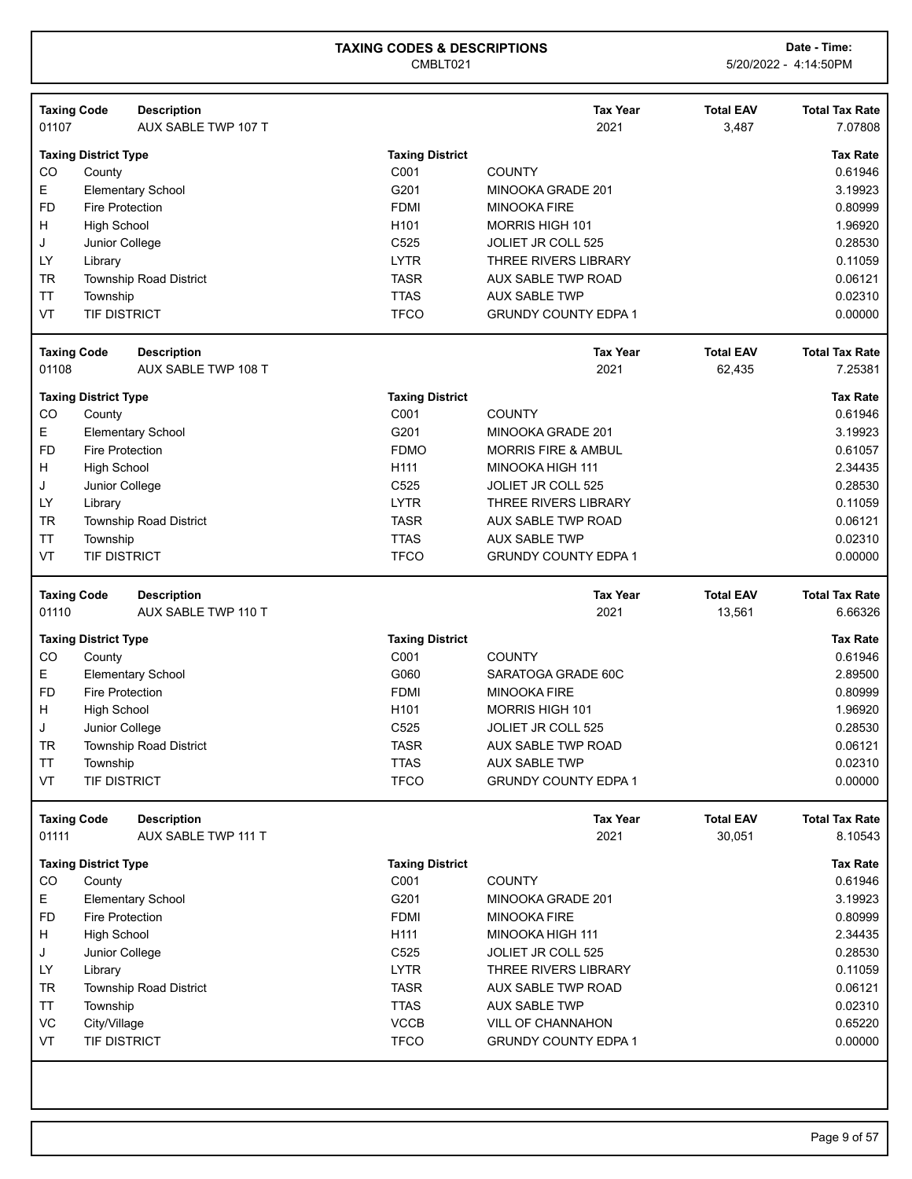# TAXING CODES & DESCRIPTIONS

CMBLT021

Date - Time: 5/20/2022 - 4:14:50PM

| Taxing Code | Description | Tax Year | Total EAV | Total Tax Rate |
|---|---|---|---|---|
| 01107 | AUX SABLE TWP 107 T | 2021 | 3,487 | 7.07808 |

| Taxing District Type | | Taxing District | | Tax Rate |
|---|---|---|---|---|
| CO | County | C001 | COUNTY | 0.61946 |
| E | Elementary School | G201 | MINOOKA GRADE 201 | 3.19923 |
| FD | Fire Protection | FDMI | MINOOKA FIRE | 0.80999 |
| H | High School | H101 | MORRIS HIGH 101 | 1.96920 |
| J | Junior College | C525 | JOLIET JR COLL 525 | 0.28530 |
| LY | Library | LYTR | THREE RIVERS LIBRARY | 0.11059 |
| TR | Township Road District | TASR | AUX SABLE TWP ROAD | 0.06121 |
| TT | Township | TTAS | AUX SABLE TWP | 0.02310 |
| VT | TIF DISTRICT | TFCO | GRUNDY COUNTY EDPA 1 | 0.00000 |

| Taxing Code | Description | Tax Year | Total EAV | Total Tax Rate |
|---|---|---|---|---|
| 01108 | AUX SABLE TWP 108 T | 2021 | 62,435 | 7.25381 |

| Taxing District Type | | Taxing District | | Tax Rate |
|---|---|---|---|---|
| CO | County | C001 | COUNTY | 0.61946 |
| E | Elementary School | G201 | MINOOKA GRADE 201 | 3.19923 |
| FD | Fire Protection | FDMO | MORRIS FIRE & AMBUL | 0.61057 |
| H | High School | H111 | MINOOKA HIGH 111 | 2.34435 |
| J | Junior College | C525 | JOLIET JR COLL 525 | 0.28530 |
| LY | Library | LYTR | THREE RIVERS LIBRARY | 0.11059 |
| TR | Township Road District | TASR | AUX SABLE TWP ROAD | 0.06121 |
| TT | Township | TTAS | AUX SABLE TWP | 0.02310 |
| VT | TIF DISTRICT | TFCO | GRUNDY COUNTY EDPA 1 | 0.00000 |

| Taxing Code | Description | Tax Year | Total EAV | Total Tax Rate |
|---|---|---|---|---|
| 01110 | AUX SABLE TWP 110 T | 2021 | 13,561 | 6.66326 |

| Taxing District Type | | Taxing District | | Tax Rate |
|---|---|---|---|---|
| CO | County | C001 | COUNTY | 0.61946 |
| E | Elementary School | G060 | SARATOGA GRADE 60C | 2.89500 |
| FD | Fire Protection | FDMI | MINOOKA FIRE | 0.80999 |
| H | High School | H101 | MORRIS HIGH 101 | 1.96920 |
| J | Junior College | C525 | JOLIET JR COLL 525 | 0.28530 |
| TR | Township Road District | TASR | AUX SABLE TWP ROAD | 0.06121 |
| TT | Township | TTAS | AUX SABLE TWP | 0.02310 |
| VT | TIF DISTRICT | TFCO | GRUNDY COUNTY EDPA 1 | 0.00000 |

| Taxing Code | Description | Tax Year | Total EAV | Total Tax Rate |
|---|---|---|---|---|
| 01111 | AUX SABLE TWP 111 T | 2021 | 30,051 | 8.10543 |

| Taxing District Type | | Taxing District | | Tax Rate |
|---|---|---|---|---|
| CO | County | C001 | COUNTY | 0.61946 |
| E | Elementary School | G201 | MINOOKA GRADE 201 | 3.19923 |
| FD | Fire Protection | FDMI | MINOOKA FIRE | 0.80999 |
| H | High School | H111 | MINOOKA HIGH 111 | 2.34435 |
| J | Junior College | C525 | JOLIET JR COLL 525 | 0.28530 |
| LY | Library | LYTR | THREE RIVERS LIBRARY | 0.11059 |
| TR | Township Road District | TASR | AUX SABLE TWP ROAD | 0.06121 |
| TT | Township | TTAS | AUX SABLE TWP | 0.02310 |
| VC | City/Village | VCCB | VILL OF CHANNAHON | 0.65220 |
| VT | TIF DISTRICT | TFCO | GRUNDY COUNTY EDPA 1 | 0.00000 |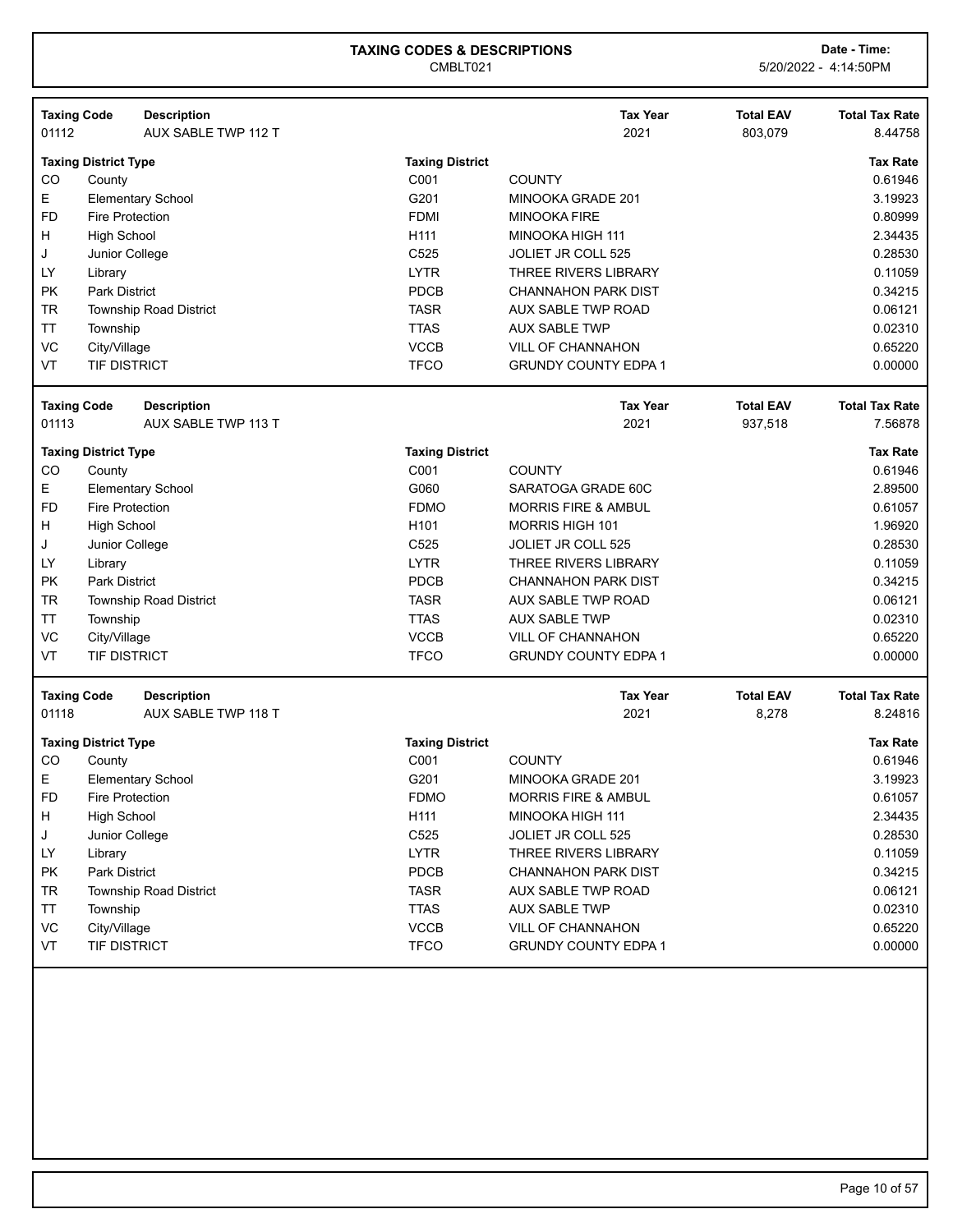# TAXING CODES & DESCRIPTIONS

CMBLT021

**Date - Time:** 5/20/2022 - 4:14:50PM

| Taxing Code | Description | Tax Year | Total EAV | Total Tax Rate |
|---|---|---|---|---|
| 01112 | AUX SABLE TWP 112 T | 2021 | 803,079 | 8.44758 |

| Taxing District Type | | Taxing District | | Tax Rate |
|---|---|---|---|---|
| CO | County | C001 | COUNTY | 0.61946 |
| E | Elementary School | G201 | MINOOKA GRADE 201 | 3.19923 |
| FD | Fire Protection | FDMI | MINOOKA FIRE | 0.80999 |
| H | High School | H111 | MINOOKA HIGH 111 | 2.34435 |
| J | Junior College | C525 | JOLIET JR COLL 525 | 0.28530 |
| LY | Library | LYTR | THREE RIVERS LIBRARY | 0.11059 |
| PK | Park District | PDCB | CHANNAHON PARK DIST | 0.34215 |
| TR | Township Road District | TASR | AUX SABLE TWP ROAD | 0.06121 |
| TT | Township | TTAS | AUX SABLE TWP | 0.02310 |
| VC | City/Village | VCCB | VILL OF CHANNAHON | 0.65220 |
| VT | TIF DISTRICT | TFCO | GRUNDY COUNTY EDPA 1 | 0.00000 |

| Taxing Code | Description | Tax Year | Total EAV | Total Tax Rate |
|---|---|---|---|---|
| 01113 | AUX SABLE TWP 113 T | 2021 | 937,518 | 7.56878 |

| Taxing District Type | | Taxing District | | Tax Rate |
|---|---|---|---|---|
| CO | County | C001 | COUNTY | 0.61946 |
| E | Elementary School | G060 | SARATOGA GRADE 60C | 2.89500 |
| FD | Fire Protection | FDMO | MORRIS FIRE & AMBUL | 0.61057 |
| H | High School | H101 | MORRIS HIGH 101 | 1.96920 |
| J | Junior College | C525 | JOLIET JR COLL 525 | 0.28530 |
| LY | Library | LYTR | THREE RIVERS LIBRARY | 0.11059 |
| PK | Park District | PDCB | CHANNAHON PARK DIST | 0.34215 |
| TR | Township Road District | TASR | AUX SABLE TWP ROAD | 0.06121 |
| TT | Township | TTAS | AUX SABLE TWP | 0.02310 |
| VC | City/Village | VCCB | VILL OF CHANNAHON | 0.65220 |
| VT | TIF DISTRICT | TFCO | GRUNDY COUNTY EDPA 1 | 0.00000 |

| Taxing Code | Description | Tax Year | Total EAV | Total Tax Rate |
|---|---|---|---|---|
| 01118 | AUX SABLE TWP 118 T | 2021 | 8,278 | 8.24816 |

| Taxing District Type | | Taxing District | | Tax Rate |
|---|---|---|---|---|
| CO | County | C001 | COUNTY | 0.61946 |
| E | Elementary School | G201 | MINOOKA GRADE 201 | 3.19923 |
| FD | Fire Protection | FDMO | MORRIS FIRE & AMBUL | 0.61057 |
| H | High School | H111 | MINOOKA HIGH 111 | 2.34435 |
| J | Junior College | C525 | JOLIET JR COLL 525 | 0.28530 |
| LY | Library | LYTR | THREE RIVERS LIBRARY | 0.11059 |
| PK | Park District | PDCB | CHANNAHON PARK DIST | 0.34215 |
| TR | Township Road District | TASR | AUX SABLE TWP ROAD | 0.06121 |
| TT | Township | TTAS | AUX SABLE TWP | 0.02310 |
| VC | City/Village | VCCB | VILL OF CHANNAHON | 0.65220 |
| VT | TIF DISTRICT | TFCO | GRUNDY COUNTY EDPA 1 | 0.00000 |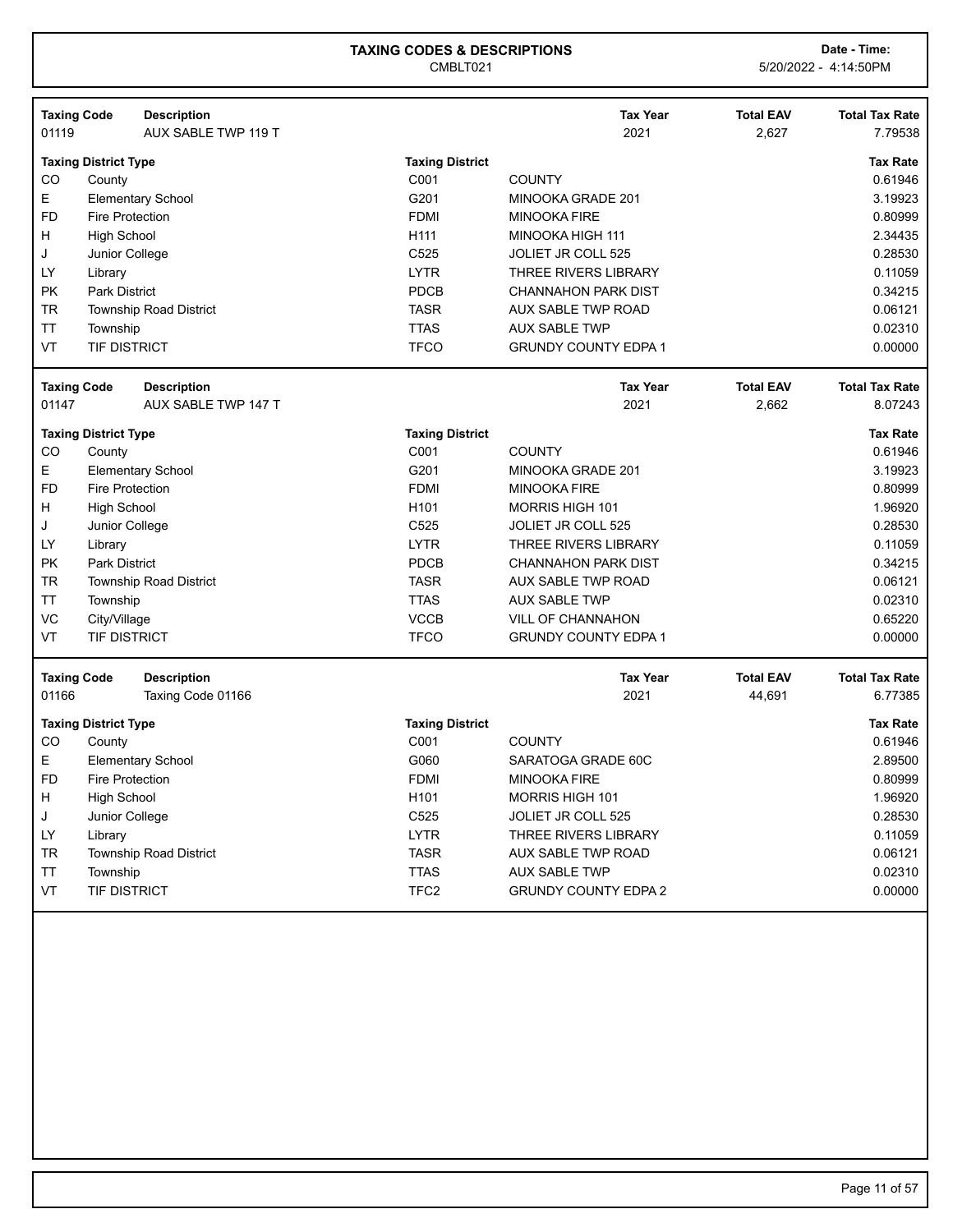# TAXING CODES & DESCRIPTIONS

CMBLT021

Date - Time: 5/20/2022 - 4:14:50PM

| Taxing Code | Description | Tax Year | Total EAV | Total Tax Rate |
|---|---|---|---|---|
| 01119 | AUX SABLE TWP 119 T | 2021 | 2,627 | 7.79538 |

| Taxing District Type | | Taxing District | | Tax Rate |
|---|---|---|---|---|
| CO | County | C001 | COUNTY | 0.61946 |
| E | Elementary School | G201 | MINOOKA GRADE 201 | 3.19923 |
| FD | Fire Protection | FDMI | MINOOKA FIRE | 0.80999 |
| H | High School | H111 | MINOOKA HIGH 111 | 2.34435 |
| J | Junior College | C525 | JOLIET JR COLL 525 | 0.28530 |
| LY | Library | LYTR | THREE RIVERS LIBRARY | 0.11059 |
| PK | Park District | PDCB | CHANNAHON PARK DIST | 0.34215 |
| TR | Township Road District | TASR | AUX SABLE TWP ROAD | 0.06121 |
| TT | Township | TTAS | AUX SABLE TWP | 0.02310 |
| VT | TIF DISTRICT | TFCO | GRUNDY COUNTY EDPA 1 | 0.00000 |

| Taxing Code | Description | Tax Year | Total EAV | Total Tax Rate |
|---|---|---|---|---|
| 01147 | AUX SABLE TWP 147 T | 2021 | 2,662 | 8.07243 |

| Taxing District Type | | Taxing District | | Tax Rate |
|---|---|---|---|---|
| CO | County | C001 | COUNTY | 0.61946 |
| E | Elementary School | G201 | MINOOKA GRADE 201 | 3.19923 |
| FD | Fire Protection | FDMI | MINOOKA FIRE | 0.80999 |
| H | High School | H101 | MORRIS HIGH 101 | 1.96920 |
| J | Junior College | C525 | JOLIET JR COLL 525 | 0.28530 |
| LY | Library | LYTR | THREE RIVERS LIBRARY | 0.11059 |
| PK | Park District | PDCB | CHANNAHON PARK DIST | 0.34215 |
| TR | Township Road District | TASR | AUX SABLE TWP ROAD | 0.06121 |
| TT | Township | TTAS | AUX SABLE TWP | 0.02310 |
| VC | City/Village | VCCB | VILL OF CHANNAHON | 0.65220 |
| VT | TIF DISTRICT | TFCO | GRUNDY COUNTY EDPA 1 | 0.00000 |

| Taxing Code | Description | Tax Year | Total EAV | Total Tax Rate |
|---|---|---|---|---|
| 01166 | Taxing Code 01166 | 2021 | 44,691 | 6.77385 |

| Taxing District Type | | Taxing District | | Tax Rate |
|---|---|---|---|---|
| CO | County | C001 | COUNTY | 0.61946 |
| E | Elementary School | G060 | SARATOGA GRADE 60C | 2.89500 |
| FD | Fire Protection | FDMI | MINOOKA FIRE | 0.80999 |
| H | High School | H101 | MORRIS HIGH 101 | 1.96920 |
| J | Junior College | C525 | JOLIET JR COLL 525 | 0.28530 |
| LY | Library | LYTR | THREE RIVERS LIBRARY | 0.11059 |
| TR | Township Road District | TASR | AUX SABLE TWP ROAD | 0.06121 |
| TT | Township | TTAS | AUX SABLE TWP | 0.02310 |
| VT | TIF DISTRICT | TFC2 | GRUNDY COUNTY EDPA 2 | 0.00000 |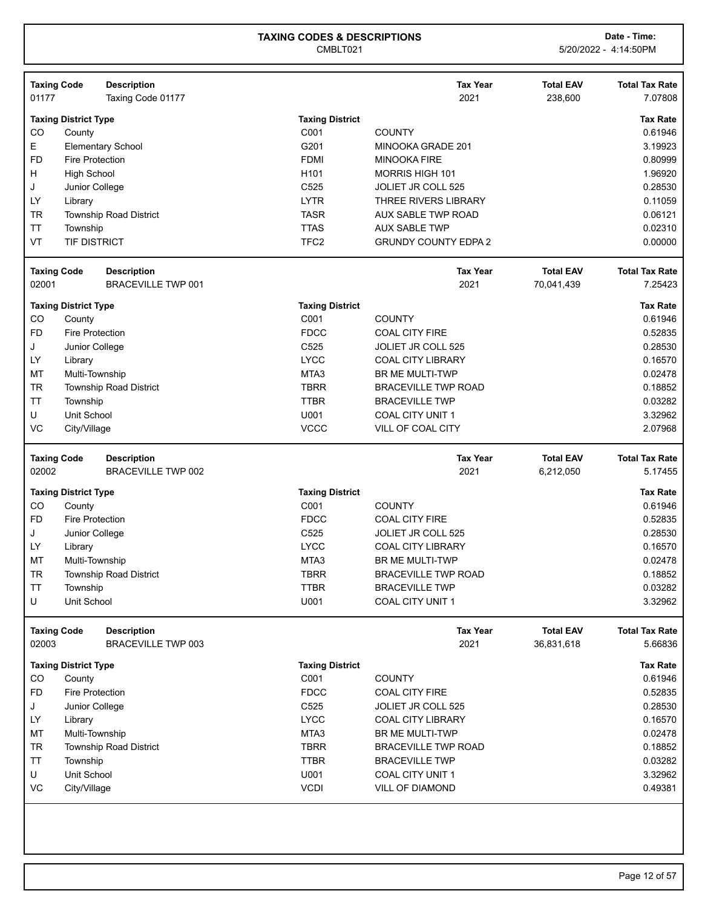# TAXING CODES & DESCRIPTIONS

CMBLT021

Date - Time: 5/20/2022 - 4:14:50PM

| Taxing Code | Description | Tax Year | Total EAV | Total Tax Rate |
|---|---|---|---|---|
| 01177 | Taxing Code 01177 | 2021 | 238,600 | 7.07808 |

| Taxing District Type | | Taxing District | | Tax Rate |
|---|---|---|---|---|
| CO | County | C001 | COUNTY | 0.61946 |
| E | Elementary School | G201 | MINOOKA GRADE 201 | 3.19923 |
| FD | Fire Protection | FDMI | MINOOKA FIRE | 0.80999 |
| H | High School | H101 | MORRIS HIGH 101 | 1.96920 |
| J | Junior College | C525 | JOLIET JR COLL 525 | 0.28530 |
| LY | Library | LYTR | THREE RIVERS LIBRARY | 0.11059 |
| TR | Township Road District | TASR | AUX SABLE TWP ROAD | 0.06121 |
| TT | Township | TTAS | AUX SABLE TWP | 0.02310 |
| VT | TIF DISTRICT | TFC2 | GRUNDY COUNTY EDPA 2 | 0.00000 |

| Taxing Code | Description | Tax Year | Total EAV | Total Tax Rate |
|---|---|---|---|---|
| 02001 | BRACEVILLE TWP 001 | 2021 | 70,041,439 | 7.25423 |

| Taxing District Type | | Taxing District | | Tax Rate |
|---|---|---|---|---|
| CO | County | C001 | COUNTY | 0.61946 |
| FD | Fire Protection | FDCC | COAL CITY FIRE | 0.52835 |
| J | Junior College | C525 | JOLIET JR COLL 525 | 0.28530 |
| LY | Library | LYCC | COAL CITY LIBRARY | 0.16570 |
| MT | Multi-Township | MTA3 | BR ME MULTI-TWP | 0.02478 |
| TR | Township Road District | TBRR | BRACEVILLE TWP ROAD | 0.18852 |
| TT | Township | TTBR | BRACEVILLE TWP | 0.03282 |
| U | Unit School | U001 | COAL CITY UNIT 1 | 3.32962 |
| VC | City/Village | VCCC | VILL OF COAL CITY | 2.07968 |

| Taxing Code | Description | Tax Year | Total EAV | Total Tax Rate |
|---|---|---|---|---|
| 02002 | BRACEVILLE TWP 002 | 2021 | 6,212,050 | 5.17455 |

| Taxing District Type | | Taxing District | | Tax Rate |
|---|---|---|---|---|
| CO | County | C001 | COUNTY | 0.61946 |
| FD | Fire Protection | FDCC | COAL CITY FIRE | 0.52835 |
| J | Junior College | C525 | JOLIET JR COLL 525 | 0.28530 |
| LY | Library | LYCC | COAL CITY LIBRARY | 0.16570 |
| MT | Multi-Township | MTA3 | BR ME MULTI-TWP | 0.02478 |
| TR | Township Road District | TBRR | BRACEVILLE TWP ROAD | 0.18852 |
| TT | Township | TTBR | BRACEVILLE TWP | 0.03282 |
| U | Unit School | U001 | COAL CITY UNIT 1 | 3.32962 |

| Taxing Code | Description | Tax Year | Total EAV | Total Tax Rate |
|---|---|---|---|---|
| 02003 | BRACEVILLE TWP 003 | 2021 | 36,831,618 | 5.66836 |

| Taxing District Type | | Taxing District | | Tax Rate |
|---|---|---|---|---|
| CO | County | C001 | COUNTY | 0.61946 |
| FD | Fire Protection | FDCC | COAL CITY FIRE | 0.52835 |
| J | Junior College | C525 | JOLIET JR COLL 525 | 0.28530 |
| LY | Library | LYCC | COAL CITY LIBRARY | 0.16570 |
| MT | Multi-Township | MTA3 | BR ME MULTI-TWP | 0.02478 |
| TR | Township Road District | TBRR | BRACEVILLE TWP ROAD | 0.18852 |
| TT | Township | TTBR | BRACEVILLE TWP | 0.03282 |
| U | Unit School | U001 | COAL CITY UNIT 1 | 3.32962 |
| VC | City/Village | VCDI | VILL OF DIAMOND | 0.49381 |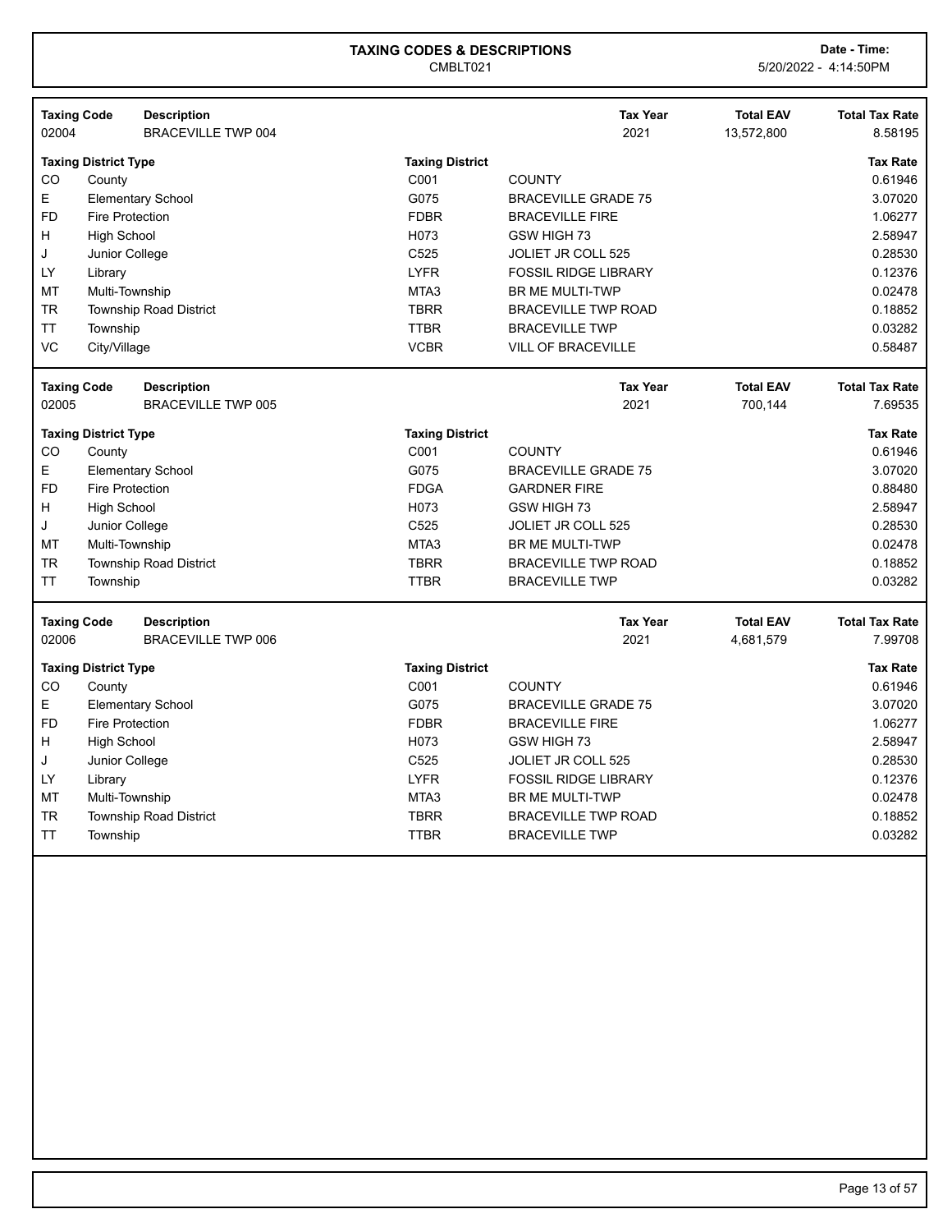# TAXING CODES & DESCRIPTIONS

CMBLT021

**Date - Time:** 5/20/2022 - 4:14:50PM

| Taxing Code | Description | Tax Year | Total EAV | Total Tax Rate |
|---|---|---|---|---|
| 02004 | BRACEVILLE TWP 004 | 2021 | 13,572,800 | 8.58195 |

| Taxing District Type | | Taxing District | | Tax Rate |
|---|---|---|---|---|
| CO | County | C001 | COUNTY | 0.61946 |
| E | Elementary School | G075 | BRACEVILLE GRADE 75 | 3.07020 |
| FD | Fire Protection | FDBR | BRACEVILLE FIRE | 1.06277 |
| H | High School | H073 | GSW HIGH 73 | 2.58947 |
| J | Junior College | C525 | JOLIET JR COLL 525 | 0.28530 |
| LY | Library | LYFR | FOSSIL RIDGE LIBRARY | 0.12376 |
| MT | Multi-Township | MTA3 | BR ME MULTI-TWP | 0.02478 |
| TR | Township Road District | TBRR | BRACEVILLE TWP ROAD | 0.18852 |
| TT | Township | TTBR | BRACEVILLE TWP | 0.03282 |
| VC | City/Village | VCBR | VILL OF BRACEVILLE | 0.58487 |

| Taxing Code | Description | Tax Year | Total EAV | Total Tax Rate |
|---|---|---|---|---|
| 02005 | BRACEVILLE TWP 005 | 2021 | 700,144 | 7.69535 |

| Taxing District Type | | Taxing District | | Tax Rate |
|---|---|---|---|---|
| CO | County | C001 | COUNTY | 0.61946 |
| E | Elementary School | G075 | BRACEVILLE GRADE 75 | 3.07020 |
| FD | Fire Protection | FDGA | GARDNER FIRE | 0.88480 |
| H | High School | H073 | GSW HIGH 73 | 2.58947 |
| J | Junior College | C525 | JOLIET JR COLL 525 | 0.28530 |
| MT | Multi-Township | MTA3 | BR ME MULTI-TWP | 0.02478 |
| TR | Township Road District | TBRR | BRACEVILLE TWP ROAD | 0.18852 |
| TT | Township | TTBR | BRACEVILLE TWP | 0.03282 |

| Taxing Code | Description | Tax Year | Total EAV | Total Tax Rate |
|---|---|---|---|---|
| 02006 | BRACEVILLE TWP 006 | 2021 | 4,681,579 | 7.99708 |

| Taxing District Type | | Taxing District | | Tax Rate |
|---|---|---|---|---|
| CO | County | C001 | COUNTY | 0.61946 |
| E | Elementary School | G075 | BRACEVILLE GRADE 75 | 3.07020 |
| FD | Fire Protection | FDBR | BRACEVILLE FIRE | 1.06277 |
| H | High School | H073 | GSW HIGH 73 | 2.58947 |
| J | Junior College | C525 | JOLIET JR COLL 525 | 0.28530 |
| LY | Library | LYFR | FOSSIL RIDGE LIBRARY | 0.12376 |
| MT | Multi-Township | MTA3 | BR ME MULTI-TWP | 0.02478 |
| TR | Township Road District | TBRR | BRACEVILLE TWP ROAD | 0.18852 |
| TT | Township | TTBR | BRACEVILLE TWP | 0.03282 |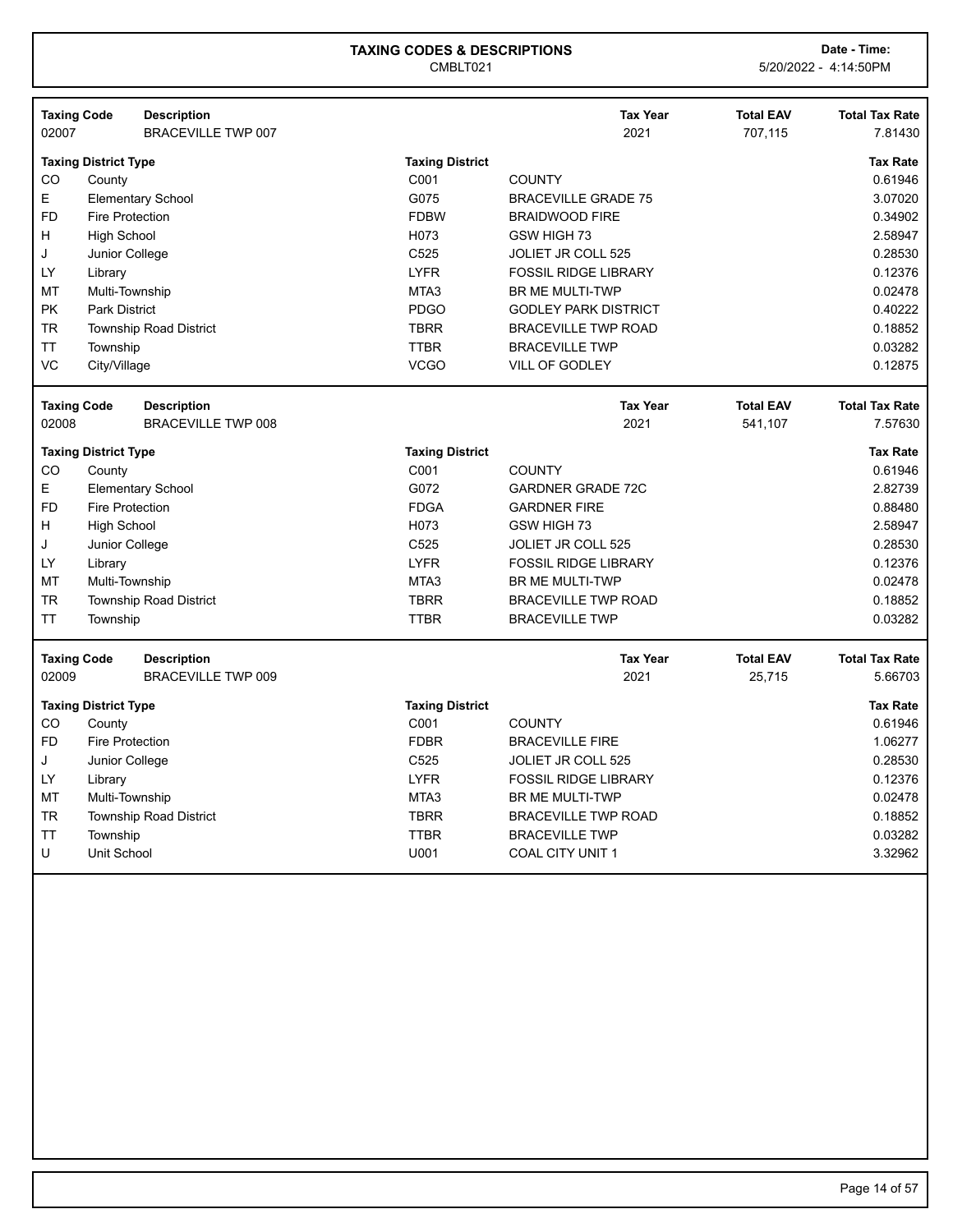# TAXING CODES & DESCRIPTIONS

CMBLT021

**Date - Time:** 5/20/2022 - 4:14:50PM

| Taxing Code | Description | Tax Year | Total EAV | Total Tax Rate |
|---|---|---|---|---|
| 02007 | BRACEVILLE TWP 007 | 2021 | 707,115 | 7.81430 |

| Taxing District Type | | Taxing District | | Tax Rate |
|---|---|---|---|---|
| CO | County | C001 | COUNTY | 0.61946 |
| E | Elementary School | G075 | BRACEVILLE GRADE 75 | 3.07020 |
| FD | Fire Protection | FDBW | BRAIDWOOD FIRE | 0.34902 |
| H | High School | H073 | GSW HIGH 73 | 2.58947 |
| J | Junior College | C525 | JOLIET JR COLL 525 | 0.28530 |
| LY | Library | LYFR | FOSSIL RIDGE LIBRARY | 0.12376 |
| MT | Multi-Township | MTA3 | BR ME MULTI-TWP | 0.02478 |
| PK | Park District | PDGO | GODLEY PARK DISTRICT | 0.40222 |
| TR | Township Road District | TBRR | BRACEVILLE TWP ROAD | 0.18852 |
| TT | Township | TTBR | BRACEVILLE TWP | 0.03282 |
| VC | City/Village | VCGO | VILL OF GODLEY | 0.12875 |

| Taxing Code | Description | Tax Year | Total EAV | Total Tax Rate |
|---|---|---|---|---|
| 02008 | BRACEVILLE TWP 008 | 2021 | 541,107 | 7.57630 |

| Taxing District Type | | Taxing District | | Tax Rate |
|---|---|---|---|---|
| CO | County | C001 | COUNTY | 0.61946 |
| E | Elementary School | G072 | GARDNER GRADE 72C | 2.82739 |
| FD | Fire Protection | FDGA | GARDNER FIRE | 0.88480 |
| H | High School | H073 | GSW HIGH 73 | 2.58947 |
| J | Junior College | C525 | JOLIET JR COLL 525 | 0.28530 |
| LY | Library | LYFR | FOSSIL RIDGE LIBRARY | 0.12376 |
| MT | Multi-Township | MTA3 | BR ME MULTI-TWP | 0.02478 |
| TR | Township Road District | TBRR | BRACEVILLE TWP ROAD | 0.18852 |
| TT | Township | TTBR | BRACEVILLE TWP | 0.03282 |

| Taxing Code | Description | Tax Year | Total EAV | Total Tax Rate |
|---|---|---|---|---|
| 02009 | BRACEVILLE TWP 009 | 2021 | 25,715 | 5.66703 |

| Taxing District Type | | Taxing District | | Tax Rate |
|---|---|---|---|---|
| CO | County | C001 | COUNTY | 0.61946 |
| FD | Fire Protection | FDBR | BRACEVILLE FIRE | 1.06277 |
| J | Junior College | C525 | JOLIET JR COLL 525 | 0.28530 |
| LY | Library | LYFR | FOSSIL RIDGE LIBRARY | 0.12376 |
| MT | Multi-Township | MTA3 | BR ME MULTI-TWP | 0.02478 |
| TR | Township Road District | TBRR | BRACEVILLE TWP ROAD | 0.18852 |
| TT | Township | TTBR | BRACEVILLE TWP | 0.03282 |
| U | Unit School | U001 | COAL CITY UNIT 1 | 3.32962 |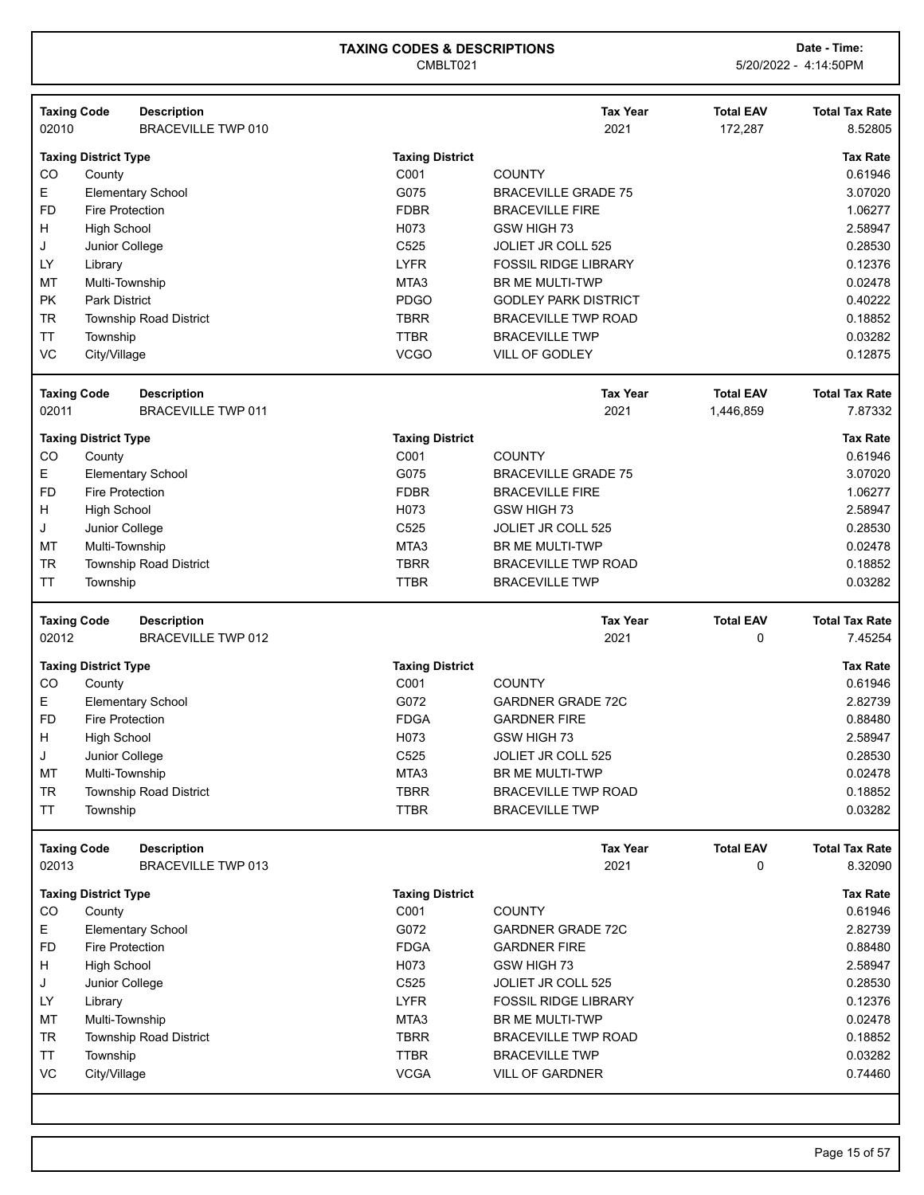# TAXING CODES & DESCRIPTIONS

CMBLT021

Date - Time: 5/20/2022 - 4:14:50PM

| Taxing Code | Description | Tax Year | Total EAV | Total Tax Rate |
|---|---|---|---|---|
| 02010 | BRACEVILLE TWP 010 | 2021 | 172,287 | 8.52805 |

| Taxing District Type | | Taxing District | | Tax Rate |
|---|---|---|---|---|
| CO | County | C001 | COUNTY | 0.61946 |
| E | Elementary School | G075 | BRACEVILLE GRADE 75 | 3.07020 |
| FD | Fire Protection | FDBR | BRACEVILLE FIRE | 1.06277 |
| H | High School | H073 | GSW HIGH 73 | 2.58947 |
| J | Junior College | C525 | JOLIET JR COLL 525 | 0.28530 |
| LY | Library | LYFR | FOSSIL RIDGE LIBRARY | 0.12376 |
| MT | Multi-Township | MTA3 | BR ME MULTI-TWP | 0.02478 |
| PK | Park District | PDGO | GODLEY PARK DISTRICT | 0.40222 |
| TR | Township Road District | TBRR | BRACEVILLE TWP ROAD | 0.18852 |
| TT | Township | TTBR | BRACEVILLE TWP | 0.03282 |
| VC | City/Village | VCGO | VILL OF GODLEY | 0.12875 |

| Taxing Code | Description | Tax Year | Total EAV | Total Tax Rate |
|---|---|---|---|---|
| 02011 | BRACEVILLE TWP 011 | 2021 | 1,446,859 | 7.87332 |

| Taxing District Type | | Taxing District | | Tax Rate |
|---|---|---|---|---|
| CO | County | C001 | COUNTY | 0.61946 |
| E | Elementary School | G075 | BRACEVILLE GRADE 75 | 3.07020 |
| FD | Fire Protection | FDBR | BRACEVILLE FIRE | 1.06277 |
| H | High School | H073 | GSW HIGH 73 | 2.58947 |
| J | Junior College | C525 | JOLIET JR COLL 525 | 0.28530 |
| MT | Multi-Township | MTA3 | BR ME MULTI-TWP | 0.02478 |
| TR | Township Road District | TBRR | BRACEVILLE TWP ROAD | 0.18852 |
| TT | Township | TTBR | BRACEVILLE TWP | 0.03282 |

| Taxing Code | Description | Tax Year | Total EAV | Total Tax Rate |
|---|---|---|---|---|
| 02012 | BRACEVILLE TWP 012 | 2021 | 0 | 7.45254 |

| Taxing District Type | | Taxing District | | Tax Rate |
|---|---|---|---|---|
| CO | County | C001 | COUNTY | 0.61946 |
| E | Elementary School | G072 | GARDNER GRADE 72C | 2.82739 |
| FD | Fire Protection | FDGA | GARDNER FIRE | 0.88480 |
| H | High School | H073 | GSW HIGH 73 | 2.58947 |
| J | Junior College | C525 | JOLIET JR COLL 525 | 0.28530 |
| MT | Multi-Township | MTA3 | BR ME MULTI-TWP | 0.02478 |
| TR | Township Road District | TBRR | BRACEVILLE TWP ROAD | 0.18852 |
| TT | Township | TTBR | BRACEVILLE TWP | 0.03282 |

| Taxing Code | Description | Tax Year | Total EAV | Total Tax Rate |
|---|---|---|---|---|
| 02013 | BRACEVILLE TWP 013 | 2021 | 0 | 8.32090 |

| Taxing District Type | | Taxing District | | Tax Rate |
|---|---|---|---|---|
| CO | County | C001 | COUNTY | 0.61946 |
| E | Elementary School | G072 | GARDNER GRADE 72C | 2.82739 |
| FD | Fire Protection | FDGA | GARDNER FIRE | 0.88480 |
| H | High School | H073 | GSW HIGH 73 | 2.58947 |
| J | Junior College | C525 | JOLIET JR COLL 525 | 0.28530 |
| LY | Library | LYFR | FOSSIL RIDGE LIBRARY | 0.12376 |
| MT | Multi-Township | MTA3 | BR ME MULTI-TWP | 0.02478 |
| TR | Township Road District | TBRR | BRACEVILLE TWP ROAD | 0.18852 |
| TT | Township | TTBR | BRACEVILLE TWP | 0.03282 |
| VC | City/Village | VCGA | VILL OF GARDNER | 0.74460 |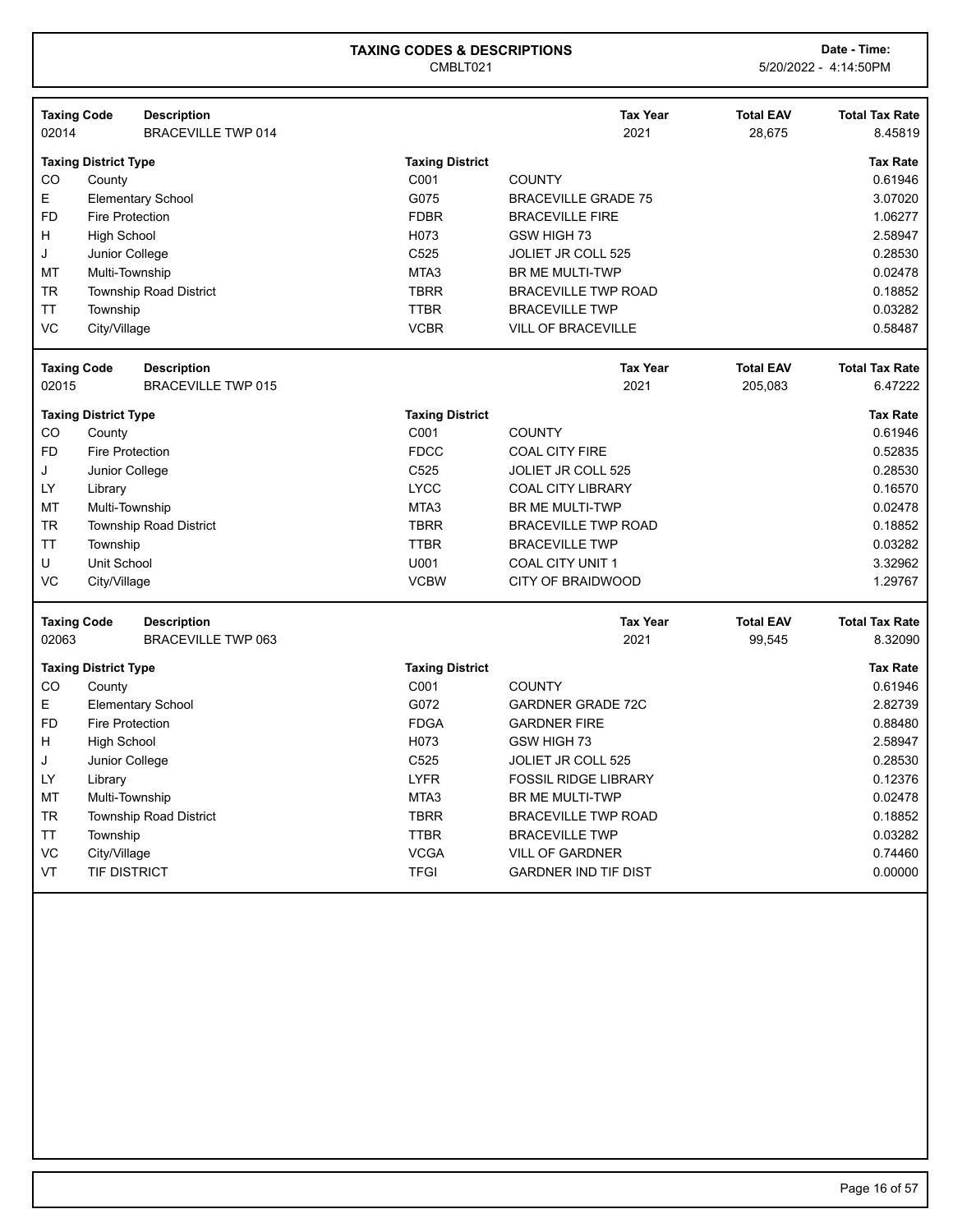## TAXING CODES & DESCRIPTIONS

CMBLT021

**Date - Time:** 5/20/2022 - 4:14:50PM

| Taxing Code | Description | Tax Year | Total EAV | Total Tax Rate |
|---|---|---|---|---|
| 02014 | BRACEVILLE TWP 014 | 2021 | 28,675 | 8.45819 |

| Taxing District Type | | Taxing District | | Tax Rate |
|---|---|---|---|---|
| CO | County | C001 | COUNTY | 0.61946 |
| E | Elementary School | G075 | BRACEVILLE GRADE 75 | 3.07020 |
| FD | Fire Protection | FDBR | BRACEVILLE FIRE | 1.06277 |
| H | High School | H073 | GSW HIGH 73 | 2.58947 |
| J | Junior College | C525 | JOLIET JR COLL 525 | 0.28530 |
| MT | Multi-Township | MTA3 | BR ME MULTI-TWP | 0.02478 |
| TR | Township Road District | TBRR | BRACEVILLE TWP ROAD | 0.18852 |
| TT | Township | TTBR | BRACEVILLE TWP | 0.03282 |
| VC | City/Village | VCBR | VILL OF BRACEVILLE | 0.58487 |

| Taxing Code | Description | Tax Year | Total EAV | Total Tax Rate |
|---|---|---|---|---|
| 02015 | BRACEVILLE TWP 015 | 2021 | 205,083 | 6.47222 |

| Taxing District Type | | Taxing District | | Tax Rate |
|---|---|---|---|---|
| CO | County | C001 | COUNTY | 0.61946 |
| FD | Fire Protection | FDCC | COAL CITY FIRE | 0.52835 |
| J | Junior College | C525 | JOLIET JR COLL 525 | 0.28530 |
| LY | Library | LYCC | COAL CITY LIBRARY | 0.16570 |
| MT | Multi-Township | MTA3 | BR ME MULTI-TWP | 0.02478 |
| TR | Township Road District | TBRR | BRACEVILLE TWP ROAD | 0.18852 |
| TT | Township | TTBR | BRACEVILLE TWP | 0.03282 |
| U | Unit School | U001 | COAL CITY UNIT 1 | 3.32962 |
| VC | City/Village | VCBW | CITY OF BRAIDWOOD | 1.29767 |

| Taxing Code | Description | Tax Year | Total EAV | Total Tax Rate |
|---|---|---|---|---|
| 02063 | BRACEVILLE TWP 063 | 2021 | 99,545 | 8.32090 |

| Taxing District Type | | Taxing District | | Tax Rate |
|---|---|---|---|---|
| CO | County | C001 | COUNTY | 0.61946 |
| E | Elementary School | G072 | GARDNER GRADE 72C | 2.82739 |
| FD | Fire Protection | FDGA | GARDNER FIRE | 0.88480 |
| H | High School | H073 | GSW HIGH 73 | 2.58947 |
| J | Junior College | C525 | JOLIET JR COLL 525 | 0.28530 |
| LY | Library | LYFR | FOSSIL RIDGE LIBRARY | 0.12376 |
| MT | Multi-Township | MTA3 | BR ME MULTI-TWP | 0.02478 |
| TR | Township Road District | TBRR | BRACEVILLE TWP ROAD | 0.18852 |
| TT | Township | TTBR | BRACEVILLE TWP | 0.03282 |
| VC | City/Village | VCGA | VILL OF GARDNER | 0.74460 |
| VT | TIF DISTRICT | TFGI | GARDNER IND TIF DIST | 0.00000 |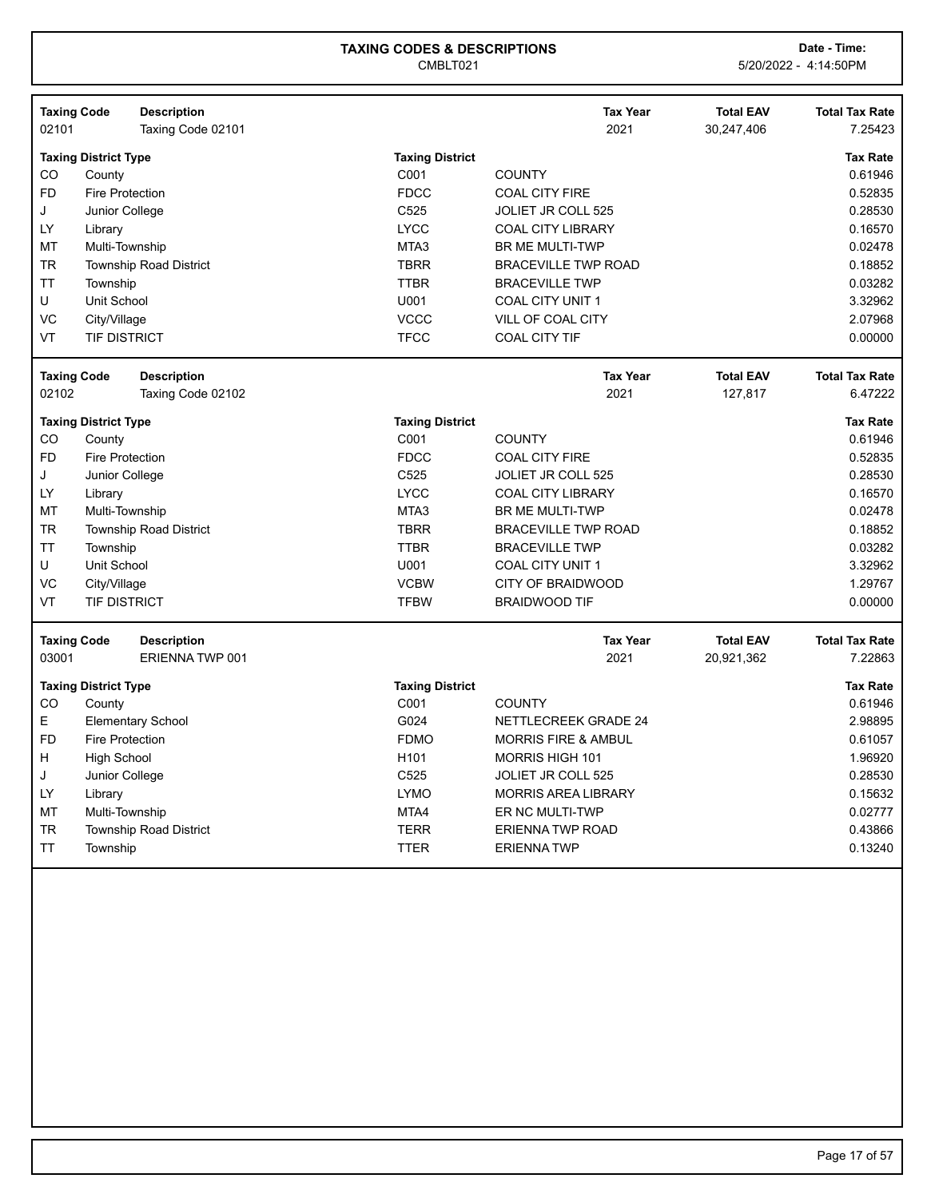# TAXING CODES & DESCRIPTIONS

CMBLT021

**Date - Time:** 5/20/2022 - 4:14:50PM

| Taxing Code | Description | Tax Year | Total EAV | Total Tax Rate |
|---|---|---|---|---|
| 02101 | Taxing Code 02101 | 2021 | 30,247,406 | 7.25423 |

| Taxing District Type | | Taxing District | | Tax Rate |
|---|---|---|---|---|
| CO | County | C001 | COUNTY | 0.61946 |
| FD | Fire Protection | FDCC | COAL CITY FIRE | 0.52835 |
| J | Junior College | C525 | JOLIET JR COLL 525 | 0.28530 |
| LY | Library | LYCC | COAL CITY LIBRARY | 0.16570 |
| MT | Multi-Township | MTA3 | BR ME MULTI-TWP | 0.02478 |
| TR | Township Road District | TBRR | BRACEVILLE TWP ROAD | 0.18852 |
| TT | Township | TTBR | BRACEVILLE TWP | 0.03282 |
| U | Unit School | U001 | COAL CITY UNIT 1 | 3.32962 |
| VC | City/Village | VCCC | VILL OF COAL CITY | 2.07968 |
| VT | TIF DISTRICT | TFCC | COAL CITY TIF | 0.00000 |

| Taxing Code | Description | Tax Year | Total EAV | Total Tax Rate |
|---|---|---|---|---|
| 02102 | Taxing Code 02102 | 2021 | 127,817 | 6.47222 |

| Taxing District Type | | Taxing District | | Tax Rate |
|---|---|---|---|---|
| CO | County | C001 | COUNTY | 0.61946 |
| FD | Fire Protection | FDCC | COAL CITY FIRE | 0.52835 |
| J | Junior College | C525 | JOLIET JR COLL 525 | 0.28530 |
| LY | Library | LYCC | COAL CITY LIBRARY | 0.16570 |
| MT | Multi-Township | MTA3 | BR ME MULTI-TWP | 0.02478 |
| TR | Township Road District | TBRR | BRACEVILLE TWP ROAD | 0.18852 |
| TT | Township | TTBR | BRACEVILLE TWP | 0.03282 |
| U | Unit School | U001 | COAL CITY UNIT 1 | 3.32962 |
| VC | City/Village | VCBW | CITY OF BRAIDWOOD | 1.29767 |
| VT | TIF DISTRICT | TFBW | BRAIDWOOD TIF | 0.00000 |

| Taxing Code | Description | Tax Year | Total EAV | Total Tax Rate |
|---|---|---|---|---|
| 03001 | ERIENNA TWP 001 | 2021 | 20,921,362 | 7.22863 |

| Taxing District Type | | Taxing District | | Tax Rate |
|---|---|---|---|---|
| CO | County | C001 | COUNTY | 0.61946 |
| E | Elementary School | G024 | NETTLECREEK GRADE 24 | 2.98895 |
| FD | Fire Protection | FDMO | MORRIS FIRE & AMBUL | 0.61057 |
| H | High School | H101 | MORRIS HIGH 101 | 1.96920 |
| J | Junior College | C525 | JOLIET JR COLL 525 | 0.28530 |
| LY | Library | LYMO | MORRIS AREA LIBRARY | 0.15632 |
| MT | Multi-Township | MTA4 | ER NC MULTI-TWP | 0.02777 |
| TR | Township Road District | TERR | ERIENNA TWP ROAD | 0.43866 |
| TT | Township | TTER | ERIENNA TWP | 0.13240 |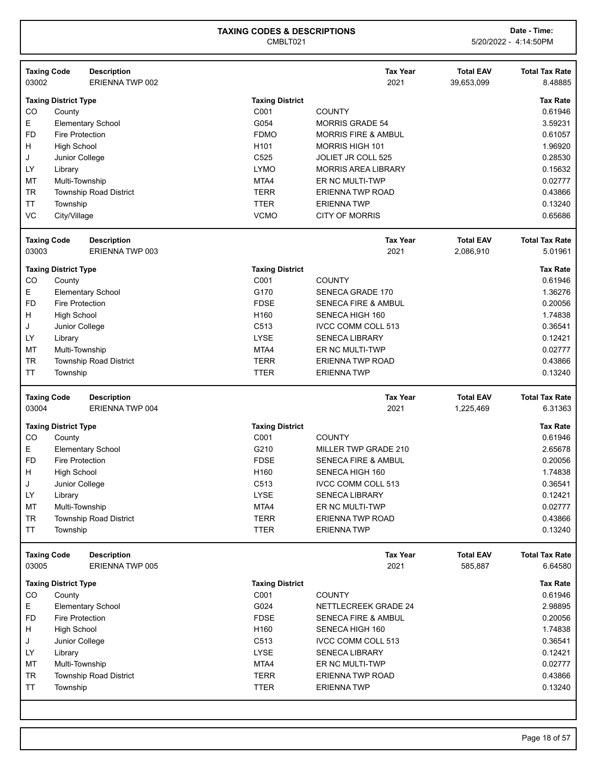# TAXING CODES & DESCRIPTIONS

CMBLT021

Date - Time: 5/20/2022 - 4:14:50PM

| Taxing Code | Description | Tax Year | Total EAV | Total Tax Rate |
|---|---|---|---|---|
| 03002 | ERIENNA TWP 002 | 2021 | 39,653,099 | 8.48885 |

| Taxing District Type | | Taxing District | | Tax Rate |
|---|---|---|---|---|
| CO | County | C001 | COUNTY | 0.61946 |
| E | Elementary School | G054 | MORRIS GRADE 54 | 3.59231 |
| FD | Fire Protection | FDMO | MORRIS FIRE & AMBUL | 0.61057 |
| H | High School | H101 | MORRIS HIGH 101 | 1.96920 |
| J | Junior College | C525 | JOLIET JR COLL 525 | 0.28530 |
| LY | Library | LYMO | MORRIS AREA LIBRARY | 0.15632 |
| MT | Multi-Township | MTA4 | ER NC MULTI-TWP | 0.02777 |
| TR | Township Road District | TERR | ERIENNA TWP ROAD | 0.43866 |
| TT | Township | TTER | ERIENNA TWP | 0.13240 |
| VC | City/Village | VCMO | CITY OF MORRIS | 0.65686 |

| Taxing Code | Description | Tax Year | Total EAV | Total Tax Rate |
|---|---|---|---|---|
| 03003 | ERIENNA TWP 003 | 2021 | 2,086,910 | 5.01961 |

| Taxing District Type | | Taxing District | | Tax Rate |
|---|---|---|---|---|
| CO | County | C001 | COUNTY | 0.61946 |
| E | Elementary School | G170 | SENECA GRADE 170 | 1.36276 |
| FD | Fire Protection | FDSE | SENECA FIRE & AMBUL | 0.20056 |
| H | High School | H160 | SENECA HIGH 160 | 1.74838 |
| J | Junior College | C513 | IVCC COMM COLL 513 | 0.36541 |
| LY | Library | LYSE | SENECA LIBRARY | 0.12421 |
| MT | Multi-Township | MTA4 | ER NC MULTI-TWP | 0.02777 |
| TR | Township Road District | TERR | ERIENNA TWP ROAD | 0.43866 |
| TT | Township | TTER | ERIENNA TWP | 0.13240 |

| Taxing Code | Description | Tax Year | Total EAV | Total Tax Rate |
|---|---|---|---|---|
| 03004 | ERIENNA TWP 004 | 2021 | 1,225,469 | 6.31363 |

| Taxing District Type | | Taxing District | | Tax Rate |
|---|---|---|---|---|
| CO | County | C001 | COUNTY | 0.61946 |
| E | Elementary School | G210 | MILLER TWP GRADE 210 | 2.65678 |
| FD | Fire Protection | FDSE | SENECA FIRE & AMBUL | 0.20056 |
| H | High School | H160 | SENECA HIGH 160 | 1.74838 |
| J | Junior College | C513 | IVCC COMM COLL 513 | 0.36541 |
| LY | Library | LYSE | SENECA LIBRARY | 0.12421 |
| MT | Multi-Township | MTA4 | ER NC MULTI-TWP | 0.02777 |
| TR | Township Road District | TERR | ERIENNA TWP ROAD | 0.43866 |
| TT | Township | TTER | ERIENNA TWP | 0.13240 |

| Taxing Code | Description | Tax Year | Total EAV | Total Tax Rate |
|---|---|---|---|---|
| 03005 | ERIENNA TWP 005 | 2021 | 585,887 | 6.64580 |

| Taxing District Type | | Taxing District | | Tax Rate |
|---|---|---|---|---|
| CO | County | C001 | COUNTY | 0.61946 |
| E | Elementary School | G024 | NETTLECREEK GRADE 24 | 2.98895 |
| FD | Fire Protection | FDSE | SENECA FIRE & AMBUL | 0.20056 |
| H | High School | H160 | SENECA HIGH 160 | 1.74838 |
| J | Junior College | C513 | IVCC COMM COLL 513 | 0.36541 |
| LY | Library | LYSE | SENECA LIBRARY | 0.12421 |
| MT | Multi-Township | MTA4 | ER NC MULTI-TWP | 0.02777 |
| TR | Township Road District | TERR | ERIENNA TWP ROAD | 0.43866 |
| TT | Township | TTER | ERIENNA TWP | 0.13240 |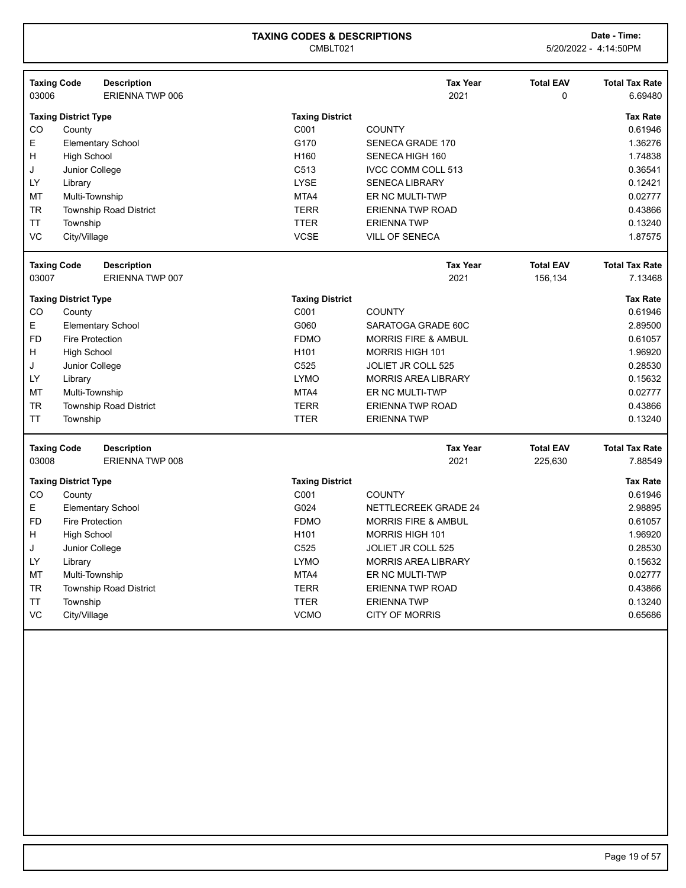# TAXING CODES & DESCRIPTIONS

CMBLT021

**Date - Time:** 5/20/2022 - 4:14:50PM

| Taxing Code | Description | Tax Year | Total EAV | Total Tax Rate |
|---|---|---|---|---|
| 03006 | ERIENNA TWP 006 | 2021 | 0 | 6.69480 |

| Taxing District Type | | Taxing District | | Tax Rate |
|---|---|---|---|---|
| CO | County | C001 | COUNTY | 0.61946 |
| E | Elementary School | G170 | SENECA GRADE 170 | 1.36276 |
| H | High School | H160 | SENECA HIGH 160 | 1.74838 |
| J | Junior College | C513 | IVCC COMM COLL 513 | 0.36541 |
| LY | Library | LYSE | SENECA LIBRARY | 0.12421 |
| MT | Multi-Township | MTA4 | ER NC MULTI-TWP | 0.02777 |
| TR | Township Road District | TERR | ERIENNA TWP ROAD | 0.43866 |
| TT | Township | TTER | ERIENNA TWP | 0.13240 |
| VC | City/Village | VCSE | VILL OF SENECA | 1.87575 |

| Taxing Code | Description | Tax Year | Total EAV | Total Tax Rate |
|---|---|---|---|---|
| 03007 | ERIENNA TWP 007 | 2021 | 156,134 | 7.13468 |

| Taxing District Type | | Taxing District | | Tax Rate |
|---|---|---|---|---|
| CO | County | C001 | COUNTY | 0.61946 |
| E | Elementary School | G060 | SARATOGA GRADE 60C | 2.89500 |
| FD | Fire Protection | FDMO | MORRIS FIRE & AMBUL | 0.61057 |
| H | High School | H101 | MORRIS HIGH 101 | 1.96920 |
| J | Junior College | C525 | JOLIET JR COLL 525 | 0.28530 |
| LY | Library | LYMO | MORRIS AREA LIBRARY | 0.15632 |
| MT | Multi-Township | MTA4 | ER NC MULTI-TWP | 0.02777 |
| TR | Township Road District | TERR | ERIENNA TWP ROAD | 0.43866 |
| TT | Township | TTER | ERIENNA TWP | 0.13240 |

| Taxing Code | Description | Tax Year | Total EAV | Total Tax Rate |
|---|---|---|---|---|
| 03008 | ERIENNA TWP 008 | 2021 | 225,630 | 7.88549 |

| Taxing District Type | | Taxing District | | Tax Rate |
|---|---|---|---|---|
| CO | County | C001 | COUNTY | 0.61946 |
| E | Elementary School | G024 | NETTLECREEK GRADE 24 | 2.98895 |
| FD | Fire Protection | FDMO | MORRIS FIRE & AMBUL | 0.61057 |
| H | High School | H101 | MORRIS HIGH 101 | 1.96920 |
| J | Junior College | C525 | JOLIET JR COLL 525 | 0.28530 |
| LY | Library | LYMO | MORRIS AREA LIBRARY | 0.15632 |
| MT | Multi-Township | MTA4 | ER NC MULTI-TWP | 0.02777 |
| TR | Township Road District | TERR | ERIENNA TWP ROAD | 0.43866 |
| TT | Township | TTER | ERIENNA TWP | 0.13240 |
| VC | City/Village | VCMO | CITY OF MORRIS | 0.65686 |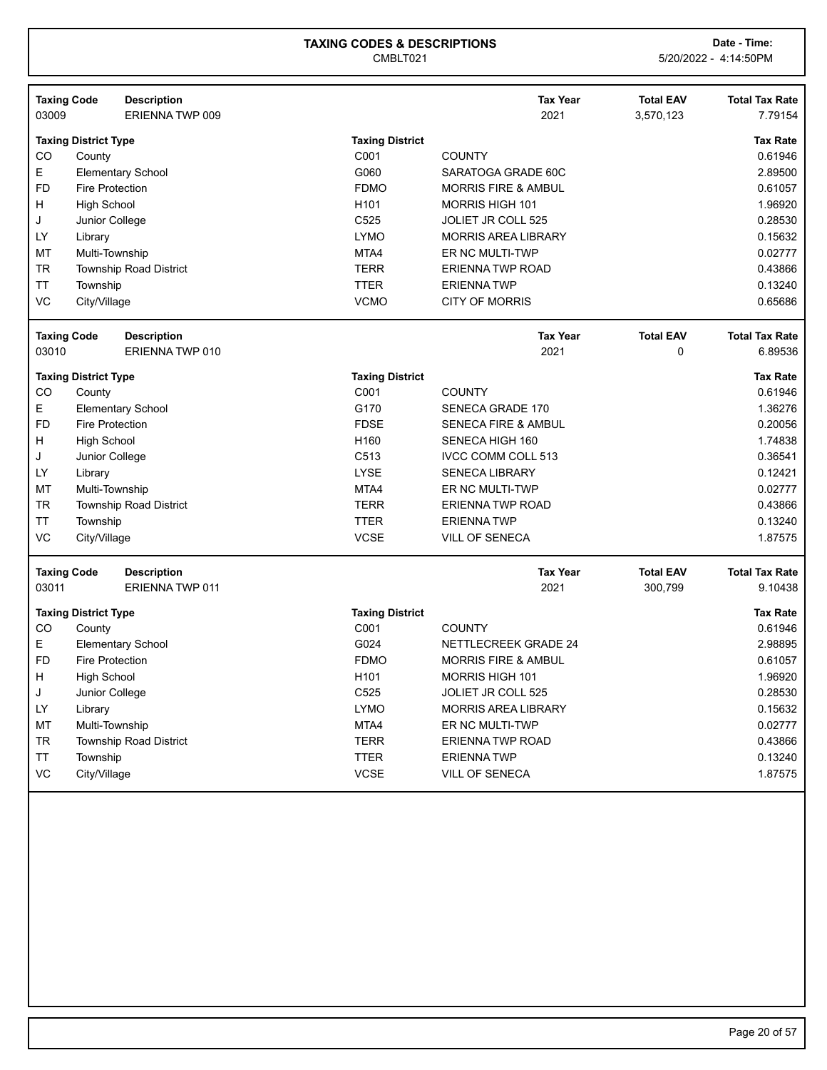# TAXING CODES & DESCRIPTIONS

CMBLT021

**Date - Time:** 5/20/2022 - 4:14:50PM

| Taxing Code | Description | Tax Year | Total EAV | Total Tax Rate |
|---|---|---|---|---|
| 03009 | ERIENNA TWP 009 | 2021 | 3,570,123 | 7.79154 |

| Taxing District Type | | Taxing District | | Tax Rate |
|---|---|---|---|---|
| CO | County | C001 | COUNTY | 0.61946 |
| E | Elementary School | G060 | SARATOGA GRADE 60C | 2.89500 |
| FD | Fire Protection | FDMO | MORRIS FIRE & AMBUL | 0.61057 |
| H | High School | H101 | MORRIS HIGH 101 | 1.96920 |
| J | Junior College | C525 | JOLIET JR COLL 525 | 0.28530 |
| LY | Library | LYMO | MORRIS AREA LIBRARY | 0.15632 |
| MT | Multi-Township | MTA4 | ER NC MULTI-TWP | 0.02777 |
| TR | Township Road District | TERR | ERIENNA TWP ROAD | 0.43866 |
| TT | Township | TTER | ERIENNA TWP | 0.13240 |
| VC | City/Village | VCMO | CITY OF MORRIS | 0.65686 |

| Taxing Code | Description | Tax Year | Total EAV | Total Tax Rate |
|---|---|---|---|---|
| 03010 | ERIENNA TWP 010 | 2021 | 0 | 6.89536 |

| Taxing District Type | | Taxing District | | Tax Rate |
|---|---|---|---|---|
| CO | County | C001 | COUNTY | 0.61946 |
| E | Elementary School | G170 | SENECA GRADE 170 | 1.36276 |
| FD | Fire Protection | FDSE | SENECA FIRE & AMBUL | 0.20056 |
| H | High School | H160 | SENECA HIGH 160 | 1.74838 |
| J | Junior College | C513 | IVCC COMM COLL 513 | 0.36541 |
| LY | Library | LYSE | SENECA LIBRARY | 0.12421 |
| MT | Multi-Township | MTA4 | ER NC MULTI-TWP | 0.02777 |
| TR | Township Road District | TERR | ERIENNA TWP ROAD | 0.43866 |
| TT | Township | TTER | ERIENNA TWP | 0.13240 |
| VC | City/Village | VCSE | VILL OF SENECA | 1.87575 |

| Taxing Code | Description | Tax Year | Total EAV | Total Tax Rate |
|---|---|---|---|---|
| 03011 | ERIENNA TWP 011 | 2021 | 300,799 | 9.10438 |

| Taxing District Type | | Taxing District | | Tax Rate |
|---|---|---|---|---|
| CO | County | C001 | COUNTY | 0.61946 |
| E | Elementary School | G024 | NETTLECREEK GRADE 24 | 2.98895 |
| FD | Fire Protection | FDMO | MORRIS FIRE & AMBUL | 0.61057 |
| H | High School | H101 | MORRIS HIGH 101 | 1.96920 |
| J | Junior College | C525 | JOLIET JR COLL 525 | 0.28530 |
| LY | Library | LYMO | MORRIS AREA LIBRARY | 0.15632 |
| MT | Multi-Township | MTA4 | ER NC MULTI-TWP | 0.02777 |
| TR | Township Road District | TERR | ERIENNA TWP ROAD | 0.43866 |
| TT | Township | TTER | ERIENNA TWP | 0.13240 |
| VC | City/Village | VCSE | VILL OF SENECA | 1.87575 |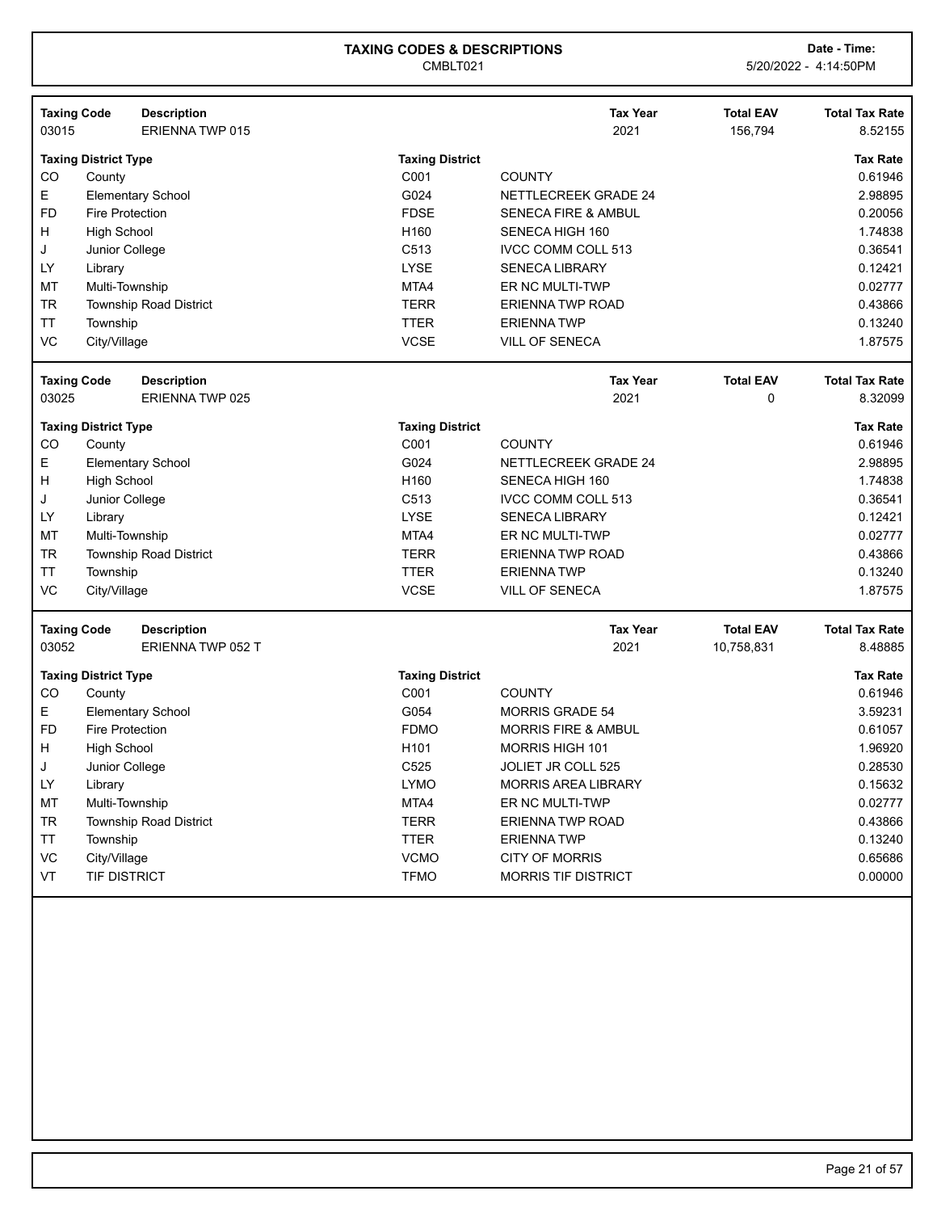# TAXING CODES & DESCRIPTIONS

CMBLT021

**Date - Time:** 5/20/2022 - 4:14:50PM

| Taxing Code | Description | Tax Year | Total EAV | Total Tax Rate |
|---|---|---|---|---|
| 03015 | ERIENNA TWP 015 | 2021 | 156,794 | 8.52155 |

| Taxing District Type | | Taxing District | | Tax Rate |
|---|---|---|---|---|
| CO | County | C001 | COUNTY | 0.61946 |
| E | Elementary School | G024 | NETTLECREEK GRADE 24 | 2.98895 |
| FD | Fire Protection | FDSE | SENECA FIRE & AMBUL | 0.20056 |
| H | High School | H160 | SENECA HIGH 160 | 1.74838 |
| J | Junior College | C513 | IVCC COMM COLL 513 | 0.36541 |
| LY | Library | LYSE | SENECA LIBRARY | 0.12421 |
| MT | Multi-Township | MTA4 | ER NC MULTI-TWP | 0.02777 |
| TR | Township Road District | TERR | ERIENNA TWP ROAD | 0.43866 |
| TT | Township | TTER | ERIENNA TWP | 0.13240 |
| VC | City/Village | VCSE | VILL OF SENECA | 1.87575 |

| Taxing Code | Description | Tax Year | Total EAV | Total Tax Rate |
|---|---|---|---|---|
| 03025 | ERIENNA TWP 025 | 2021 | 0 | 8.32099 |

| Taxing District Type | | Taxing District | | Tax Rate |
|---|---|---|---|---|
| CO | County | C001 | COUNTY | 0.61946 |
| E | Elementary School | G024 | NETTLECREEK GRADE 24 | 2.98895 |
| H | High School | H160 | SENECA HIGH 160 | 1.74838 |
| J | Junior College | C513 | IVCC COMM COLL 513 | 0.36541 |
| LY | Library | LYSE | SENECA LIBRARY | 0.12421 |
| MT | Multi-Township | MTA4 | ER NC MULTI-TWP | 0.02777 |
| TR | Township Road District | TERR | ERIENNA TWP ROAD | 0.43866 |
| TT | Township | TTER | ERIENNA TWP | 0.13240 |
| VC | City/Village | VCSE | VILL OF SENECA | 1.87575 |

| Taxing Code | Description | Tax Year | Total EAV | Total Tax Rate |
|---|---|---|---|---|
| 03052 | ERIENNA TWP 052 T | 2021 | 10,758,831 | 8.48885 |

| Taxing District Type | | Taxing District | | Tax Rate |
|---|---|---|---|---|
| CO | County | C001 | COUNTY | 0.61946 |
| E | Elementary School | G054 | MORRIS GRADE 54 | 3.59231 |
| FD | Fire Protection | FDMO | MORRIS FIRE & AMBUL | 0.61057 |
| H | High School | H101 | MORRIS HIGH 101 | 1.96920 |
| J | Junior College | C525 | JOLIET JR COLL 525 | 0.28530 |
| LY | Library | LYMO | MORRIS AREA LIBRARY | 0.15632 |
| MT | Multi-Township | MTA4 | ER NC MULTI-TWP | 0.02777 |
| TR | Township Road District | TERR | ERIENNA TWP ROAD | 0.43866 |
| TT | Township | TTER | ERIENNA TWP | 0.13240 |
| VC | City/Village | VCMO | CITY OF MORRIS | 0.65686 |
| VT | TIF DISTRICT | TFMO | MORRIS TIF DISTRICT | 0.00000 |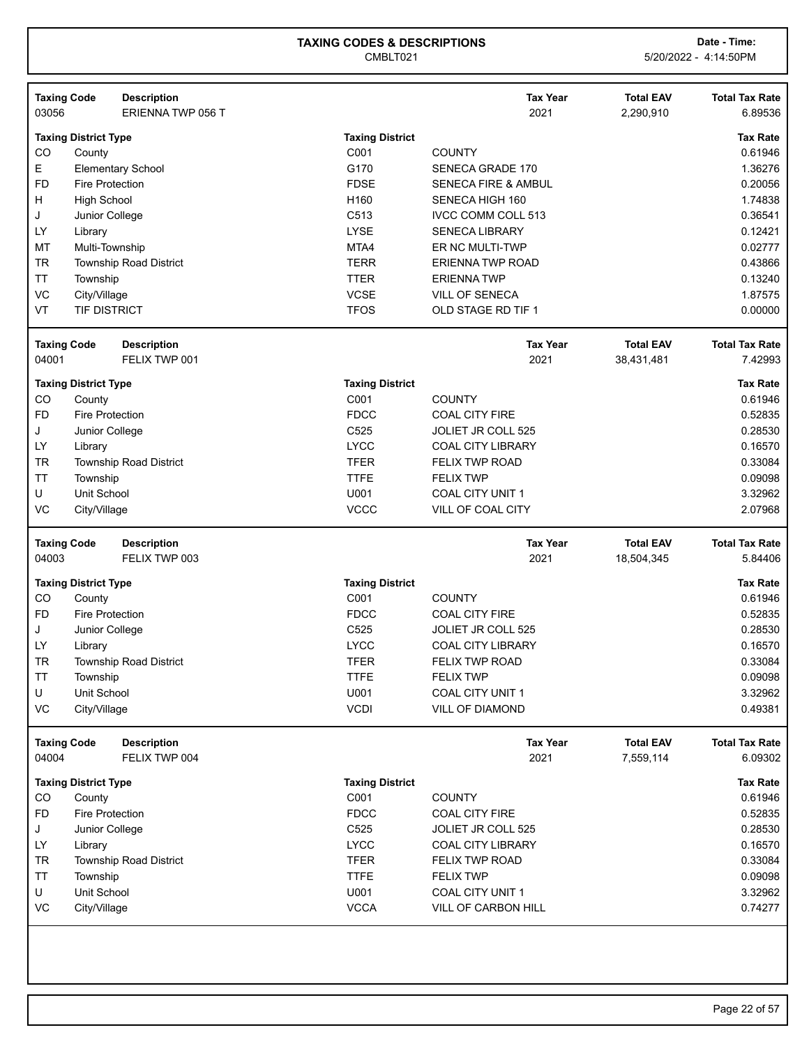# TAXING CODES & DESCRIPTIONS

CMBLT021

**Date - Time:** 5/20/2022 - 4:14:50PM

| Taxing Code | Description | Tax Year | Total EAV | Total Tax Rate |
|---|---|---|---|---|
| 03056 | ERIENNA TWP 056 T | 2021 | 2,290,910 | 6.89536 |

| Taxing District Type | | Taxing District | | Tax Rate |
|---|---|---|---|---|
| CO | County | C001 | COUNTY | 0.61946 |
| E | Elementary School | G170 | SENECA GRADE 170 | 1.36276 |
| FD | Fire Protection | FDSE | SENECA FIRE & AMBUL | 0.20056 |
| H | High School | H160 | SENECA HIGH 160 | 1.74838 |
| J | Junior College | C513 | IVCC COMM COLL 513 | 0.36541 |
| LY | Library | LYSE | SENECA LIBRARY | 0.12421 |
| MT | Multi-Township | MTA4 | ER NC MULTI-TWP | 0.02777 |
| TR | Township Road District | TERR | ERIENNA TWP ROAD | 0.43866 |
| TT | Township | TTER | ERIENNA TWP | 0.13240 |
| VC | City/Village | VCSE | VILL OF SENECA | 1.87575 |
| VT | TIF DISTRICT | TFOS | OLD STAGE RD TIF 1 | 0.00000 |

| Taxing Code | Description | Tax Year | Total EAV | Total Tax Rate |
|---|---|---|---|---|
| 04001 | FELIX TWP 001 | 2021 | 38,431,481 | 7.42993 |

| Taxing District Type | | Taxing District | | Tax Rate |
|---|---|---|---|---|
| CO | County | C001 | COUNTY | 0.61946 |
| FD | Fire Protection | FDCC | COAL CITY FIRE | 0.52835 |
| J | Junior College | C525 | JOLIET JR COLL 525 | 0.28530 |
| LY | Library | LYCC | COAL CITY LIBRARY | 0.16570 |
| TR | Township Road District | TFER | FELIX TWP ROAD | 0.33084 |
| TT | Township | TTFE | FELIX TWP | 0.09098 |
| U | Unit School | U001 | COAL CITY UNIT 1 | 3.32962 |
| VC | City/Village | VCCC | VILL OF COAL CITY | 2.07968 |

| Taxing Code | Description | Tax Year | Total EAV | Total Tax Rate |
|---|---|---|---|---|
| 04003 | FELIX TWP 003 | 2021 | 18,504,345 | 5.84406 |

| Taxing District Type | | Taxing District | | Tax Rate |
|---|---|---|---|---|
| CO | County | C001 | COUNTY | 0.61946 |
| FD | Fire Protection | FDCC | COAL CITY FIRE | 0.52835 |
| J | Junior College | C525 | JOLIET JR COLL 525 | 0.28530 |
| LY | Library | LYCC | COAL CITY LIBRARY | 0.16570 |
| TR | Township Road District | TFER | FELIX TWP ROAD | 0.33084 |
| TT | Township | TTFE | FELIX TWP | 0.09098 |
| U | Unit School | U001 | COAL CITY UNIT 1 | 3.32962 |
| VC | City/Village | VCDI | VILL OF DIAMOND | 0.49381 |

| Taxing Code | Description | Tax Year | Total EAV | Total Tax Rate |
|---|---|---|---|---|
| 04004 | FELIX TWP 004 | 2021 | 7,559,114 | 6.09302 |

| Taxing District Type | | Taxing District | | Tax Rate |
|---|---|---|---|---|
| CO | County | C001 | COUNTY | 0.61946 |
| FD | Fire Protection | FDCC | COAL CITY FIRE | 0.52835 |
| J | Junior College | C525 | JOLIET JR COLL 525 | 0.28530 |
| LY | Library | LYCC | COAL CITY LIBRARY | 0.16570 |
| TR | Township Road District | TFER | FELIX TWP ROAD | 0.33084 |
| TT | Township | TTFE | FELIX TWP | 0.09098 |
| U | Unit School | U001 | COAL CITY UNIT 1 | 3.32962 |
| VC | City/Village | VCCA | VILL OF CARBON HILL | 0.74277 |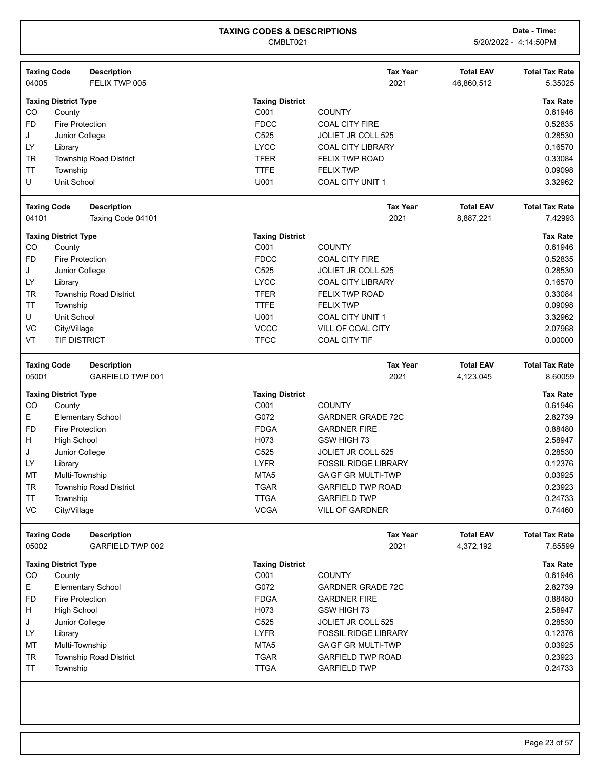# TAXING CODES & DESCRIPTIONS

CMBLT021

Date - Time: 5/20/2022 - 4:14:50PM

| Taxing Code | Description | Tax Year | Total EAV | Total Tax Rate |
|---|---|---|---|---|
| 04005 | FELIX TWP 005 | 2021 | 46,860,512 | 5.35025 |

| Taxing District Type | | Taxing District | | Tax Rate |
|---|---|---|---|---|
| CO | County | C001 | COUNTY | 0.61946 |
| FD | Fire Protection | FDCC | COAL CITY FIRE | 0.52835 |
| J | Junior College | C525 | JOLIET JR COLL 525 | 0.28530 |
| LY | Library | LYCC | COAL CITY LIBRARY | 0.16570 |
| TR | Township Road District | TFER | FELIX TWP ROAD | 0.33084 |
| TT | Township | TTFE | FELIX TWP | 0.09098 |
| U | Unit School | U001 | COAL CITY UNIT 1 | 3.32962 |

| Taxing Code | Description | Tax Year | Total EAV | Total Tax Rate |
|---|---|---|---|---|
| 04101 | Taxing Code 04101 | 2021 | 8,887,221 | 7.42993 |

| Taxing District Type | | Taxing District | | Tax Rate |
|---|---|---|---|---|
| CO | County | C001 | COUNTY | 0.61946 |
| FD | Fire Protection | FDCC | COAL CITY FIRE | 0.52835 |
| J | Junior College | C525 | JOLIET JR COLL 525 | 0.28530 |
| LY | Library | LYCC | COAL CITY LIBRARY | 0.16570 |
| TR | Township Road District | TFER | FELIX TWP ROAD | 0.33084 |
| TT | Township | TTFE | FELIX TWP | 0.09098 |
| U | Unit School | U001 | COAL CITY UNIT 1 | 3.32962 |
| VC | City/Village | VCCC | VILL OF COAL CITY | 2.07968 |
| VT | TIF DISTRICT | TFCC | COAL CITY TIF | 0.00000 |

| Taxing Code | Description | Tax Year | Total EAV | Total Tax Rate |
|---|---|---|---|---|
| 05001 | GARFIELD TWP 001 | 2021 | 4,123,045 | 8.60059 |

| Taxing District Type | | Taxing District | | Tax Rate |
|---|---|---|---|---|
| CO | County | C001 | COUNTY | 0.61946 |
| E | Elementary School | G072 | GARDNER GRADE 72C | 2.82739 |
| FD | Fire Protection | FDGA | GARDNER FIRE | 0.88480 |
| H | High School | H073 | GSW HIGH 73 | 2.58947 |
| J | Junior College | C525 | JOLIET JR COLL 525 | 0.28530 |
| LY | Library | LYFR | FOSSIL RIDGE LIBRARY | 0.12376 |
| MT | Multi-Township | MTA5 | GA GF GR MULTI-TWP | 0.03925 |
| TR | Township Road District | TGAR | GARFIELD TWP ROAD | 0.23923 |
| TT | Township | TTGA | GARFIELD TWP | 0.24733 |
| VC | City/Village | VCGA | VILL OF GARDNER | 0.74460 |

| Taxing Code | Description | Tax Year | Total EAV | Total Tax Rate |
|---|---|---|---|---|
| 05002 | GARFIELD TWP 002 | 2021 | 4,372,192 | 7.85599 |

| Taxing District Type | | Taxing District | | Tax Rate |
|---|---|---|---|---|
| CO | County | C001 | COUNTY | 0.61946 |
| E | Elementary School | G072 | GARDNER GRADE 72C | 2.82739 |
| FD | Fire Protection | FDGA | GARDNER FIRE | 0.88480 |
| H | High School | H073 | GSW HIGH 73 | 2.58947 |
| J | Junior College | C525 | JOLIET JR COLL 525 | 0.28530 |
| LY | Library | LYFR | FOSSIL RIDGE LIBRARY | 0.12376 |
| MT | Multi-Township | MTA5 | GA GF GR MULTI-TWP | 0.03925 |
| TR | Township Road District | TGAR | GARFIELD TWP ROAD | 0.23923 |
| TT | Township | TTGA | GARFIELD TWP | 0.24733 |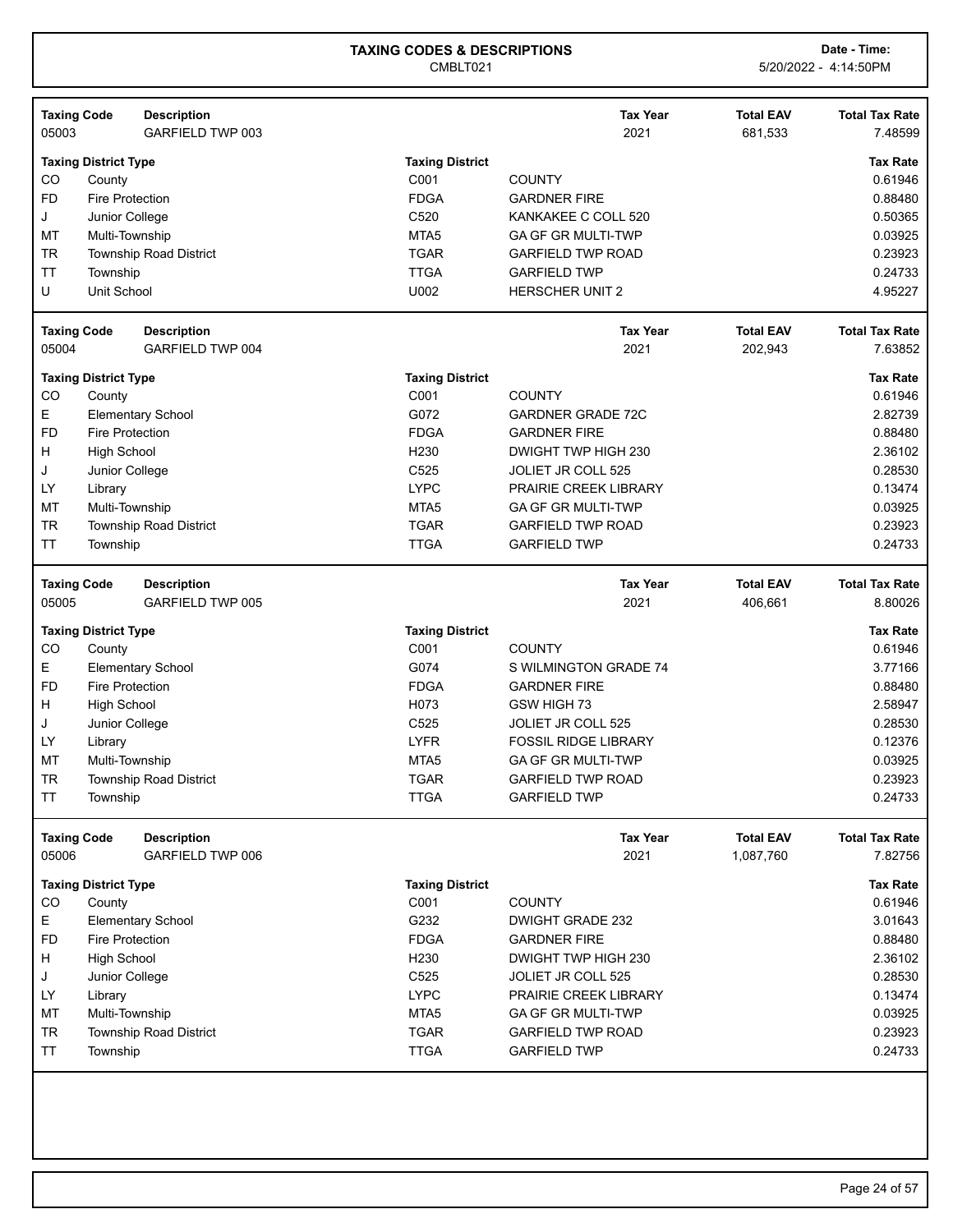# TAXING CODES & DESCRIPTIONS

CMBLT021

**Date - Time:** 5/20/2022 - 4:14:50PM

| Taxing Code | Description | Tax Year | Total EAV | Total Tax Rate |
|---|---|---|---|---|
| 05003 | GARFIELD TWP 003 | 2021 | 681,533 | 7.48599 |

| Taxing District Type | | Taxing District | | Tax Rate |
|---|---|---|---|---|
| CO | County | C001 | COUNTY | 0.61946 |
| FD | Fire Protection | FDGA | GARDNER FIRE | 0.88480 |
| J | Junior College | C520 | KANKAKEE C COLL 520 | 0.50365 |
| MT | Multi-Township | MTA5 | GA GF GR MULTI-TWP | 0.03925 |
| TR | Township Road District | TGAR | GARFIELD TWP ROAD | 0.23923 |
| TT | Township | TTGA | GARFIELD TWP | 0.24733 |
| U | Unit School | U002 | HERSCHER UNIT 2 | 4.95227 |

| Taxing Code | Description | Tax Year | Total EAV | Total Tax Rate |
|---|---|---|---|---|
| 05004 | GARFIELD TWP 004 | 2021 | 202,943 | 7.63852 |

| Taxing District Type | | Taxing District | | Tax Rate |
|---|---|---|---|---|
| CO | County | C001 | COUNTY | 0.61946 |
| E | Elementary School | G072 | GARDNER GRADE 72C | 2.82739 |
| FD | Fire Protection | FDGA | GARDNER FIRE | 0.88480 |
| H | High School | H230 | DWIGHT TWP HIGH 230 | 2.36102 |
| J | Junior College | C525 | JOLIET JR COLL 525 | 0.28530 |
| LY | Library | LYPC | PRAIRIE CREEK LIBRARY | 0.13474 |
| MT | Multi-Township | MTA5 | GA GF GR MULTI-TWP | 0.03925 |
| TR | Township Road District | TGAR | GARFIELD TWP ROAD | 0.23923 |
| TT | Township | TTGA | GARFIELD TWP | 0.24733 |

| Taxing Code | Description | Tax Year | Total EAV | Total Tax Rate |
|---|---|---|---|---|
| 05005 | GARFIELD TWP 005 | 2021 | 406,661 | 8.80026 |

| Taxing District Type | | Taxing District | | Tax Rate |
|---|---|---|---|---|
| CO | County | C001 | COUNTY | 0.61946 |
| E | Elementary School | G074 | S WILMINGTON GRADE 74 | 3.77166 |
| FD | Fire Protection | FDGA | GARDNER FIRE | 0.88480 |
| H | High School | H073 | GSW HIGH 73 | 2.58947 |
| J | Junior College | C525 | JOLIET JR COLL 525 | 0.28530 |
| LY | Library | LYFR | FOSSIL RIDGE LIBRARY | 0.12376 |
| MT | Multi-Township | MTA5 | GA GF GR MULTI-TWP | 0.03925 |
| TR | Township Road District | TGAR | GARFIELD TWP ROAD | 0.23923 |
| TT | Township | TTGA | GARFIELD TWP | 0.24733 |

| Taxing Code | Description | Tax Year | Total EAV | Total Tax Rate |
|---|---|---|---|---|
| 05006 | GARFIELD TWP 006 | 2021 | 1,087,760 | 7.82756 |

| Taxing District Type | | Taxing District | | Tax Rate |
|---|---|---|---|---|
| CO | County | C001 | COUNTY | 0.61946 |
| E | Elementary School | G232 | DWIGHT GRADE 232 | 3.01643 |
| FD | Fire Protection | FDGA | GARDNER FIRE | 0.88480 |
| H | High School | H230 | DWIGHT TWP HIGH 230 | 2.36102 |
| J | Junior College | C525 | JOLIET JR COLL 525 | 0.28530 |
| LY | Library | LYPC | PRAIRIE CREEK LIBRARY | 0.13474 |
| MT | Multi-Township | MTA5 | GA GF GR MULTI-TWP | 0.03925 |
| TR | Township Road District | TGAR | GARFIELD TWP ROAD | 0.23923 |
| TT | Township | TTGA | GARFIELD TWP | 0.24733 |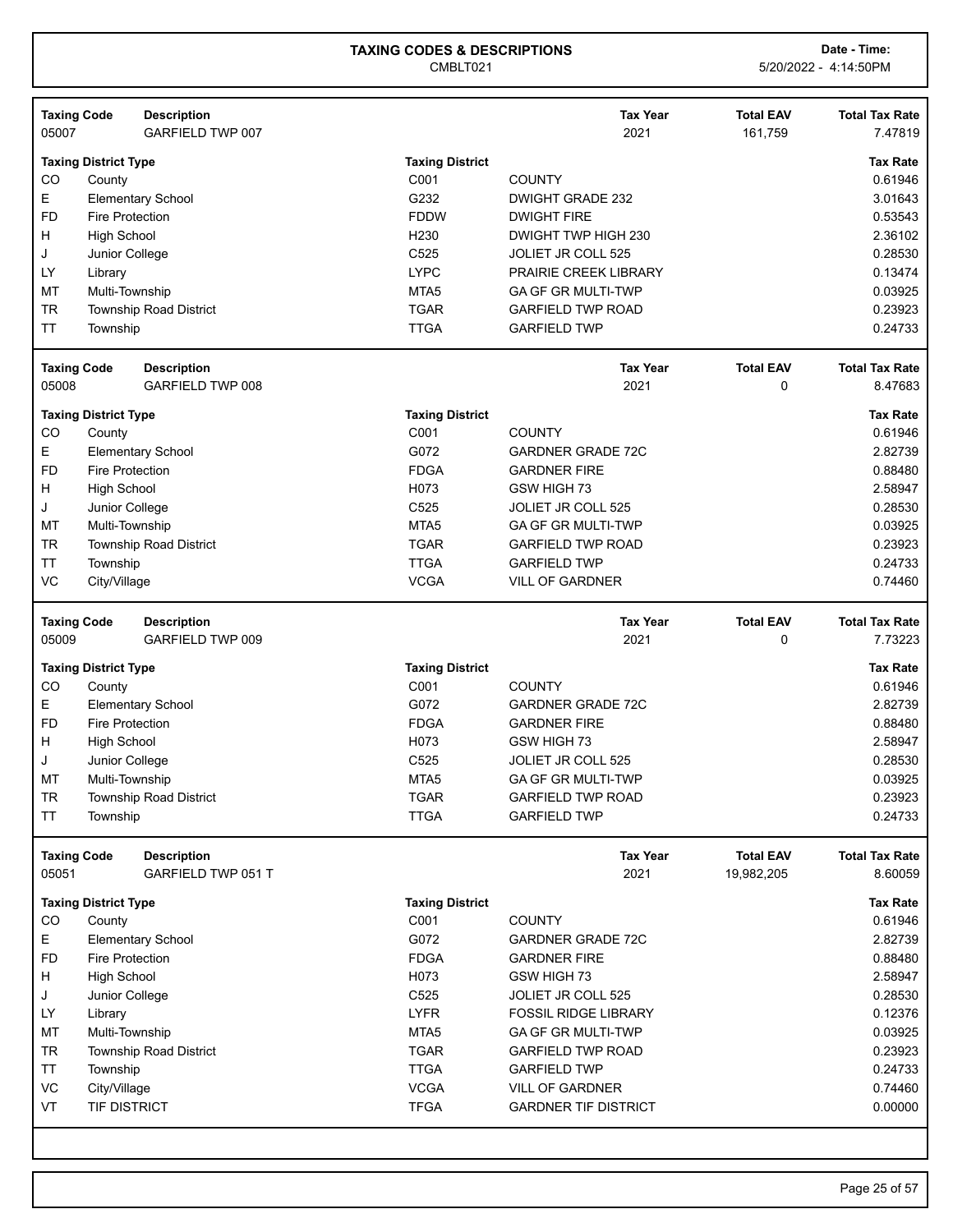**TAXING CODES & DESCRIPTIONS**
CMBLT021

**Date - Time:** 5/20/2022 - 4:14:50PM

| Taxing Code | Description | Tax Year | Total EAV | Total Tax Rate |
|---|---|---|---|---|
| 05007 | GARFIELD TWP 007 | 2021 | 161,759 | 7.47819 |

| Taxing District Type | | Taxing District | | Tax Rate |
|---|---|---|---|---|
| CO | County | C001 | COUNTY | 0.61946 |
| E | Elementary School | G232 | DWIGHT GRADE 232 | 3.01643 |
| FD | Fire Protection | FDDW | DWIGHT FIRE | 0.53543 |
| H | High School | H230 | DWIGHT TWP HIGH 230 | 2.36102 |
| J | Junior College | C525 | JOLIET JR COLL 525 | 0.28530 |
| LY | Library | LYPC | PRAIRIE CREEK LIBRARY | 0.13474 |
| MT | Multi-Township | MTA5 | GA GF GR MULTI-TWP | 0.03925 |
| TR | Township Road District | TGAR | GARFIELD TWP ROAD | 0.23923 |
| TT | Township | TTGA | GARFIELD TWP | 0.24733 |

| Taxing Code | Description | Tax Year | Total EAV | Total Tax Rate |
|---|---|---|---|---|
| 05008 | GARFIELD TWP 008 | 2021 | 0 | 8.47683 |

| Taxing District Type | | Taxing District | | Tax Rate |
|---|---|---|---|---|
| CO | County | C001 | COUNTY | 0.61946 |
| E | Elementary School | G072 | GARDNER GRADE 72C | 2.82739 |
| FD | Fire Protection | FDGA | GARDNER FIRE | 0.88480 |
| H | High School | H073 | GSW HIGH 73 | 2.58947 |
| J | Junior College | C525 | JOLIET JR COLL 525 | 0.28530 |
| MT | Multi-Township | MTA5 | GA GF GR MULTI-TWP | 0.03925 |
| TR | Township Road District | TGAR | GARFIELD TWP ROAD | 0.23923 |
| TT | Township | TTGA | GARFIELD TWP | 0.24733 |
| VC | City/Village | VCGA | VILL OF GARDNER | 0.74460 |

| Taxing Code | Description | Tax Year | Total EAV | Total Tax Rate |
|---|---|---|---|---|
| 05009 | GARFIELD TWP 009 | 2021 | 0 | 7.73223 |

| Taxing District Type | | Taxing District | | Tax Rate |
|---|---|---|---|---|
| CO | County | C001 | COUNTY | 0.61946 |
| E | Elementary School | G072 | GARDNER GRADE 72C | 2.82739 |
| FD | Fire Protection | FDGA | GARDNER FIRE | 0.88480 |
| H | High School | H073 | GSW HIGH 73 | 2.58947 |
| J | Junior College | C525 | JOLIET JR COLL 525 | 0.28530 |
| MT | Multi-Township | MTA5 | GA GF GR MULTI-TWP | 0.03925 |
| TR | Township Road District | TGAR | GARFIELD TWP ROAD | 0.23923 |
| TT | Township | TTGA | GARFIELD TWP | 0.24733 |

| Taxing Code | Description | Tax Year | Total EAV | Total Tax Rate |
|---|---|---|---|---|
| 05051 | GARFIELD TWP 051 T | 2021 | 19,982,205 | 8.60059 |

| Taxing District Type | | Taxing District | | Tax Rate |
|---|---|---|---|---|
| CO | County | C001 | COUNTY | 0.61946 |
| E | Elementary School | G072 | GARDNER GRADE 72C | 2.82739 |
| FD | Fire Protection | FDGA | GARDNER FIRE | 0.88480 |
| H | High School | H073 | GSW HIGH 73 | 2.58947 |
| J | Junior College | C525 | JOLIET JR COLL 525 | 0.28530 |
| LY | Library | LYFR | FOSSIL RIDGE LIBRARY | 0.12376 |
| MT | Multi-Township | MTA5 | GA GF GR MULTI-TWP | 0.03925 |
| TR | Township Road District | TGAR | GARFIELD TWP ROAD | 0.23923 |
| TT | Township | TTGA | GARFIELD TWP | 0.24733 |
| VC | City/Village | VCGA | VILL OF GARDNER | 0.74460 |
| VT | TIF DISTRICT | TFGA | GARDNER TIF DISTRICT | 0.00000 |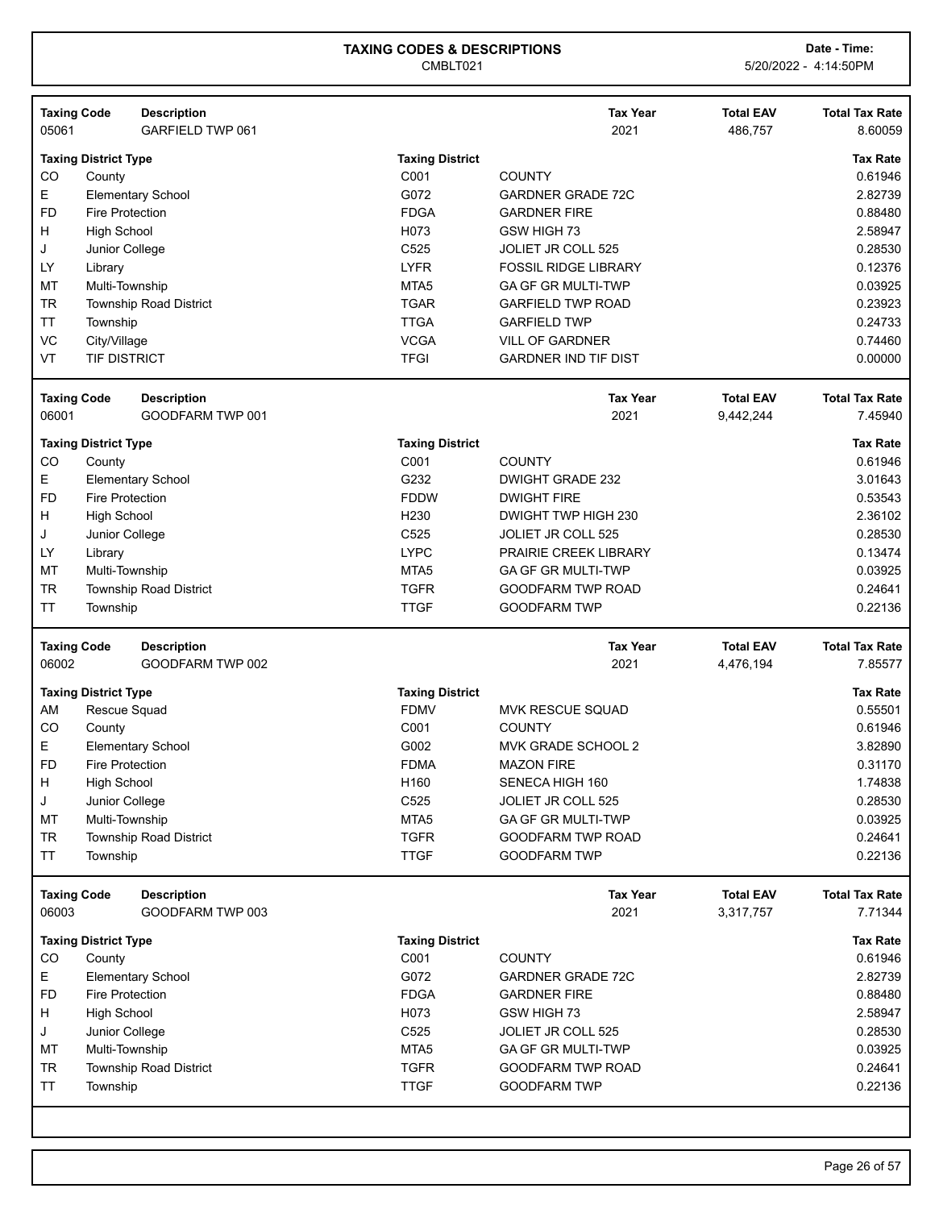# TAXING CODES & DESCRIPTIONS

CMBLT021

Date - Time: 5/20/2022 - 4:14:50PM

| Taxing Code | Description | Tax Year | Total EAV | Total Tax Rate |
|---|---|---|---|---|
| 05061 | GARFIELD TWP 061 | 2021 | 486,757 | 8.60059 |

| Taxing District Type | | Taxing District | | Tax Rate |
|---|---|---|---|---|
| CO | County | C001 | COUNTY | 0.61946 |
| E | Elementary School | G072 | GARDNER GRADE 72C | 2.82739 |
| FD | Fire Protection | FDGA | GARDNER FIRE | 0.88480 |
| H | High School | H073 | GSW HIGH 73 | 2.58947 |
| J | Junior College | C525 | JOLIET JR COLL 525 | 0.28530 |
| LY | Library | LYFR | FOSSIL RIDGE LIBRARY | 0.12376 |
| MT | Multi-Township | MTA5 | GA GF GR MULTI-TWP | 0.03925 |
| TR | Township Road District | TGAR | GARFIELD TWP ROAD | 0.23923 |
| TT | Township | TTGA | GARFIELD TWP | 0.24733 |
| VC | City/Village | VCGA | VILL OF GARDNER | 0.74460 |
| VT | TIF DISTRICT | TFGI | GARDNER IND TIF DIST | 0.00000 |

| Taxing Code | Description | Tax Year | Total EAV | Total Tax Rate |
|---|---|---|---|---|
| 06001 | GOODFARM TWP 001 | 2021 | 9,442,244 | 7.45940 |

| Taxing District Type | | Taxing District | | Tax Rate |
|---|---|---|---|---|
| CO | County | C001 | COUNTY | 0.61946 |
| E | Elementary School | G232 | DWIGHT GRADE 232 | 3.01643 |
| FD | Fire Protection | FDDW | DWIGHT FIRE | 0.53543 |
| H | High School | H230 | DWIGHT TWP HIGH 230 | 2.36102 |
| J | Junior College | C525 | JOLIET JR COLL 525 | 0.28530 |
| LY | Library | LYPC | PRAIRIE CREEK LIBRARY | 0.13474 |
| MT | Multi-Township | MTA5 | GA GF GR MULTI-TWP | 0.03925 |
| TR | Township Road District | TGFR | GOODFARM TWP ROAD | 0.24641 |
| TT | Township | TTGF | GOODFARM TWP | 0.22136 |

| Taxing Code | Description | Tax Year | Total EAV | Total Tax Rate |
|---|---|---|---|---|
| 06002 | GOODFARM TWP 002 | 2021 | 4,476,194 | 7.85577 |

| Taxing District Type | | Taxing District | | Tax Rate |
|---|---|---|---|---|
| AM | Rescue Squad | FDMV | MVK RESCUE SQUAD | 0.55501 |
| CO | County | C001 | COUNTY | 0.61946 |
| E | Elementary School | G002 | MVK GRADE SCHOOL 2 | 3.82890 |
| FD | Fire Protection | FDMA | MAZON FIRE | 0.31170 |
| H | High School | H160 | SENECA HIGH 160 | 1.74838 |
| J | Junior College | C525 | JOLIET JR COLL 525 | 0.28530 |
| MT | Multi-Township | MTA5 | GA GF GR MULTI-TWP | 0.03925 |
| TR | Township Road District | TGFR | GOODFARM TWP ROAD | 0.24641 |
| TT | Township | TTGF | GOODFARM TWP | 0.22136 |

| Taxing Code | Description | Tax Year | Total EAV | Total Tax Rate |
|---|---|---|---|---|
| 06003 | GOODFARM TWP 003 | 2021 | 3,317,757 | 7.71344 |

| Taxing District Type | | Taxing District | | Tax Rate |
|---|---|---|---|---|
| CO | County | C001 | COUNTY | 0.61946 |
| E | Elementary School | G072 | GARDNER GRADE 72C | 2.82739 |
| FD | Fire Protection | FDGA | GARDNER FIRE | 0.88480 |
| H | High School | H073 | GSW HIGH 73 | 2.58947 |
| J | Junior College | C525 | JOLIET JR COLL 525 | 0.28530 |
| MT | Multi-Township | MTA5 | GA GF GR MULTI-TWP | 0.03925 |
| TR | Township Road District | TGFR | GOODFARM TWP ROAD | 0.24641 |
| TT | Township | TTGF | GOODFARM TWP | 0.22136 |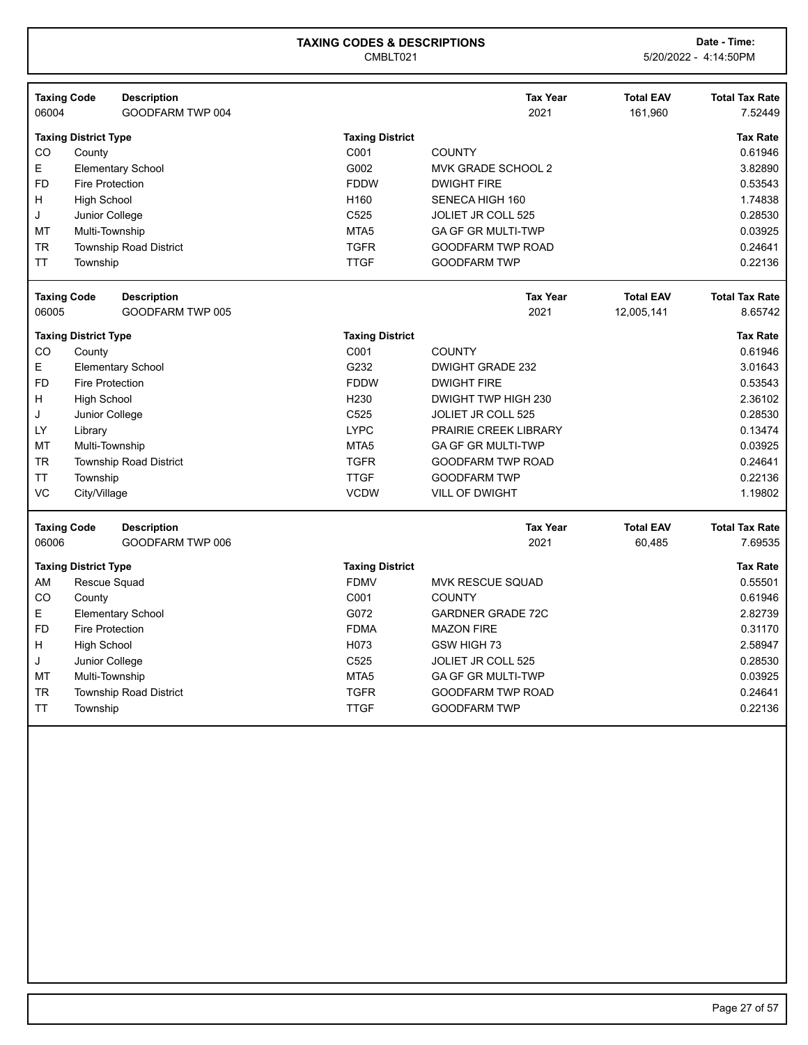# TAXING CODES & DESCRIPTIONS

CMBLT021

**Date - Time:** 5/20/2022 - 4:14:50PM

| Taxing Code | Description | Tax Year | Total EAV | Total Tax Rate |
|---|---|---|---|---|
| 06004 | GOODFARM TWP 004 | 2021 | 161,960 | 7.52449 |

| Taxing District Type | | Taxing District | | Tax Rate |
|---|---|---|---|---|
| CO | County | C001 | COUNTY | 0.61946 |
| E | Elementary School | G002 | MVK GRADE SCHOOL 2 | 3.82890 |
| FD | Fire Protection | FDDW | DWIGHT FIRE | 0.53543 |
| H | High School | H160 | SENECA HIGH 160 | 1.74838 |
| J | Junior College | C525 | JOLIET JR COLL 525 | 0.28530 |
| MT | Multi-Township | MTA5 | GA GF GR MULTI-TWP | 0.03925 |
| TR | Township Road District | TGFR | GOODFARM TWP ROAD | 0.24641 |
| TT | Township | TTGF | GOODFARM TWP | 0.22136 |

| Taxing Code | Description | Tax Year | Total EAV | Total Tax Rate |
|---|---|---|---|---|
| 06005 | GOODFARM TWP 005 | 2021 | 12,005,141 | 8.65742 |

| Taxing District Type | | Taxing District | | Tax Rate |
|---|---|---|---|---|
| CO | County | C001 | COUNTY | 0.61946 |
| E | Elementary School | G232 | DWIGHT GRADE 232 | 3.01643 |
| FD | Fire Protection | FDDW | DWIGHT FIRE | 0.53543 |
| H | High School | H230 | DWIGHT TWP HIGH 230 | 2.36102 |
| J | Junior College | C525 | JOLIET JR COLL 525 | 0.28530 |
| LY | Library | LYPC | PRAIRIE CREEK LIBRARY | 0.13474 |
| MT | Multi-Township | MTA5 | GA GF GR MULTI-TWP | 0.03925 |
| TR | Township Road District | TGFR | GOODFARM TWP ROAD | 0.24641 |
| TT | Township | TTGF | GOODFARM TWP | 0.22136 |
| VC | City/Village | VCDW | VILL OF DWIGHT | 1.19802 |

| Taxing Code | Description | Tax Year | Total EAV | Total Tax Rate |
|---|---|---|---|---|
| 06006 | GOODFARM TWP 006 | 2021 | 60,485 | 7.69535 |

| Taxing District Type | | Taxing District | | Tax Rate |
|---|---|---|---|---|
| AM | Rescue Squad | FDMV | MVK RESCUE SQUAD | 0.55501 |
| CO | County | C001 | COUNTY | 0.61946 |
| E | Elementary School | G072 | GARDNER GRADE 72C | 2.82739 |
| FD | Fire Protection | FDMA | MAZON FIRE | 0.31170 |
| H | High School | H073 | GSW HIGH 73 | 2.58947 |
| J | Junior College | C525 | JOLIET JR COLL 525 | 0.28530 |
| MT | Multi-Township | MTA5 | GA GF GR MULTI-TWP | 0.03925 |
| TR | Township Road District | TGFR | GOODFARM TWP ROAD | 0.24641 |
| TT | Township | TTGF | GOODFARM TWP | 0.22136 |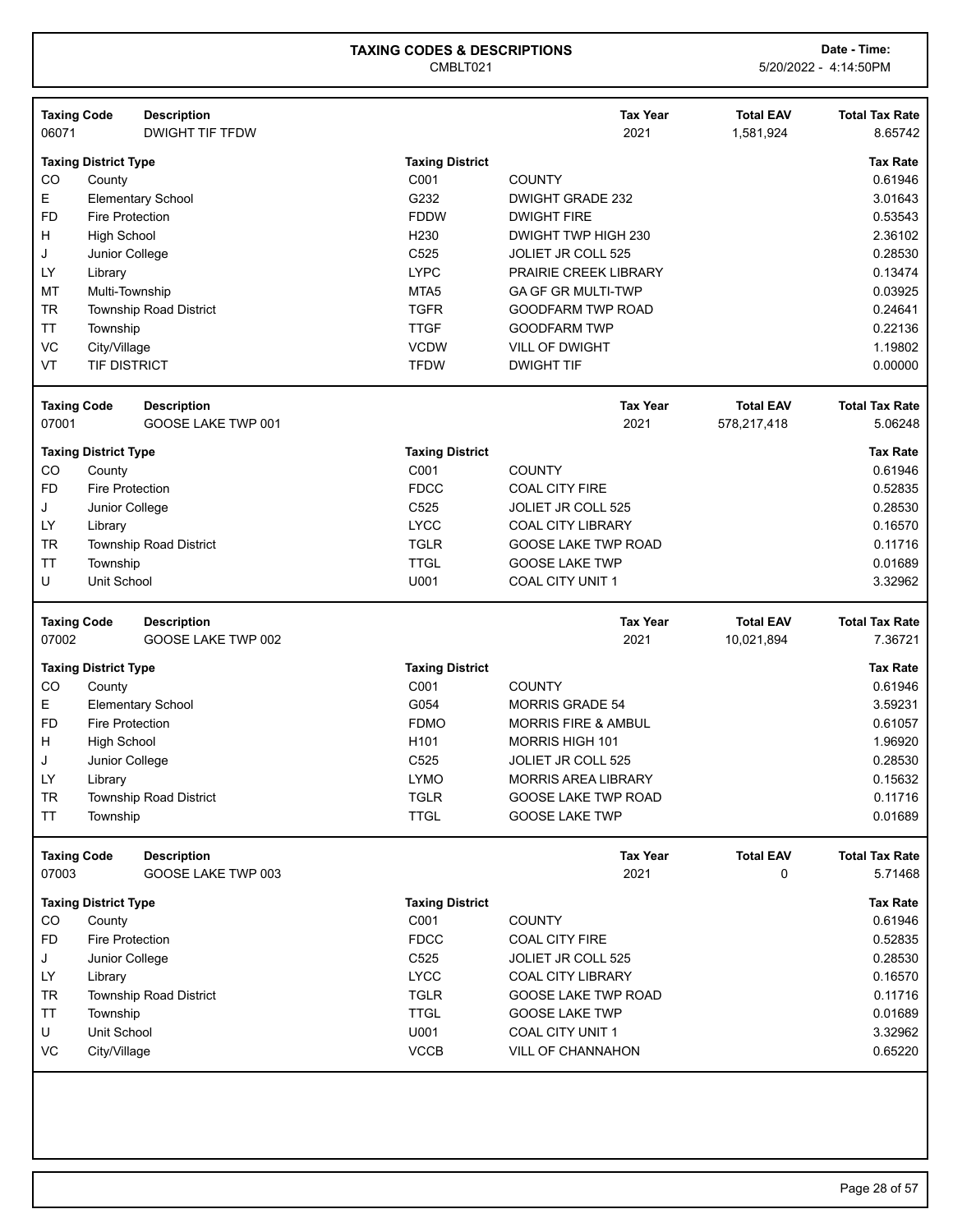## TAXING CODES & DESCRIPTIONS

CMBLT021

Date - Time: 5/20/2022 - 4:14:50PM

| Taxing Code | Description | Tax Year | Total EAV | Total Tax Rate |
|---|---|---|---|---|
| 06071 | DWIGHT TIF TFDW | 2021 | 1,581,924 | 8.65742 |

| Taxing District Type | | Taxing District | | Tax Rate |
|---|---|---|---|---|
| CO | County | C001 | COUNTY | 0.61946 |
| E | Elementary School | G232 | DWIGHT GRADE 232 | 3.01643 |
| FD | Fire Protection | FDDW | DWIGHT FIRE | 0.53543 |
| H | High School | H230 | DWIGHT TWP HIGH 230 | 2.36102 |
| J | Junior College | C525 | JOLIET JR COLL 525 | 0.28530 |
| LY | Library | LYPC | PRAIRIE CREEK LIBRARY | 0.13474 |
| MT | Multi-Township | MTA5 | GA GF GR MULTI-TWP | 0.03925 |
| TR | Township Road District | TGFR | GOODFARM TWP ROAD | 0.24641 |
| TT | Township | TTGF | GOODFARM TWP | 0.22136 |
| VC | City/Village | VCDW | VILL OF DWIGHT | 1.19802 |
| VT | TIF DISTRICT | TFDW | DWIGHT TIF | 0.00000 |

| Taxing Code | Description | Tax Year | Total EAV | Total Tax Rate |
|---|---|---|---|---|
| 07001 | GOOSE LAKE TWP 001 | 2021 | 578,217,418 | 5.06248 |

| Taxing District Type | | Taxing District | | Tax Rate |
|---|---|---|---|---|
| CO | County | C001 | COUNTY | 0.61946 |
| FD | Fire Protection | FDCC | COAL CITY FIRE | 0.52835 |
| J | Junior College | C525 | JOLIET JR COLL 525 | 0.28530 |
| LY | Library | LYCC | COAL CITY LIBRARY | 0.16570 |
| TR | Township Road District | TGLR | GOOSE LAKE TWP ROAD | 0.11716 |
| TT | Township | TTGL | GOOSE LAKE TWP | 0.01689 |
| U | Unit School | U001 | COAL CITY UNIT 1 | 3.32962 |

| Taxing Code | Description | Tax Year | Total EAV | Total Tax Rate |
|---|---|---|---|---|
| 07002 | GOOSE LAKE TWP 002 | 2021 | 10,021,894 | 7.36721 |

| Taxing District Type | | Taxing District | | Tax Rate |
|---|---|---|---|---|
| CO | County | C001 | COUNTY | 0.61946 |
| E | Elementary School | G054 | MORRIS GRADE 54 | 3.59231 |
| FD | Fire Protection | FDMO | MORRIS FIRE & AMBUL | 0.61057 |
| H | High School | H101 | MORRIS HIGH 101 | 1.96920 |
| J | Junior College | C525 | JOLIET JR COLL 525 | 0.28530 |
| LY | Library | LYMO | MORRIS AREA LIBRARY | 0.15632 |
| TR | Township Road District | TGLR | GOOSE LAKE TWP ROAD | 0.11716 |
| TT | Township | TTGL | GOOSE LAKE TWP | 0.01689 |

| Taxing Code | Description | Tax Year | Total EAV | Total Tax Rate |
|---|---|---|---|---|
| 07003 | GOOSE LAKE TWP 003 | 2021 | 0 | 5.71468 |

| Taxing District Type | | Taxing District | | Tax Rate |
|---|---|---|---|---|
| CO | County | C001 | COUNTY | 0.61946 |
| FD | Fire Protection | FDCC | COAL CITY FIRE | 0.52835 |
| J | Junior College | C525 | JOLIET JR COLL 525 | 0.28530 |
| LY | Library | LYCC | COAL CITY LIBRARY | 0.16570 |
| TR | Township Road District | TGLR | GOOSE LAKE TWP ROAD | 0.11716 |
| TT | Township | TTGL | GOOSE LAKE TWP | 0.01689 |
| U | Unit School | U001 | COAL CITY UNIT 1 | 3.32962 |
| VC | City/Village | VCCB | VILL OF CHANNAHON | 0.65220 |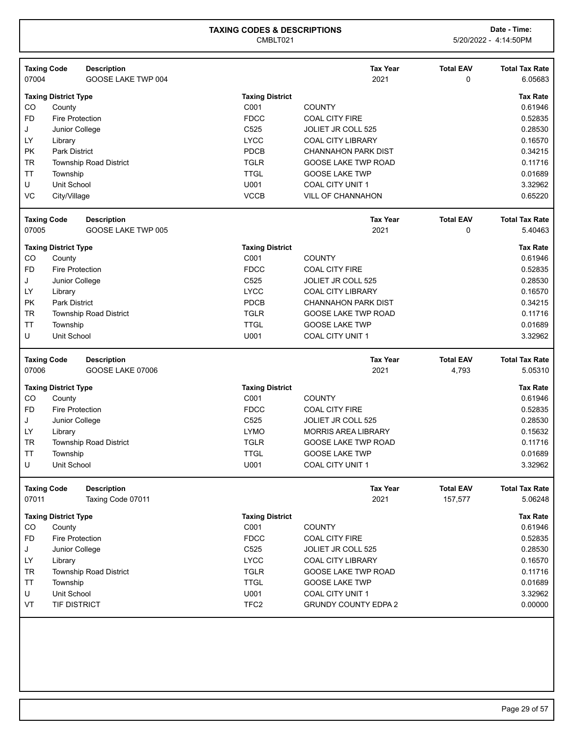## TAXING CODES & DESCRIPTIONS

CMBLT021

Date - Time: 5/20/2022 - 4:14:50PM

| Taxing Code | Description | Tax Year | Total EAV | Total Tax Rate |
|---|---|---|---|---|
| 07004 | GOOSE LAKE TWP 004 | 2021 | 0 | 6.05683 |

| Taxing District Type | | Taxing District | | Tax Rate |
|---|---|---|---|---|
| CO | County | C001 | COUNTY | 0.61946 |
| FD | Fire Protection | FDCC | COAL CITY FIRE | 0.52835 |
| J | Junior College | C525 | JOLIET JR COLL 525 | 0.28530 |
| LY | Library | LYCC | COAL CITY LIBRARY | 0.16570 |
| PK | Park District | PDCB | CHANNAHON PARK DIST | 0.34215 |
| TR | Township Road District | TGLR | GOOSE LAKE TWP ROAD | 0.11716 |
| TT | Township | TTGL | GOOSE LAKE TWP | 0.01689 |
| U | Unit School | U001 | COAL CITY UNIT 1 | 3.32962 |
| VC | City/Village | VCCB | VILL OF CHANNAHON | 0.65220 |

| Taxing Code | Description | Tax Year | Total EAV | Total Tax Rate |
|---|---|---|---|---|
| 07005 | GOOSE LAKE TWP 005 | 2021 | 0 | 5.40463 |

| Taxing District Type | | Taxing District | | Tax Rate |
|---|---|---|---|---|
| CO | County | C001 | COUNTY | 0.61946 |
| FD | Fire Protection | FDCC | COAL CITY FIRE | 0.52835 |
| J | Junior College | C525 | JOLIET JR COLL 525 | 0.28530 |
| LY | Library | LYCC | COAL CITY LIBRARY | 0.16570 |
| PK | Park District | PDCB | CHANNAHON PARK DIST | 0.34215 |
| TR | Township Road District | TGLR | GOOSE LAKE TWP ROAD | 0.11716 |
| TT | Township | TTGL | GOOSE LAKE TWP | 0.01689 |
| U | Unit School | U001 | COAL CITY UNIT 1 | 3.32962 |

| Taxing Code | Description | Tax Year | Total EAV | Total Tax Rate |
|---|---|---|---|---|
| 07006 | GOOSE LAKE 07006 | 2021 | 4,793 | 5.05310 |

| Taxing District Type | | Taxing District | | Tax Rate |
|---|---|---|---|---|
| CO | County | C001 | COUNTY | 0.61946 |
| FD | Fire Protection | FDCC | COAL CITY FIRE | 0.52835 |
| J | Junior College | C525 | JOLIET JR COLL 525 | 0.28530 |
| LY | Library | LYMO | MORRIS AREA LIBRARY | 0.15632 |
| TR | Township Road District | TGLR | GOOSE LAKE TWP ROAD | 0.11716 |
| TT | Township | TTGL | GOOSE LAKE TWP | 0.01689 |
| U | Unit School | U001 | COAL CITY UNIT 1 | 3.32962 |

| Taxing Code | Description | Tax Year | Total EAV | Total Tax Rate |
|---|---|---|---|---|
| 07011 | Taxing Code 07011 | 2021 | 157,577 | 5.06248 |

| Taxing District Type | | Taxing District | | Tax Rate |
|---|---|---|---|---|
| CO | County | C001 | COUNTY | 0.61946 |
| FD | Fire Protection | FDCC | COAL CITY FIRE | 0.52835 |
| J | Junior College | C525 | JOLIET JR COLL 525 | 0.28530 |
| LY | Library | LYCC | COAL CITY LIBRARY | 0.16570 |
| TR | Township Road District | TGLR | GOOSE LAKE TWP ROAD | 0.11716 |
| TT | Township | TTGL | GOOSE LAKE TWP | 0.01689 |
| U | Unit School | U001 | COAL CITY UNIT 1 | 3.32962 |
| VT | TIF DISTRICT | TFC2 | GRUNDY COUNTY EDPA 2 | 0.00000 |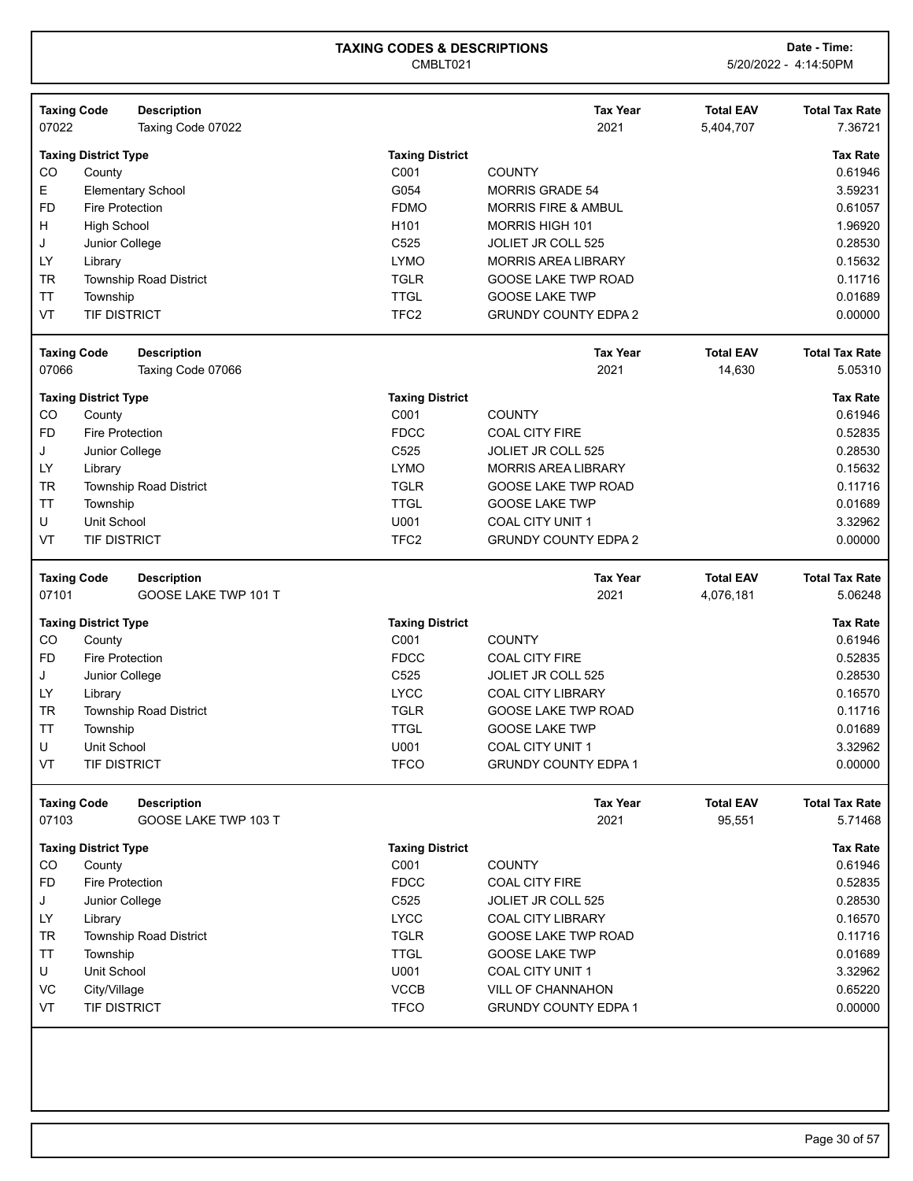# TAXING CODES & DESCRIPTIONS

CMBLT021

**Date - Time:** 5/20/2022 - 4:14:50PM

| Taxing Code | Description | Tax Year | Total EAV | Total Tax Rate |
|---|---|---|---|---|
| 07022 | Taxing Code 07022 | 2021 | 5,404,707 | 7.36721 |

| Taxing District Type | | Taxing District | | Tax Rate |
|---|---|---|---|---|
| CO | County | C001 | COUNTY | 0.61946 |
| E | Elementary School | G054 | MORRIS GRADE 54 | 3.59231 |
| FD | Fire Protection | FDMO | MORRIS FIRE & AMBUL | 0.61057 |
| H | High School | H101 | MORRIS HIGH 101 | 1.96920 |
| J | Junior College | C525 | JOLIET JR COLL 525 | 0.28530 |
| LY | Library | LYMO | MORRIS AREA LIBRARY | 0.15632 |
| TR | Township Road District | TGLR | GOOSE LAKE TWP ROAD | 0.11716 |
| TT | Township | TTGL | GOOSE LAKE TWP | 0.01689 |
| VT | TIF DISTRICT | TFC2 | GRUNDY COUNTY EDPA 2 | 0.00000 |

| Taxing Code | Description | Tax Year | Total EAV | Total Tax Rate |
|---|---|---|---|---|
| 07066 | Taxing Code 07066 | 2021 | 14,630 | 5.05310 |

| Taxing District Type | | Taxing District | | Tax Rate |
|---|---|---|---|---|
| CO | County | C001 | COUNTY | 0.61946 |
| FD | Fire Protection | FDCC | COAL CITY FIRE | 0.52835 |
| J | Junior College | C525 | JOLIET JR COLL 525 | 0.28530 |
| LY | Library | LYMO | MORRIS AREA LIBRARY | 0.15632 |
| TR | Township Road District | TGLR | GOOSE LAKE TWP ROAD | 0.11716 |
| TT | Township | TTGL | GOOSE LAKE TWP | 0.01689 |
| U | Unit School | U001 | COAL CITY UNIT 1 | 3.32962 |
| VT | TIF DISTRICT | TFC2 | GRUNDY COUNTY EDPA 2 | 0.00000 |

| Taxing Code | Description | Tax Year | Total EAV | Total Tax Rate |
|---|---|---|---|---|
| 07101 | GOOSE LAKE TWP 101 T | 2021 | 4,076,181 | 5.06248 |

| Taxing District Type | | Taxing District | | Tax Rate |
|---|---|---|---|---|
| CO | County | C001 | COUNTY | 0.61946 |
| FD | Fire Protection | FDCC | COAL CITY FIRE | 0.52835 |
| J | Junior College | C525 | JOLIET JR COLL 525 | 0.28530 |
| LY | Library | LYCC | COAL CITY LIBRARY | 0.16570 |
| TR | Township Road District | TGLR | GOOSE LAKE TWP ROAD | 0.11716 |
| TT | Township | TTGL | GOOSE LAKE TWP | 0.01689 |
| U | Unit School | U001 | COAL CITY UNIT 1 | 3.32962 |
| VT | TIF DISTRICT | TFCO | GRUNDY COUNTY EDPA 1 | 0.00000 |

| Taxing Code | Description | Tax Year | Total EAV | Total Tax Rate |
|---|---|---|---|---|
| 07103 | GOOSE LAKE TWP 103 T | 2021 | 95,551 | 5.71468 |

| Taxing District Type | | Taxing District | | Tax Rate |
|---|---|---|---|---|
| CO | County | C001 | COUNTY | 0.61946 |
| FD | Fire Protection | FDCC | COAL CITY FIRE | 0.52835 |
| J | Junior College | C525 | JOLIET JR COLL 525 | 0.28530 |
| LY | Library | LYCC | COAL CITY LIBRARY | 0.16570 |
| TR | Township Road District | TGLR | GOOSE LAKE TWP ROAD | 0.11716 |
| TT | Township | TTGL | GOOSE LAKE TWP | 0.01689 |
| U | Unit School | U001 | COAL CITY UNIT 1 | 3.32962 |
| VC | City/Village | VCCB | VILL OF CHANNAHON | 0.65220 |
| VT | TIF DISTRICT | TFCO | GRUNDY COUNTY EDPA 1 | 0.00000 |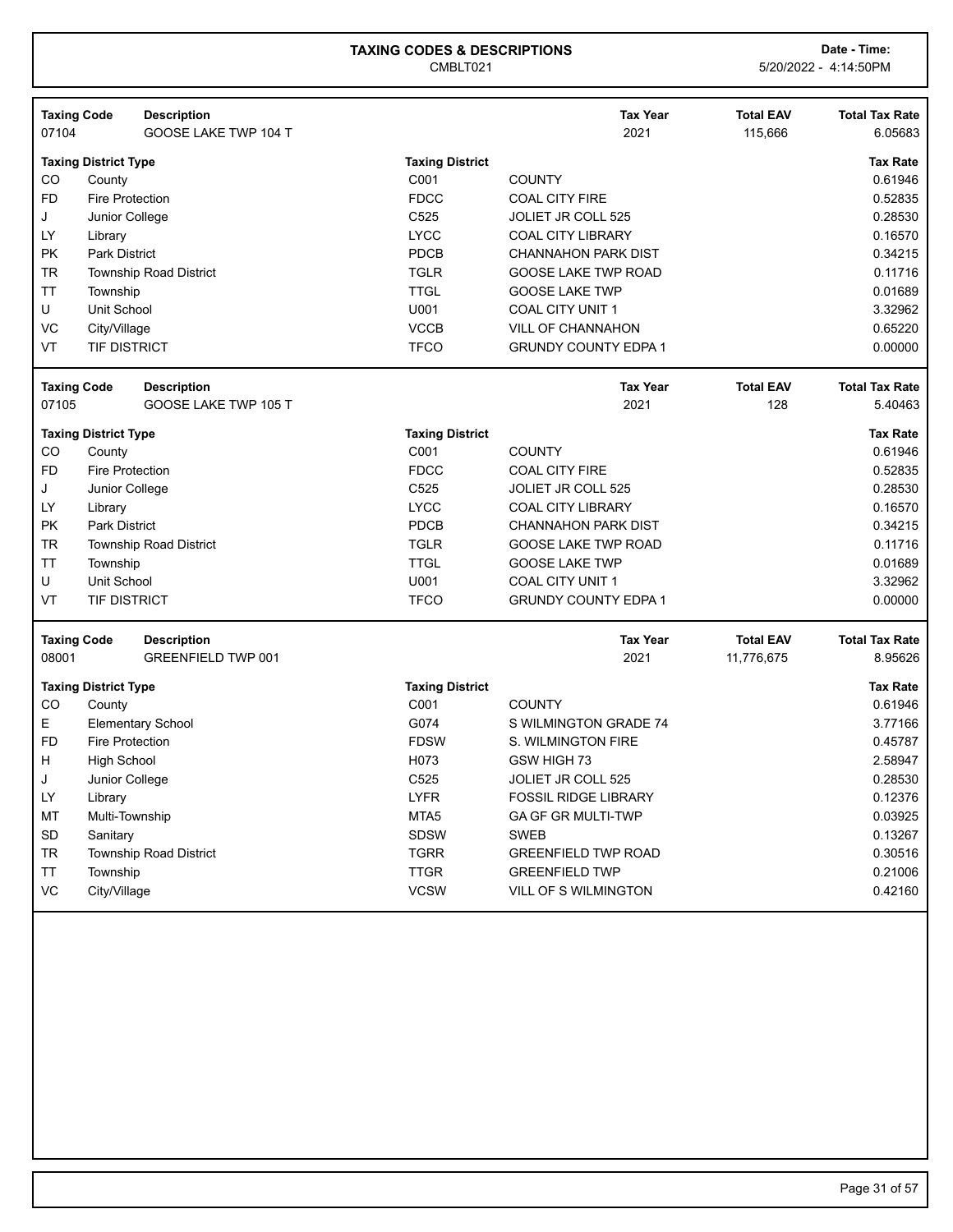# TAXING CODES & DESCRIPTIONS

CMBLT021

**Date - Time:** 5/20/2022 - 4:14:50PM

| Taxing Code | Description | | Tax Year | Total EAV | Total Tax Rate |
|---|---|---|---|---|---|
| 07104 | GOOSE LAKE TWP 104 T | | 2021 | 115,666 | 6.05683 |

| Taxing District Type | | Taxing District | | Tax Rate |
|---|---|---|---|---|
| CO | County | C001 | COUNTY | 0.61946 |
| FD | Fire Protection | FDCC | COAL CITY FIRE | 0.52835 |
| J | Junior College | C525 | JOLIET JR COLL 525 | 0.28530 |
| LY | Library | LYCC | COAL CITY LIBRARY | 0.16570 |
| PK | Park District | PDCB | CHANNAHON PARK DIST | 0.34215 |
| TR | Township Road District | TGLR | GOOSE LAKE TWP ROAD | 0.11716 |
| TT | Township | TTGL | GOOSE LAKE TWP | 0.01689 |
| U | Unit School | U001 | COAL CITY UNIT 1 | 3.32962 |
| VC | City/Village | VCCB | VILL OF CHANNAHON | 0.65220 |
| VT | TIF DISTRICT | TFCO | GRUNDY COUNTY EDPA 1 | 0.00000 |

| Taxing Code | Description | | Tax Year | Total EAV | Total Tax Rate |
|---|---|---|---|---|---|
| 07105 | GOOSE LAKE TWP 105 T | | 2021 | 128 | 5.40463 |

| Taxing District Type | | Taxing District | | Tax Rate |
|---|---|---|---|---|
| CO | County | C001 | COUNTY | 0.61946 |
| FD | Fire Protection | FDCC | COAL CITY FIRE | 0.52835 |
| J | Junior College | C525 | JOLIET JR COLL 525 | 0.28530 |
| LY | Library | LYCC | COAL CITY LIBRARY | 0.16570 |
| PK | Park District | PDCB | CHANNAHON PARK DIST | 0.34215 |
| TR | Township Road District | TGLR | GOOSE LAKE TWP ROAD | 0.11716 |
| TT | Township | TTGL | GOOSE LAKE TWP | 0.01689 |
| U | Unit School | U001 | COAL CITY UNIT 1 | 3.32962 |
| VT | TIF DISTRICT | TFCO | GRUNDY COUNTY EDPA 1 | 0.00000 |

| Taxing Code | Description | | Tax Year | Total EAV | Total Tax Rate |
|---|---|---|---|---|---|
| 08001 | GREENFIELD TWP 001 | | 2021 | 11,776,675 | 8.95626 |

| Taxing District Type | | Taxing District | | Tax Rate |
|---|---|---|---|---|
| CO | County | C001 | COUNTY | 0.61946 |
| E | Elementary School | G074 | S WILMINGTON GRADE 74 | 3.77166 |
| FD | Fire Protection | FDSW | S. WILMINGTON FIRE | 0.45787 |
| H | High School | H073 | GSW HIGH 73 | 2.58947 |
| J | Junior College | C525 | JOLIET JR COLL 525 | 0.28530 |
| LY | Library | LYFR | FOSSIL RIDGE LIBRARY | 0.12376 |
| MT | Multi-Township | MTA5 | GA GF GR MULTI-TWP | 0.03925 |
| SD | Sanitary | SDSW | SWEB | 0.13267 |
| TR | Township Road District | TGRR | GREENFIELD TWP ROAD | 0.30516 |
| TT | Township | TTGR | GREENFIELD TWP | 0.21006 |
| VC | City/Village | VCSW | VILL OF S WILMINGTON | 0.42160 |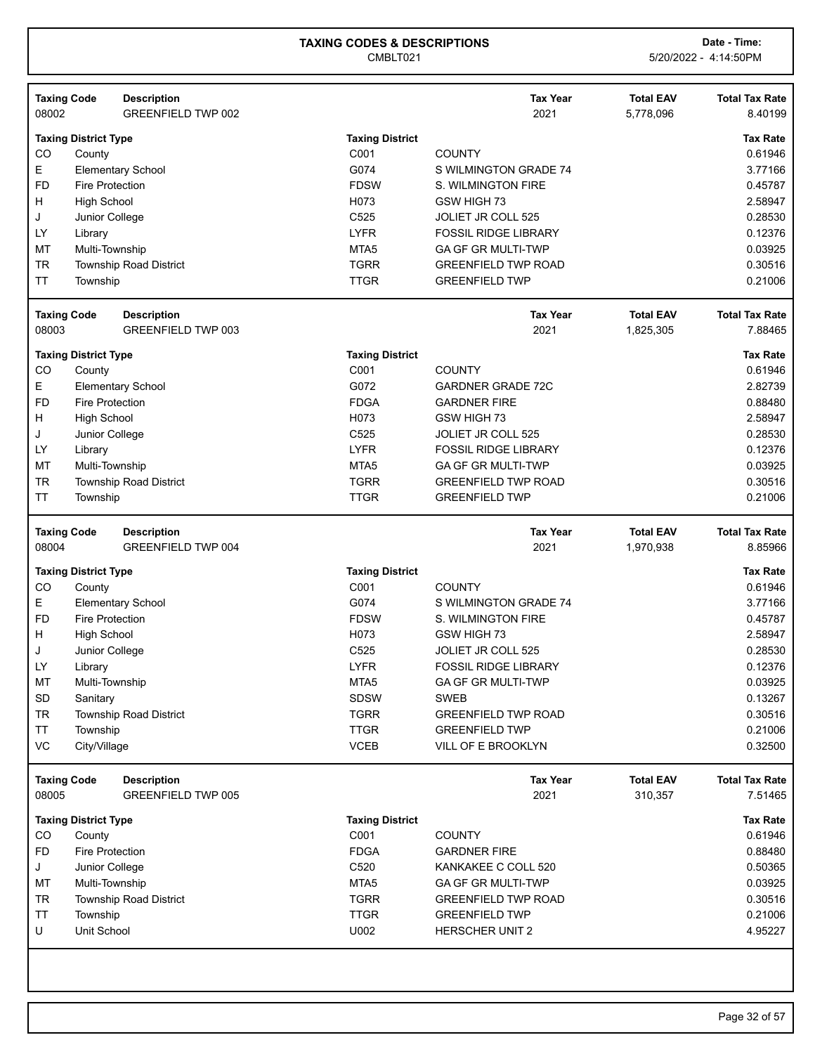# TAXING CODES & DESCRIPTIONS

CMBLT021

Date - Time: 5/20/2022 - 4:14:50PM

| Taxing Code | Description | Tax Year | Total EAV | Total Tax Rate |
|---|---|---|---|---|
| 08002 | GREENFIELD TWP 002 | 2021 | 5,778,096 | 8.40199 |

| Taxing District Type | | Taxing District | | Tax Rate |
|---|---|---|---|---|
| CO | County | C001 | COUNTY | 0.61946 |
| E | Elementary School | G074 | S WILMINGTON GRADE 74 | 3.77166 |
| FD | Fire Protection | FDSW | S. WILMINGTON FIRE | 0.45787 |
| H | High School | H073 | GSW HIGH 73 | 2.58947 |
| J | Junior College | C525 | JOLIET JR COLL 525 | 0.28530 |
| LY | Library | LYFR | FOSSIL RIDGE LIBRARY | 0.12376 |
| MT | Multi-Township | MTA5 | GA GF GR MULTI-TWP | 0.03925 |
| TR | Township Road District | TGRR | GREENFIELD TWP ROAD | 0.30516 |
| TT | Township | TTGR | GREENFIELD TWP | 0.21006 |

| Taxing Code | Description | Tax Year | Total EAV | Total Tax Rate |
|---|---|---|---|---|
| 08003 | GREENFIELD TWP 003 | 2021 | 1,825,305 | 7.88465 |

| Taxing District Type | | Taxing District | | Tax Rate |
|---|---|---|---|---|
| CO | County | C001 | COUNTY | 0.61946 |
| E | Elementary School | G072 | GARDNER GRADE 72C | 2.82739 |
| FD | Fire Protection | FDGA | GARDNER FIRE | 0.88480 |
| H | High School | H073 | GSW HIGH 73 | 2.58947 |
| J | Junior College | C525 | JOLIET JR COLL 525 | 0.28530 |
| LY | Library | LYFR | FOSSIL RIDGE LIBRARY | 0.12376 |
| MT | Multi-Township | MTA5 | GA GF GR MULTI-TWP | 0.03925 |
| TR | Township Road District | TGRR | GREENFIELD TWP ROAD | 0.30516 |
| TT | Township | TTGR | GREENFIELD TWP | 0.21006 |

| Taxing Code | Description | Tax Year | Total EAV | Total Tax Rate |
|---|---|---|---|---|
| 08004 | GREENFIELD TWP 004 | 2021 | 1,970,938 | 8.85966 |

| Taxing District Type | | Taxing District | | Tax Rate |
|---|---|---|---|---|
| CO | County | C001 | COUNTY | 0.61946 |
| E | Elementary School | G074 | S WILMINGTON GRADE 74 | 3.77166 |
| FD | Fire Protection | FDSW | S. WILMINGTON FIRE | 0.45787 |
| H | High School | H073 | GSW HIGH 73 | 2.58947 |
| J | Junior College | C525 | JOLIET JR COLL 525 | 0.28530 |
| LY | Library | LYFR | FOSSIL RIDGE LIBRARY | 0.12376 |
| MT | Multi-Township | MTA5 | GA GF GR MULTI-TWP | 0.03925 |
| SD | Sanitary | SDSW | SWEB | 0.13267 |
| TR | Township Road District | TGRR | GREENFIELD TWP ROAD | 0.30516 |
| TT | Township | TTGR | GREENFIELD TWP | 0.21006 |
| VC | City/Village | VCEB | VILL OF E BROOKLYN | 0.32500 |

| Taxing Code | Description | Tax Year | Total EAV | Total Tax Rate |
|---|---|---|---|---|
| 08005 | GREENFIELD TWP 005 | 2021 | 310,357 | 7.51465 |

| Taxing District Type | | Taxing District | | Tax Rate |
|---|---|---|---|---|
| CO | County | C001 | COUNTY | 0.61946 |
| FD | Fire Protection | FDGA | GARDNER FIRE | 0.88480 |
| J | Junior College | C520 | KANKAKEE C COLL 520 | 0.50365 |
| MT | Multi-Township | MTA5 | GA GF GR MULTI-TWP | 0.03925 |
| TR | Township Road District | TGRR | GREENFIELD TWP ROAD | 0.30516 |
| TT | Township | TTGR | GREENFIELD TWP | 0.21006 |
| U | Unit School | U002 | HERSCHER UNIT 2 | 4.95227 |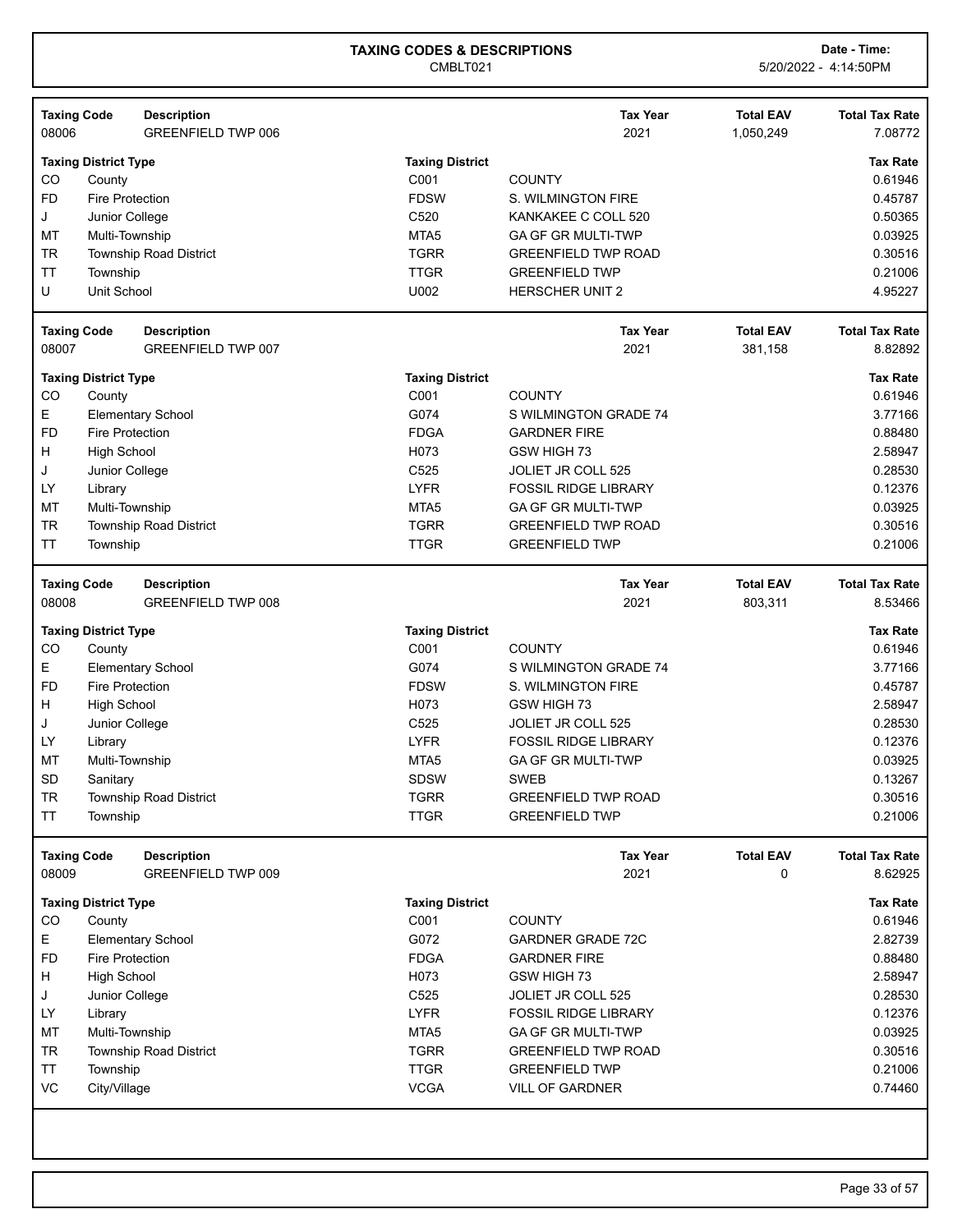# TAXING CODES & DESCRIPTIONS

CMBLT021

Date - Time: 5/20/2022 - 4:14:50PM

| Taxing Code | Description | Tax Year | Total EAV | Total Tax Rate |
|---|---|---|---|---|
| 08006 | GREENFIELD TWP 006 | 2021 | 1,050,249 | 7.08772 |

| Taxing District Type | | Taxing District | | Tax Rate |
|---|---|---|---|---|
| CO | County | C001 | COUNTY | 0.61946 |
| FD | Fire Protection | FDSW | S. WILMINGTON FIRE | 0.45787 |
| J | Junior College | C520 | KANKAKEE C COLL 520 | 0.50365 |
| MT | Multi-Township | MTA5 | GA GF GR MULTI-TWP | 0.03925 |
| TR | Township Road District | TGRR | GREENFIELD TWP ROAD | 0.30516 |
| TT | Township | TTGR | GREENFIELD TWP | 0.21006 |
| U | Unit School | U002 | HERSCHER UNIT 2 | 4.95227 |

| Taxing Code | Description | Tax Year | Total EAV | Total Tax Rate |
|---|---|---|---|---|
| 08007 | GREENFIELD TWP 007 | 2021 | 381,158 | 8.82892 |

| Taxing District Type | | Taxing District | | Tax Rate |
|---|---|---|---|---|
| CO | County | C001 | COUNTY | 0.61946 |
| E | Elementary School | G074 | S WILMINGTON GRADE 74 | 3.77166 |
| FD | Fire Protection | FDGA | GARDNER FIRE | 0.88480 |
| H | High School | H073 | GSW HIGH 73 | 2.58947 |
| J | Junior College | C525 | JOLIET JR COLL 525 | 0.28530 |
| LY | Library | LYFR | FOSSIL RIDGE LIBRARY | 0.12376 |
| MT | Multi-Township | MTA5 | GA GF GR MULTI-TWP | 0.03925 |
| TR | Township Road District | TGRR | GREENFIELD TWP ROAD | 0.30516 |
| TT | Township | TTGR | GREENFIELD TWP | 0.21006 |

| Taxing Code | Description | Tax Year | Total EAV | Total Tax Rate |
|---|---|---|---|---|
| 08008 | GREENFIELD TWP 008 | 2021 | 803,311 | 8.53466 |

| Taxing District Type | | Taxing District | | Tax Rate |
|---|---|---|---|---|
| CO | County | C001 | COUNTY | 0.61946 |
| E | Elementary School | G074 | S WILMINGTON GRADE 74 | 3.77166 |
| FD | Fire Protection | FDSW | S. WILMINGTON FIRE | 0.45787 |
| H | High School | H073 | GSW HIGH 73 | 2.58947 |
| J | Junior College | C525 | JOLIET JR COLL 525 | 0.28530 |
| LY | Library | LYFR | FOSSIL RIDGE LIBRARY | 0.12376 |
| MT | Multi-Township | MTA5 | GA GF GR MULTI-TWP | 0.03925 |
| SD | Sanitary | SDSW | SWEB | 0.13267 |
| TR | Township Road District | TGRR | GREENFIELD TWP ROAD | 0.30516 |
| TT | Township | TTGR | GREENFIELD TWP | 0.21006 |

| Taxing Code | Description | Tax Year | Total EAV | Total Tax Rate |
|---|---|---|---|---|
| 08009 | GREENFIELD TWP 009 | 2021 | 0 | 8.62925 |

| Taxing District Type | | Taxing District | | Tax Rate |
|---|---|---|---|---|
| CO | County | C001 | COUNTY | 0.61946 |
| E | Elementary School | G072 | GARDNER GRADE 72C | 2.82739 |
| FD | Fire Protection | FDGA | GARDNER FIRE | 0.88480 |
| H | High School | H073 | GSW HIGH 73 | 2.58947 |
| J | Junior College | C525 | JOLIET JR COLL 525 | 0.28530 |
| LY | Library | LYFR | FOSSIL RIDGE LIBRARY | 0.12376 |
| MT | Multi-Township | MTA5 | GA GF GR MULTI-TWP | 0.03925 |
| TR | Township Road District | TGRR | GREENFIELD TWP ROAD | 0.30516 |
| TT | Township | TTGR | GREENFIELD TWP | 0.21006 |
| VC | City/Village | VCGA | VILL OF GARDNER | 0.74460 |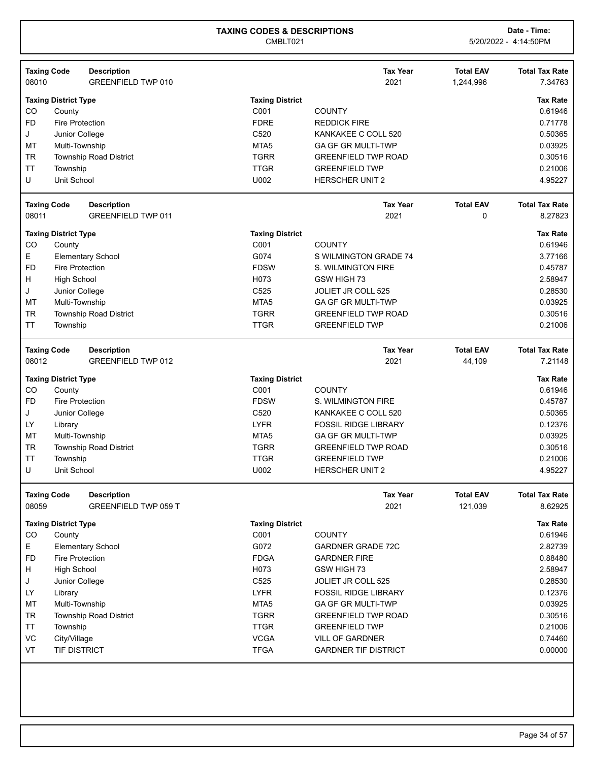# TAXING CODES & DESCRIPTIONS

CMBLT021

**Date - Time:** 5/20/2022 - 4:14:50PM

| Taxing Code | Description | Tax Year | Total EAV | Total Tax Rate |
|---|---|---|---|---|
| 08010 | GREENFIELD TWP 010 | 2021 | 1,244,996 | 7.34763 |

| Taxing District Type | | Taxing District | | Tax Rate |
|---|---|---|---|---|
| CO | County | C001 | COUNTY | 0.61946 |
| FD | Fire Protection | FDRE | REDDICK FIRE | 0.71778 |
| J | Junior College | C520 | KANKAKEE C COLL 520 | 0.50365 |
| MT | Multi-Township | MTA5 | GA GF GR MULTI-TWP | 0.03925 |
| TR | Township Road District | TGRR | GREENFIELD TWP ROAD | 0.30516 |
| TT | Township | TTGR | GREENFIELD TWP | 0.21006 |
| U | Unit School | U002 | HERSCHER UNIT 2 | 4.95227 |

| Taxing Code | Description | Tax Year | Total EAV | Total Tax Rate |
|---|---|---|---|---|
| 08011 | GREENFIELD TWP 011 | 2021 | 0 | 8.27823 |

| Taxing District Type | | Taxing District | | Tax Rate |
|---|---|---|---|---|
| CO | County | C001 | COUNTY | 0.61946 |
| E | Elementary School | G074 | S WILMINGTON GRADE 74 | 3.77166 |
| FD | Fire Protection | FDSW | S. WILMINGTON FIRE | 0.45787 |
| H | High School | H073 | GSW HIGH 73 | 2.58947 |
| J | Junior College | C525 | JOLIET JR COLL 525 | 0.28530 |
| MT | Multi-Township | MTA5 | GA GF GR MULTI-TWP | 0.03925 |
| TR | Township Road District | TGRR | GREENFIELD TWP ROAD | 0.30516 |
| TT | Township | TTGR | GREENFIELD TWP | 0.21006 |

| Taxing Code | Description | Tax Year | Total EAV | Total Tax Rate |
|---|---|---|---|---|
| 08012 | GREENFIELD TWP 012 | 2021 | 44,109 | 7.21148 |

| Taxing District Type | | Taxing District | | Tax Rate |
|---|---|---|---|---|
| CO | County | C001 | COUNTY | 0.61946 |
| FD | Fire Protection | FDSW | S. WILMINGTON FIRE | 0.45787 |
| J | Junior College | C520 | KANKAKEE C COLL 520 | 0.50365 |
| LY | Library | LYFR | FOSSIL RIDGE LIBRARY | 0.12376 |
| MT | Multi-Township | MTA5 | GA GF GR MULTI-TWP | 0.03925 |
| TR | Township Road District | TGRR | GREENFIELD TWP ROAD | 0.30516 |
| TT | Township | TTGR | GREENFIELD TWP | 0.21006 |
| U | Unit School | U002 | HERSCHER UNIT 2 | 4.95227 |

| Taxing Code | Description | Tax Year | Total EAV | Total Tax Rate |
|---|---|---|---|---|
| 08059 | GREENFIELD TWP 059 T | 2021 | 121,039 | 8.62925 |

| Taxing District Type | | Taxing District | | Tax Rate |
|---|---|---|---|---|
| CO | County | C001 | COUNTY | 0.61946 |
| E | Elementary School | G072 | GARDNER GRADE 72C | 2.82739 |
| FD | Fire Protection | FDGA | GARDNER FIRE | 0.88480 |
| H | High School | H073 | GSW HIGH 73 | 2.58947 |
| J | Junior College | C525 | JOLIET JR COLL 525 | 0.28530 |
| LY | Library | LYFR | FOSSIL RIDGE LIBRARY | 0.12376 |
| MT | Multi-Township | MTA5 | GA GF GR MULTI-TWP | 0.03925 |
| TR | Township Road District | TGRR | GREENFIELD TWP ROAD | 0.30516 |
| TT | Township | TTGR | GREENFIELD TWP | 0.21006 |
| VC | City/Village | VCGA | VILL OF GARDNER | 0.74460 |
| VT | TIF DISTRICT | TFGA | GARDNER TIF DISTRICT | 0.00000 |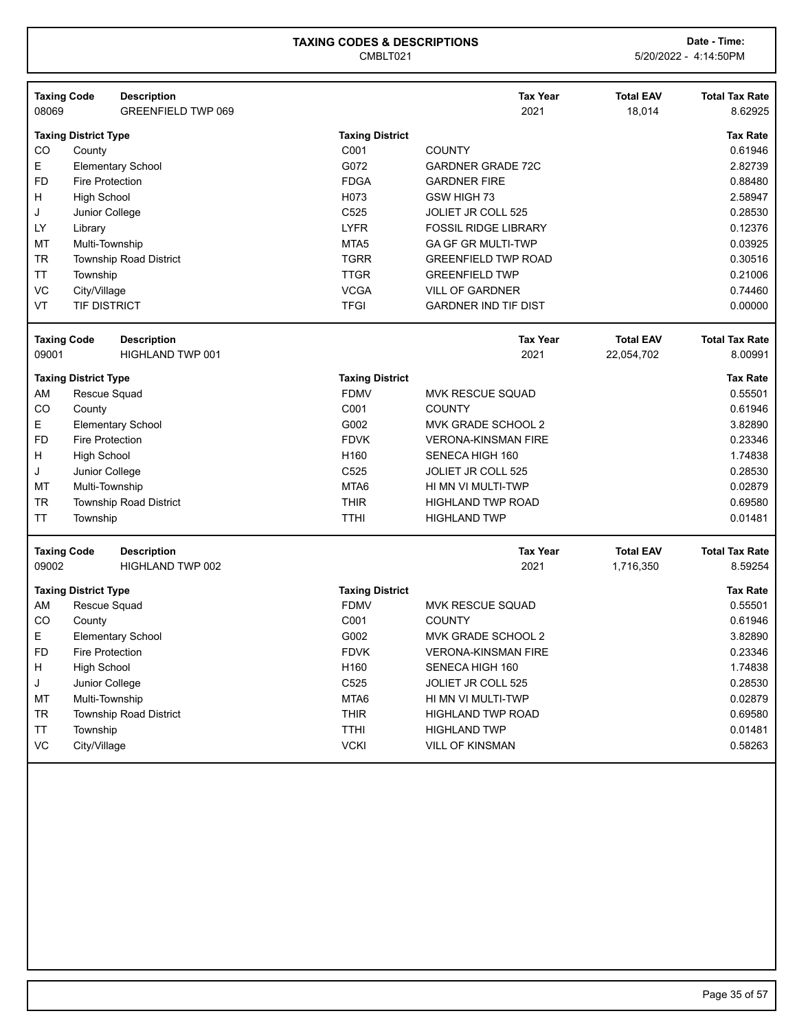# TAXING CODES & DESCRIPTIONS

CMBLT021

**Date - Time:** 5/20/2022 - 4:14:50PM

| Taxing Code | Description | Tax Year | Total EAV | Total Tax Rate |
|---|---|---|---|---|
| 08069 | GREENFIELD TWP 069 | 2021 | 18,014 | 8.62925 |

| Taxing District Type | | Taxing District | | Tax Rate |
|---|---|---|---|---|
| CO | County | C001 | COUNTY | 0.61946 |
| E | Elementary School | G072 | GARDNER GRADE 72C | 2.82739 |
| FD | Fire Protection | FDGA | GARDNER FIRE | 0.88480 |
| H | High School | H073 | GSW HIGH 73 | 2.58947 |
| J | Junior College | C525 | JOLIET JR COLL 525 | 0.28530 |
| LY | Library | LYFR | FOSSIL RIDGE LIBRARY | 0.12376 |
| MT | Multi-Township | MTA5 | GA GF GR MULTI-TWP | 0.03925 |
| TR | Township Road District | TGRR | GREENFIELD TWP ROAD | 0.30516 |
| TT | Township | TTGR | GREENFIELD TWP | 0.21006 |
| VC | City/Village | VCGA | VILL OF GARDNER | 0.74460 |
| VT | TIF DISTRICT | TFGI | GARDNER IND TIF DIST | 0.00000 |

| Taxing Code | Description | Tax Year | Total EAV | Total Tax Rate |
|---|---|---|---|---|
| 09001 | HIGHLAND TWP 001 | 2021 | 22,054,702 | 8.00991 |

| Taxing District Type | | Taxing District | | Tax Rate |
|---|---|---|---|---|
| AM | Rescue Squad | FDMV | MVK RESCUE SQUAD | 0.55501 |
| CO | County | C001 | COUNTY | 0.61946 |
| E | Elementary School | G002 | MVK GRADE SCHOOL 2 | 3.82890 |
| FD | Fire Protection | FDVK | VERONA-KINSMAN FIRE | 0.23346 |
| H | High School | H160 | SENECA HIGH 160 | 1.74838 |
| J | Junior College | C525 | JOLIET JR COLL 525 | 0.28530 |
| MT | Multi-Township | MTA6 | HI MN VI MULTI-TWP | 0.02879 |
| TR | Township Road District | THIR | HIGHLAND TWP ROAD | 0.69580 |
| TT | Township | TTHI | HIGHLAND TWP | 0.01481 |

| Taxing Code | Description | Tax Year | Total EAV | Total Tax Rate |
|---|---|---|---|---|
| 09002 | HIGHLAND TWP 002 | 2021 | 1,716,350 | 8.59254 |

| Taxing District Type | | Taxing District | | Tax Rate |
|---|---|---|---|---|
| AM | Rescue Squad | FDMV | MVK RESCUE SQUAD | 0.55501 |
| CO | County | C001 | COUNTY | 0.61946 |
| E | Elementary School | G002 | MVK GRADE SCHOOL 2 | 3.82890 |
| FD | Fire Protection | FDVK | VERONA-KINSMAN FIRE | 0.23346 |
| H | High School | H160 | SENECA HIGH 160 | 1.74838 |
| J | Junior College | C525 | JOLIET JR COLL 525 | 0.28530 |
| MT | Multi-Township | MTA6 | HI MN VI MULTI-TWP | 0.02879 |
| TR | Township Road District | THIR | HIGHLAND TWP ROAD | 0.69580 |
| TT | Township | TTHI | HIGHLAND TWP | 0.01481 |
| VC | City/Village | VCKI | VILL OF KINSMAN | 0.58263 |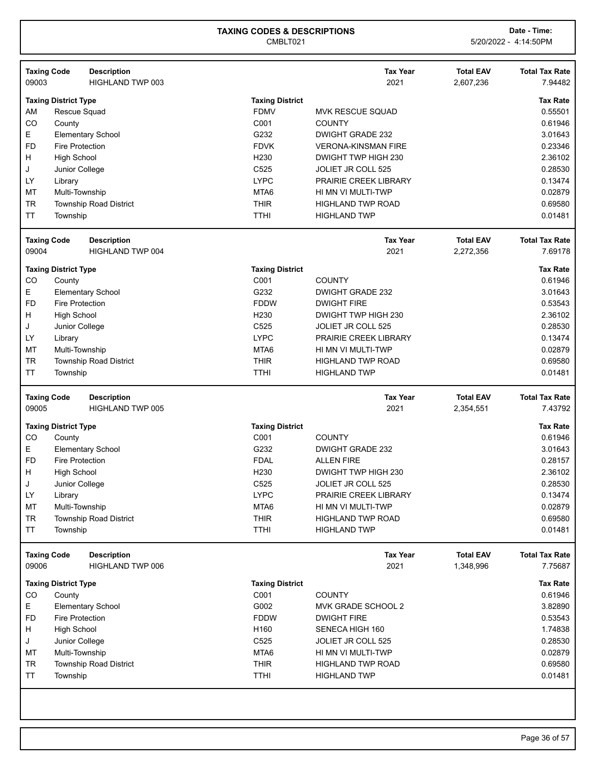# TAXING CODES & DESCRIPTIONS

CMBLT021

**Date - Time:** 5/20/2022 - 4:14:50PM

| Taxing Code | Description | Tax Year | Total EAV | Total Tax Rate |
|---|---|---|---|---|
| 09003 | HIGHLAND TWP 003 | 2021 | 2,607,236 | 7.94482 |

| Taxing District Type | | Taxing District | | Tax Rate |
|---|---|---|---|---|
| AM | Rescue Squad | FDMV | MVK RESCUE SQUAD | 0.55501 |
| CO | County | C001 | COUNTY | 0.61946 |
| E | Elementary School | G232 | DWIGHT GRADE 232 | 3.01643 |
| FD | Fire Protection | FDVK | VERONA-KINSMAN FIRE | 0.23346 |
| H | High School | H230 | DWIGHT TWP HIGH 230 | 2.36102 |
| J | Junior College | C525 | JOLIET JR COLL 525 | 0.28530 |
| LY | Library | LYPC | PRAIRIE CREEK LIBRARY | 0.13474 |
| MT | Multi-Township | MTA6 | HI MN VI MULTI-TWP | 0.02879 |
| TR | Township Road District | THIR | HIGHLAND TWP ROAD | 0.69580 |
| TT | Township | TTHI | HIGHLAND TWP | 0.01481 |

| Taxing Code | Description | Tax Year | Total EAV | Total Tax Rate |
|---|---|---|---|---|
| 09004 | HIGHLAND TWP 004 | 2021 | 2,272,356 | 7.69178 |

| Taxing District Type | | Taxing District | | Tax Rate |
|---|---|---|---|---|
| CO | County | C001 | COUNTY | 0.61946 |
| E | Elementary School | G232 | DWIGHT GRADE 232 | 3.01643 |
| FD | Fire Protection | FDDW | DWIGHT FIRE | 0.53543 |
| H | High School | H230 | DWIGHT TWP HIGH 230 | 2.36102 |
| J | Junior College | C525 | JOLIET JR COLL 525 | 0.28530 |
| LY | Library | LYPC | PRAIRIE CREEK LIBRARY | 0.13474 |
| MT | Multi-Township | MTA6 | HI MN VI MULTI-TWP | 0.02879 |
| TR | Township Road District | THIR | HIGHLAND TWP ROAD | 0.69580 |
| TT | Township | TTHI | HIGHLAND TWP | 0.01481 |

| Taxing Code | Description | Tax Year | Total EAV | Total Tax Rate |
|---|---|---|---|---|
| 09005 | HIGHLAND TWP 005 | 2021 | 2,354,551 | 7.43792 |

| Taxing District Type | | Taxing District | | Tax Rate |
|---|---|---|---|---|
| CO | County | C001 | COUNTY | 0.61946 |
| E | Elementary School | G232 | DWIGHT GRADE 232 | 3.01643 |
| FD | Fire Protection | FDAL | ALLEN FIRE | 0.28157 |
| H | High School | H230 | DWIGHT TWP HIGH 230 | 2.36102 |
| J | Junior College | C525 | JOLIET JR COLL 525 | 0.28530 |
| LY | Library | LYPC | PRAIRIE CREEK LIBRARY | 0.13474 |
| MT | Multi-Township | MTA6 | HI MN VI MULTI-TWP | 0.02879 |
| TR | Township Road District | THIR | HIGHLAND TWP ROAD | 0.69580 |
| TT | Township | TTHI | HIGHLAND TWP | 0.01481 |

| Taxing Code | Description | Tax Year | Total EAV | Total Tax Rate |
|---|---|---|---|---|
| 09006 | HIGHLAND TWP 006 | 2021 | 1,348,996 | 7.75687 |

| Taxing District Type | | Taxing District | | Tax Rate |
|---|---|---|---|---|
| CO | County | C001 | COUNTY | 0.61946 |
| E | Elementary School | G002 | MVK GRADE SCHOOL 2 | 3.82890 |
| FD | Fire Protection | FDDW | DWIGHT FIRE | 0.53543 |
| H | High School | H160 | SENECA HIGH 160 | 1.74838 |
| J | Junior College | C525 | JOLIET JR COLL 525 | 0.28530 |
| MT | Multi-Township | MTA6 | HI MN VI MULTI-TWP | 0.02879 |
| TR | Township Road District | THIR | HIGHLAND TWP ROAD | 0.69580 |
| TT | Township | TTHI | HIGHLAND TWP | 0.01481 |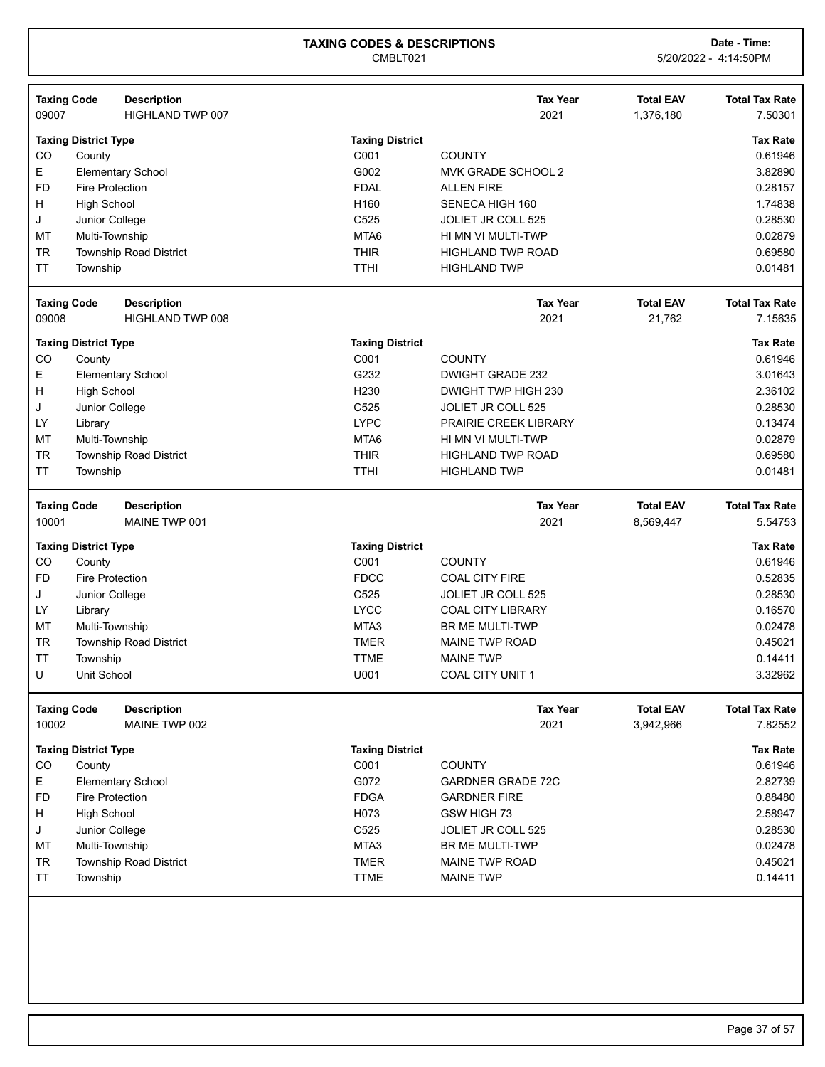# TAXING CODES & DESCRIPTIONS

CMBLT021

Date - Time: 5/20/2022 - 4:14:50PM

| Taxing Code | Description | Tax Year | Total EAV | Total Tax Rate |
|---|---|---|---|---|
| 09007 | HIGHLAND TWP 007 | 2021 | 1,376,180 | 7.50301 |

| Taxing District Type | | Taxing District | | Tax Rate |
|---|---|---|---|---|
| CO | County | C001 | COUNTY | 0.61946 |
| E | Elementary School | G002 | MVK GRADE SCHOOL 2 | 3.82890 |
| FD | Fire Protection | FDAL | ALLEN FIRE | 0.28157 |
| H | High School | H160 | SENECA HIGH 160 | 1.74838 |
| J | Junior College | C525 | JOLIET JR COLL 525 | 0.28530 |
| MT | Multi-Township | MTA6 | HI MN VI MULTI-TWP | 0.02879 |
| TR | Township Road District | THIR | HIGHLAND TWP ROAD | 0.69580 |
| TT | Township | TTHI | HIGHLAND TWP | 0.01481 |

| Taxing Code | Description | Tax Year | Total EAV | Total Tax Rate |
|---|---|---|---|---|
| 09008 | HIGHLAND TWP 008 | 2021 | 21,762 | 7.15635 |

| Taxing District Type | | Taxing District | | Tax Rate |
|---|---|---|---|---|
| CO | County | C001 | COUNTY | 0.61946 |
| E | Elementary School | G232 | DWIGHT GRADE 232 | 3.01643 |
| H | High School | H230 | DWIGHT TWP HIGH 230 | 2.36102 |
| J | Junior College | C525 | JOLIET JR COLL 525 | 0.28530 |
| LY | Library | LYPC | PRAIRIE CREEK LIBRARY | 0.13474 |
| MT | Multi-Township | MTA6 | HI MN VI MULTI-TWP | 0.02879 |
| TR | Township Road District | THIR | HIGHLAND TWP ROAD | 0.69580 |
| TT | Township | TTHI | HIGHLAND TWP | 0.01481 |

| Taxing Code | Description | Tax Year | Total EAV | Total Tax Rate |
|---|---|---|---|---|
| 10001 | MAINE TWP 001 | 2021 | 8,569,447 | 5.54753 |

| Taxing District Type | | Taxing District | | Tax Rate |
|---|---|---|---|---|
| CO | County | C001 | COUNTY | 0.61946 |
| FD | Fire Protection | FDCC | COAL CITY FIRE | 0.52835 |
| J | Junior College | C525 | JOLIET JR COLL 525 | 0.28530 |
| LY | Library | LYCC | COAL CITY LIBRARY | 0.16570 |
| MT | Multi-Township | MTA3 | BR ME MULTI-TWP | 0.02478 |
| TR | Township Road District | TMER | MAINE TWP ROAD | 0.45021 |
| TT | Township | TTME | MAINE TWP | 0.14411 |
| U | Unit School | U001 | COAL CITY UNIT 1 | 3.32962 |

| Taxing Code | Description | Tax Year | Total EAV | Total Tax Rate |
|---|---|---|---|---|
| 10002 | MAINE TWP 002 | 2021 | 3,942,966 | 7.82552 |

| Taxing District Type | | Taxing District | | Tax Rate |
|---|---|---|---|---|
| CO | County | C001 | COUNTY | 0.61946 |
| E | Elementary School | G072 | GARDNER GRADE 72C | 2.82739 |
| FD | Fire Protection | FDGA | GARDNER FIRE | 0.88480 |
| H | High School | H073 | GSW HIGH 73 | 2.58947 |
| J | Junior College | C525 | JOLIET JR COLL 525 | 0.28530 |
| MT | Multi-Township | MTA3 | BR ME MULTI-TWP | 0.02478 |
| TR | Township Road District | TMER | MAINE TWP ROAD | 0.45021 |
| TT | Township | TTME | MAINE TWP | 0.14411 |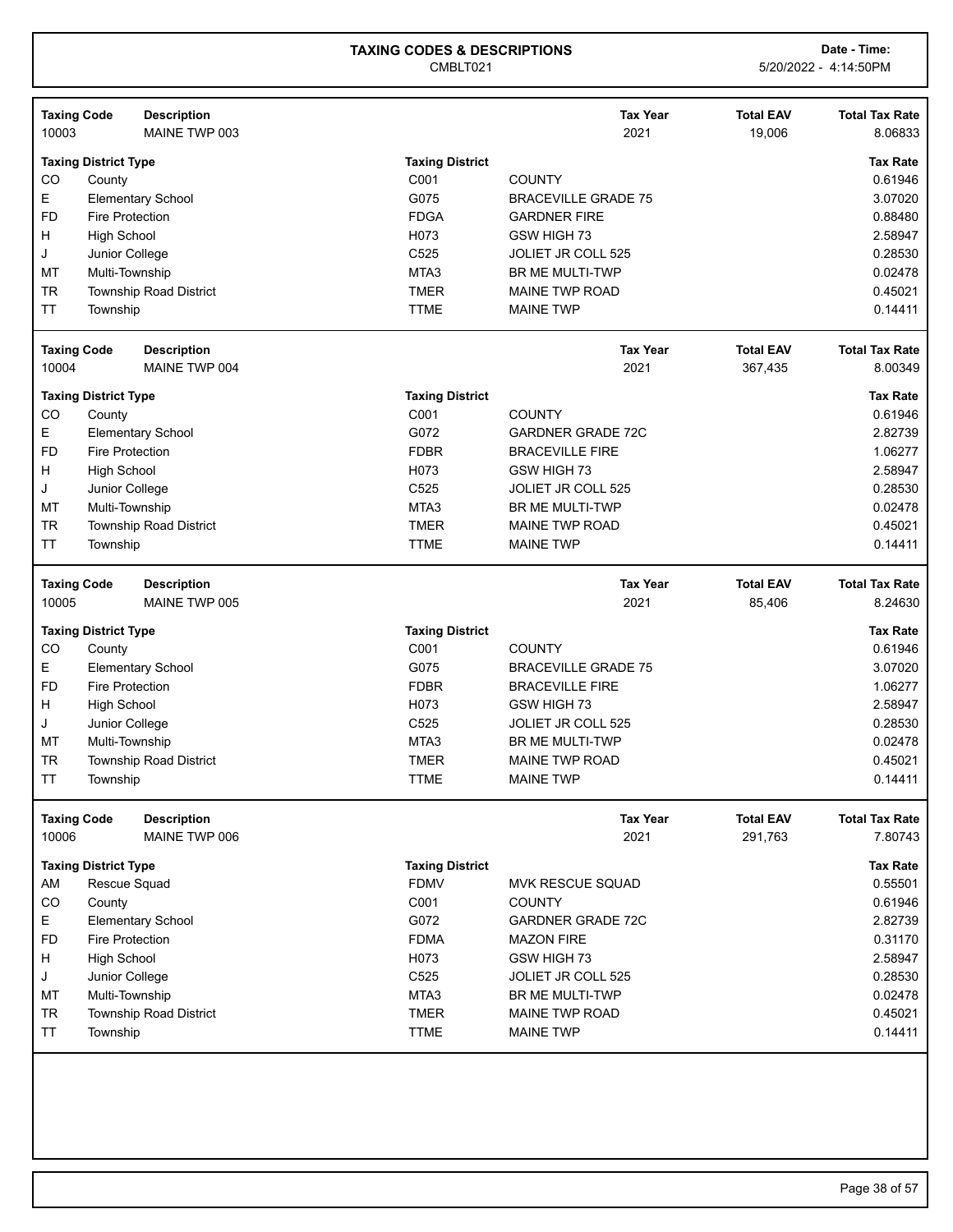## TAXING CODES & DESCRIPTIONS

CMBLT021

**Date - Time:** 5/20/2022 - 4:14:50PM

| Taxing Code | Description | Tax Year | Total EAV | Total Tax Rate |
|---|---|---|---|---|
| 10003 | MAINE TWP 003 | 2021 | 19,006 | 8.06833 |

| Taxing District Type | | Taxing District | | Tax Rate |
|---|---|---|---|---|
| CO | County | C001 | COUNTY | 0.61946 |
| E | Elementary School | G075 | BRACEVILLE GRADE 75 | 3.07020 |
| FD | Fire Protection | FDGA | GARDNER FIRE | 0.88480 |
| H | High School | H073 | GSW HIGH 73 | 2.58947 |
| J | Junior College | C525 | JOLIET JR COLL 525 | 0.28530 |
| MT | Multi-Township | MTA3 | BR ME MULTI-TWP | 0.02478 |
| TR | Township Road District | TMER | MAINE TWP ROAD | 0.45021 |
| TT | Township | TTME | MAINE TWP | 0.14411 |

| Taxing Code | Description | Tax Year | Total EAV | Total Tax Rate |
|---|---|---|---|---|
| 10004 | MAINE TWP 004 | 2021 | 367,435 | 8.00349 |

| Taxing District Type | | Taxing District | | Tax Rate |
|---|---|---|---|---|
| CO | County | C001 | COUNTY | 0.61946 |
| E | Elementary School | G072 | GARDNER GRADE 72C | 2.82739 |
| FD | Fire Protection | FDBR | BRACEVILLE FIRE | 1.06277 |
| H | High School | H073 | GSW HIGH 73 | 2.58947 |
| J | Junior College | C525 | JOLIET JR COLL 525 | 0.28530 |
| MT | Multi-Township | MTA3 | BR ME MULTI-TWP | 0.02478 |
| TR | Township Road District | TMER | MAINE TWP ROAD | 0.45021 |
| TT | Township | TTME | MAINE TWP | 0.14411 |

| Taxing Code | Description | Tax Year | Total EAV | Total Tax Rate |
|---|---|---|---|---|
| 10005 | MAINE TWP 005 | 2021 | 85,406 | 8.24630 |

| Taxing District Type | | Taxing District | | Tax Rate |
|---|---|---|---|---|
| CO | County | C001 | COUNTY | 0.61946 |
| E | Elementary School | G075 | BRACEVILLE GRADE 75 | 3.07020 |
| FD | Fire Protection | FDBR | BRACEVILLE FIRE | 1.06277 |
| H | High School | H073 | GSW HIGH 73 | 2.58947 |
| J | Junior College | C525 | JOLIET JR COLL 525 | 0.28530 |
| MT | Multi-Township | MTA3 | BR ME MULTI-TWP | 0.02478 |
| TR | Township Road District | TMER | MAINE TWP ROAD | 0.45021 |
| TT | Township | TTME | MAINE TWP | 0.14411 |

| Taxing Code | Description | Tax Year | Total EAV | Total Tax Rate |
|---|---|---|---|---|
| 10006 | MAINE TWP 006 | 2021 | 291,763 | 7.80743 |

| Taxing District Type | | Taxing District | | Tax Rate |
|---|---|---|---|---|
| AM | Rescue Squad | FDMV | MVK RESCUE SQUAD | 0.55501 |
| CO | County | C001 | COUNTY | 0.61946 |
| E | Elementary School | G072 | GARDNER GRADE 72C | 2.82739 |
| FD | Fire Protection | FDMA | MAZON FIRE | 0.31170 |
| H | High School | H073 | GSW HIGH 73 | 2.58947 |
| J | Junior College | C525 | JOLIET JR COLL 525 | 0.28530 |
| MT | Multi-Township | MTA3 | BR ME MULTI-TWP | 0.02478 |
| TR | Township Road District | TMER | MAINE TWP ROAD | 0.45021 |
| TT | Township | TTME | MAINE TWP | 0.14411 |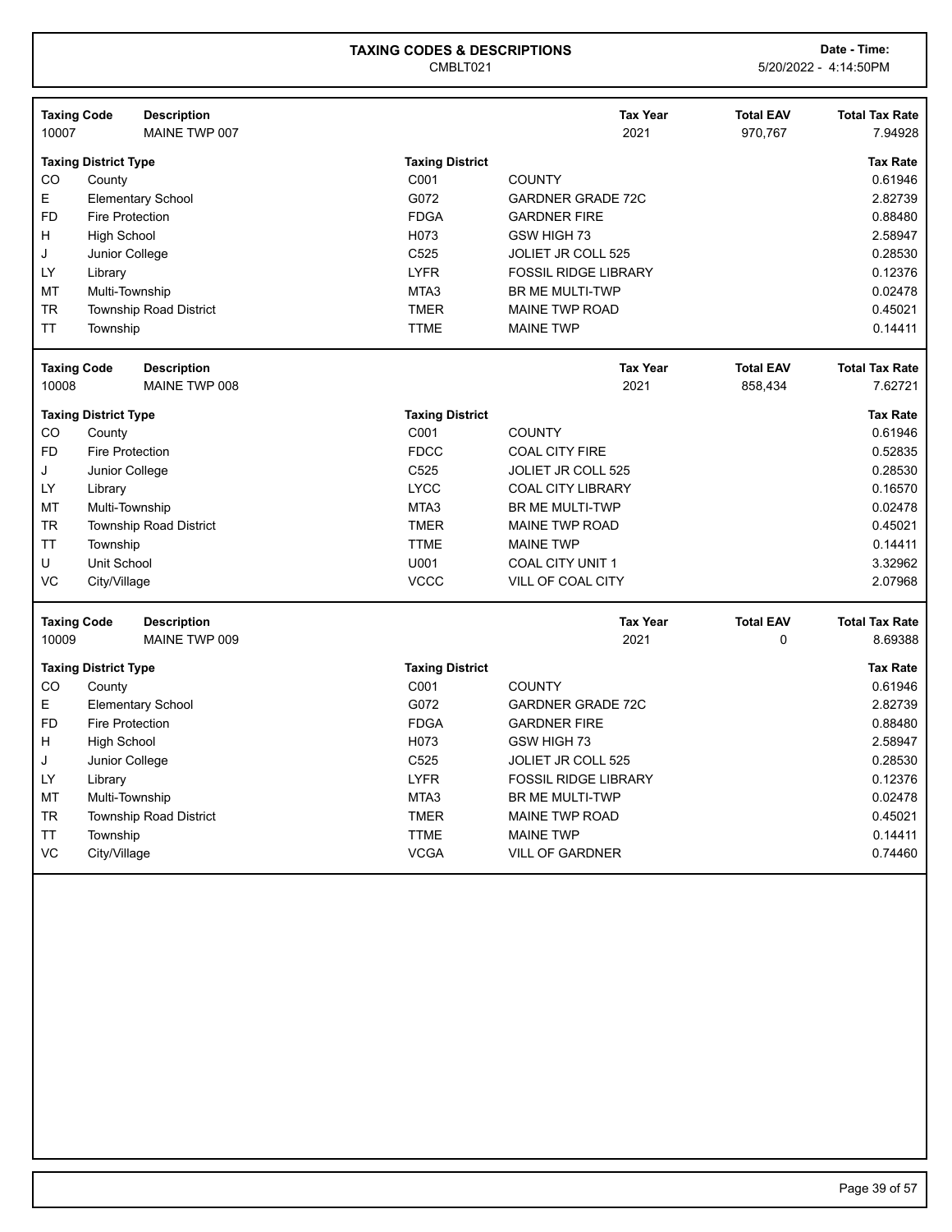# TAXING CODES & DESCRIPTIONS

CMBLT021

Date - Time: 5/20/2022 - 4:14:50PM

| Taxing Code | Description | Tax Year | Total EAV | Total Tax Rate |
|---|---|---|---|---|
| 10007 | MAINE TWP 007 | 2021 | 970,767 | 7.94928 |

| Taxing District Type | | Taxing District | | Tax Rate |
|---|---|---|---|---|
| CO | County | C001 | COUNTY | 0.61946 |
| E | Elementary School | G072 | GARDNER GRADE 72C | 2.82739 |
| FD | Fire Protection | FDGA | GARDNER FIRE | 0.88480 |
| H | High School | H073 | GSW HIGH 73 | 2.58947 |
| J | Junior College | C525 | JOLIET JR COLL 525 | 0.28530 |
| LY | Library | LYFR | FOSSIL RIDGE LIBRARY | 0.12376 |
| MT | Multi-Township | MTA3 | BR ME MULTI-TWP | 0.02478 |
| TR | Township Road District | TMER | MAINE TWP ROAD | 0.45021 |
| TT | Township | TTME | MAINE TWP | 0.14411 |

| Taxing Code | Description | Tax Year | Total EAV | Total Tax Rate |
|---|---|---|---|---|
| 10008 | MAINE TWP 008 | 2021 | 858,434 | 7.62721 |

| Taxing District Type | | Taxing District | | Tax Rate |
|---|---|---|---|---|
| CO | County | C001 | COUNTY | 0.61946 |
| FD | Fire Protection | FDCC | COAL CITY FIRE | 0.52835 |
| J | Junior College | C525 | JOLIET JR COLL 525 | 0.28530 |
| LY | Library | LYCC | COAL CITY LIBRARY | 0.16570 |
| MT | Multi-Township | MTA3 | BR ME MULTI-TWP | 0.02478 |
| TR | Township Road District | TMER | MAINE TWP ROAD | 0.45021 |
| TT | Township | TTME | MAINE TWP | 0.14411 |
| U | Unit School | U001 | COAL CITY UNIT 1 | 3.32962 |
| VC | City/Village | VCCC | VILL OF COAL CITY | 2.07968 |

| Taxing Code | Description | Tax Year | Total EAV | Total Tax Rate |
|---|---|---|---|---|
| 10009 | MAINE TWP 009 | 2021 | 0 | 8.69388 |

| Taxing District Type | | Taxing District | | Tax Rate |
|---|---|---|---|---|
| CO | County | C001 | COUNTY | 0.61946 |
| E | Elementary School | G072 | GARDNER GRADE 72C | 2.82739 |
| FD | Fire Protection | FDGA | GARDNER FIRE | 0.88480 |
| H | High School | H073 | GSW HIGH 73 | 2.58947 |
| J | Junior College | C525 | JOLIET JR COLL 525 | 0.28530 |
| LY | Library | LYFR | FOSSIL RIDGE LIBRARY | 0.12376 |
| MT | Multi-Township | MTA3 | BR ME MULTI-TWP | 0.02478 |
| TR | Township Road District | TMER | MAINE TWP ROAD | 0.45021 |
| TT | Township | TTME | MAINE TWP | 0.14411 |
| VC | City/Village | VCGA | VILL OF GARDNER | 0.74460 |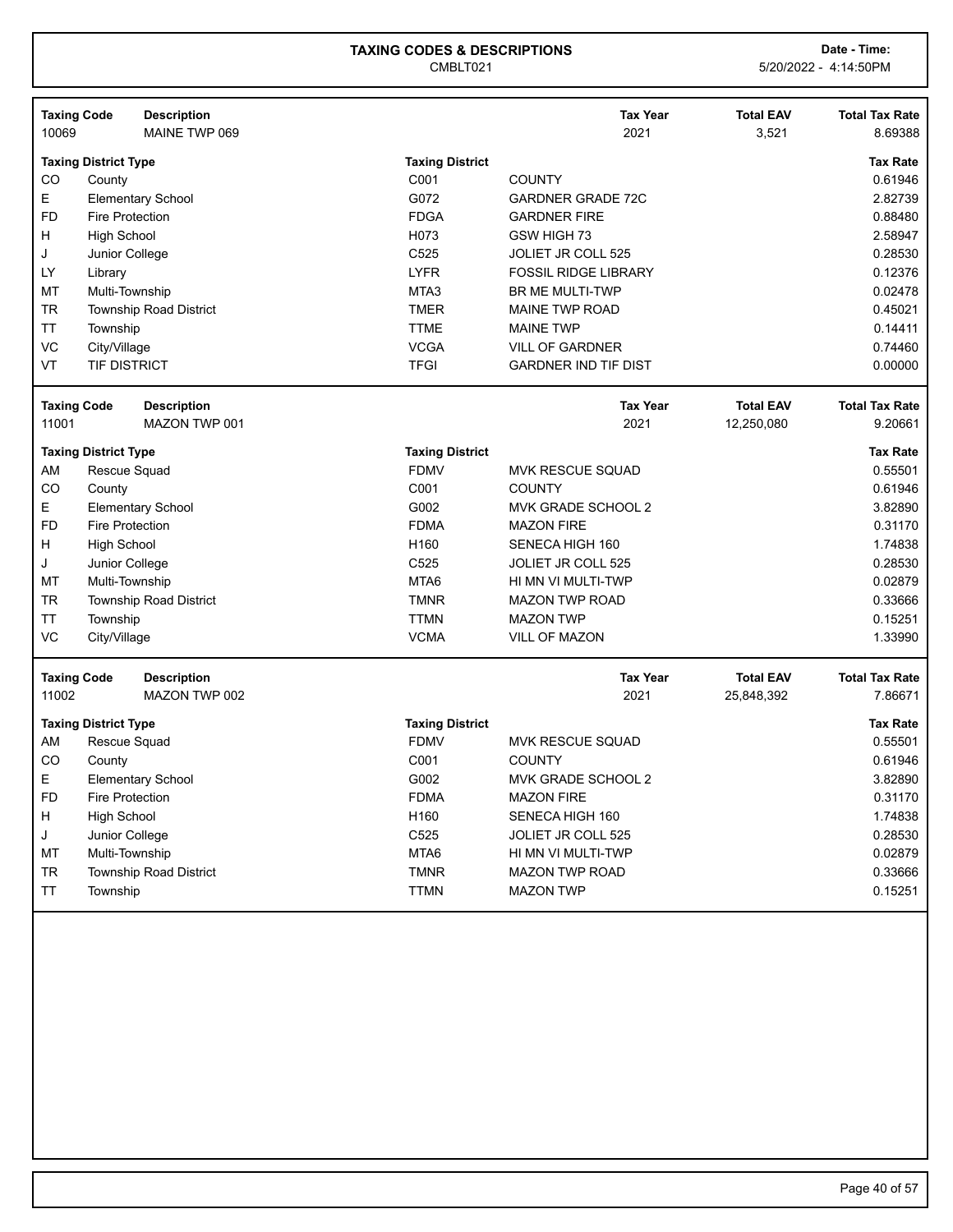# TAXING CODES & DESCRIPTIONS

CMBLT021

**Date - Time:** 5/20/2022 - 4:14:50PM

| Taxing Code | Description | Tax Year | Total EAV | Total Tax Rate |
|---|---|---|---|---|
| 10069 | MAINE TWP 069 | 2021 | 3,521 | 8.69388 |

| Taxing District Type | | Taxing District | | Tax Rate |
|---|---|---|---|---|
| CO | County | C001 | COUNTY | 0.61946 |
| E | Elementary School | G072 | GARDNER GRADE 72C | 2.82739 |
| FD | Fire Protection | FDGA | GARDNER FIRE | 0.88480 |
| H | High School | H073 | GSW HIGH 73 | 2.58947 |
| J | Junior College | C525 | JOLIET JR COLL 525 | 0.28530 |
| LY | Library | LYFR | FOSSIL RIDGE LIBRARY | 0.12376 |
| MT | Multi-Township | MTA3 | BR ME MULTI-TWP | 0.02478 |
| TR | Township Road District | TMER | MAINE TWP ROAD | 0.45021 |
| TT | Township | TTME | MAINE TWP | 0.14411 |
| VC | City/Village | VCGA | VILL OF GARDNER | 0.74460 |
| VT | TIF DISTRICT | TFGI | GARDNER IND TIF DIST | 0.00000 |

| Taxing Code | Description | Tax Year | Total EAV | Total Tax Rate |
|---|---|---|---|---|
| 11001 | MAZON TWP 001 | 2021 | 12,250,080 | 9.20661 |

| Taxing District Type | | Taxing District | | Tax Rate |
|---|---|---|---|---|
| AM | Rescue Squad | FDMV | MVK RESCUE SQUAD | 0.55501 |
| CO | County | C001 | COUNTY | 0.61946 |
| E | Elementary School | G002 | MVK GRADE SCHOOL 2 | 3.82890 |
| FD | Fire Protection | FDMA | MAZON FIRE | 0.31170 |
| H | High School | H160 | SENECA HIGH 160 | 1.74838 |
| J | Junior College | C525 | JOLIET JR COLL 525 | 0.28530 |
| MT | Multi-Township | MTA6 | HI MN VI MULTI-TWP | 0.02879 |
| TR | Township Road District | TMNR | MAZON TWP ROAD | 0.33666 |
| TT | Township | TTMN | MAZON TWP | 0.15251 |
| VC | City/Village | VCMA | VILL OF MAZON | 1.33990 |

| Taxing Code | Description | Tax Year | Total EAV | Total Tax Rate |
|---|---|---|---|---|
| 11002 | MAZON TWP 002 | 2021 | 25,848,392 | 7.86671 |

| Taxing District Type | | Taxing District | | Tax Rate |
|---|---|---|---|---|
| AM | Rescue Squad | FDMV | MVK RESCUE SQUAD | 0.55501 |
| CO | County | C001 | COUNTY | 0.61946 |
| E | Elementary School | G002 | MVK GRADE SCHOOL 2 | 3.82890 |
| FD | Fire Protection | FDMA | MAZON FIRE | 0.31170 |
| H | High School | H160 | SENECA HIGH 160 | 1.74838 |
| J | Junior College | C525 | JOLIET JR COLL 525 | 0.28530 |
| MT | Multi-Township | MTA6 | HI MN VI MULTI-TWP | 0.02879 |
| TR | Township Road District | TMNR | MAZON TWP ROAD | 0.33666 |
| TT | Township | TTMN | MAZON TWP | 0.15251 |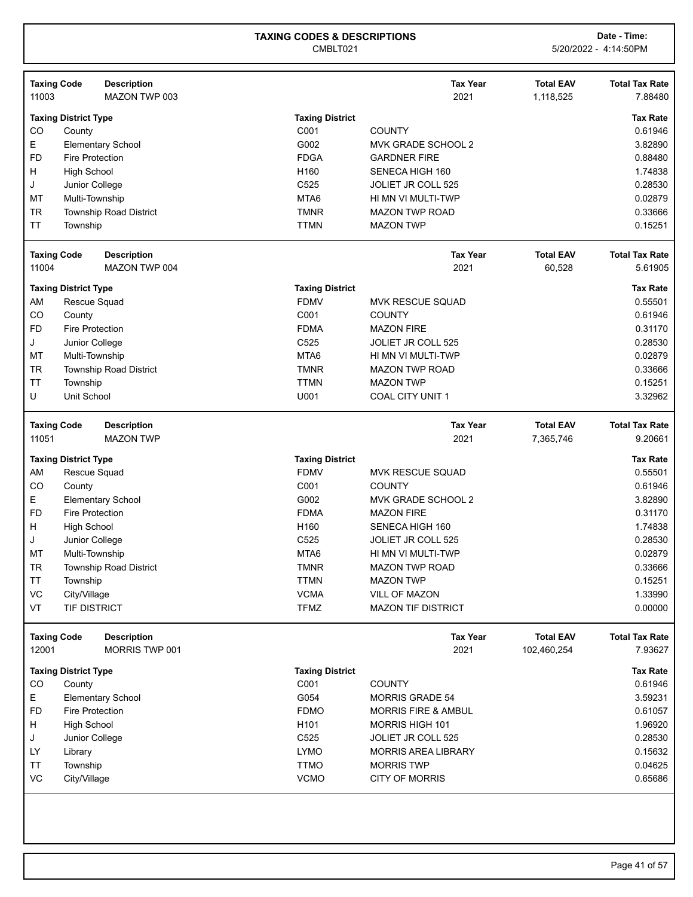# TAXING CODES & DESCRIPTIONS

CMBLT021

**Date - Time:** 5/20/2022 - 4:14:50PM

| Taxing Code | Description | Tax Year | Total EAV | Total Tax Rate |
|---|---|---|---|---|
| 11003 | MAZON TWP 003 | 2021 | 1,118,525 | 7.88480 |

| Taxing District Type | | Taxing District | | Tax Rate |
|---|---|---|---|---|
| CO | County | C001 | COUNTY | 0.61946 |
| E | Elementary School | G002 | MVK GRADE SCHOOL 2 | 3.82890 |
| FD | Fire Protection | FDGA | GARDNER FIRE | 0.88480 |
| H | High School | H160 | SENECA HIGH 160 | 1.74838 |
| J | Junior College | C525 | JOLIET JR COLL 525 | 0.28530 |
| MT | Multi-Township | MTA6 | HI MN VI MULTI-TWP | 0.02879 |
| TR | Township Road District | TMNR | MAZON TWP ROAD | 0.33666 |
| TT | Township | TTMN | MAZON TWP | 0.15251 |

| Taxing Code | Description | Tax Year | Total EAV | Total Tax Rate |
|---|---|---|---|---|
| 11004 | MAZON TWP 004 | 2021 | 60,528 | 5.61905 |

| Taxing District Type | | Taxing District | | Tax Rate |
|---|---|---|---|---|
| AM | Rescue Squad | FDMV | MVK RESCUE SQUAD | 0.55501 |
| CO | County | C001 | COUNTY | 0.61946 |
| FD | Fire Protection | FDMA | MAZON FIRE | 0.31170 |
| J | Junior College | C525 | JOLIET JR COLL 525 | 0.28530 |
| MT | Multi-Township | MTA6 | HI MN VI MULTI-TWP | 0.02879 |
| TR | Township Road District | TMNR | MAZON TWP ROAD | 0.33666 |
| TT | Township | TTMN | MAZON TWP | 0.15251 |
| U | Unit School | U001 | COAL CITY UNIT 1 | 3.32962 |

| Taxing Code | Description | Tax Year | Total EAV | Total Tax Rate |
|---|---|---|---|---|
| 11051 | MAZON TWP | 2021 | 7,365,746 | 9.20661 |

| Taxing District Type | | Taxing District | | Tax Rate |
|---|---|---|---|---|
| AM | Rescue Squad | FDMV | MVK RESCUE SQUAD | 0.55501 |
| CO | County | C001 | COUNTY | 0.61946 |
| E | Elementary School | G002 | MVK GRADE SCHOOL 2 | 3.82890 |
| FD | Fire Protection | FDMA | MAZON FIRE | 0.31170 |
| H | High School | H160 | SENECA HIGH 160 | 1.74838 |
| J | Junior College | C525 | JOLIET JR COLL 525 | 0.28530 |
| MT | Multi-Township | MTA6 | HI MN VI MULTI-TWP | 0.02879 |
| TR | Township Road District | TMNR | MAZON TWP ROAD | 0.33666 |
| TT | Township | TTMN | MAZON TWP | 0.15251 |
| VC | City/Village | VCMA | VILL OF MAZON | 1.33990 |
| VT | TIF DISTRICT | TFMZ | MAZON TIF DISTRICT | 0.00000 |

| Taxing Code | Description | Tax Year | Total EAV | Total Tax Rate |
|---|---|---|---|---|
| 12001 | MORRIS TWP 001 | 2021 | 102,460,254 | 7.93627 |

| Taxing District Type | | Taxing District | | Tax Rate |
|---|---|---|---|---|
| CO | County | C001 | COUNTY | 0.61946 |
| E | Elementary School | G054 | MORRIS GRADE 54 | 3.59231 |
| FD | Fire Protection | FDMO | MORRIS FIRE & AMBUL | 0.61057 |
| H | High School | H101 | MORRIS HIGH 101 | 1.96920 |
| J | Junior College | C525 | JOLIET JR COLL 525 | 0.28530 |
| LY | Library | LYMO | MORRIS AREA LIBRARY | 0.15632 |
| TT | Township | TTMO | MORRIS TWP | 0.04625 |
| VC | City/Village | VCMO | CITY OF MORRIS | 0.65686 |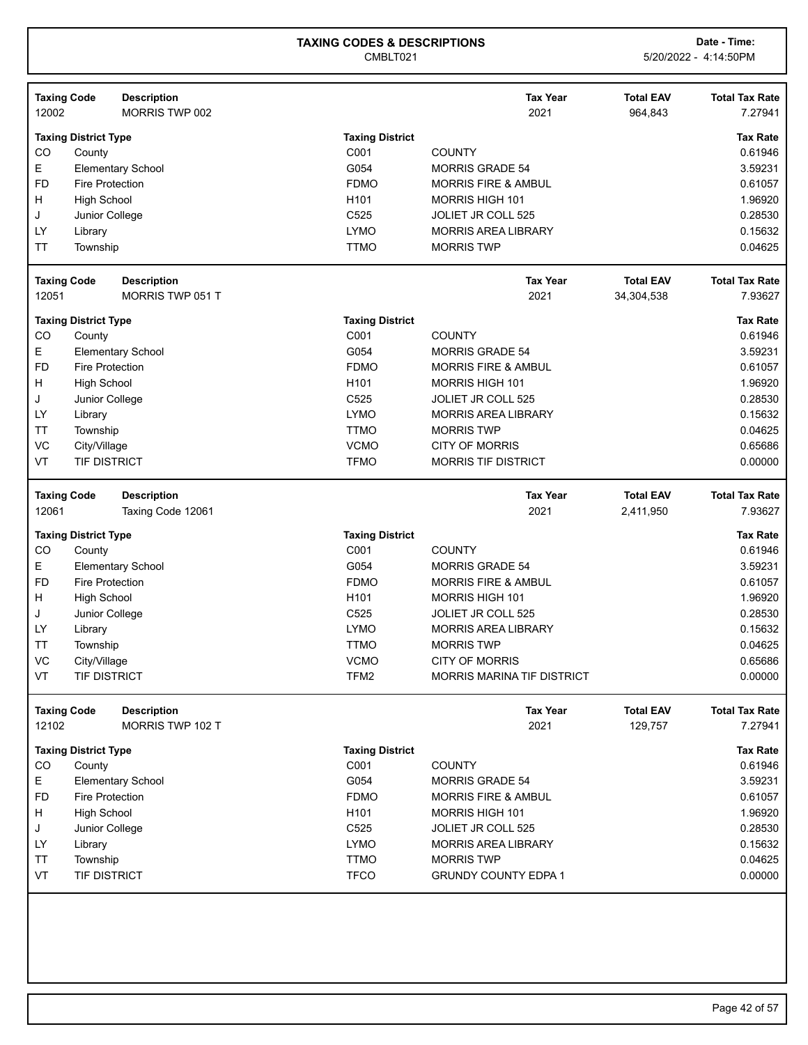# TAXING CODES & DESCRIPTIONS

CMBLT021

Date - Time: 5/20/2022 - 4:14:50PM

| Taxing Code | Description | Tax Year | Total EAV | Total Tax Rate |
|---|---|---|---|---|
| 12002 | MORRIS TWP 002 | 2021 | 964,843 | 7.27941 |

| Taxing District Type | | Taxing District | | Tax Rate |
|---|---|---|---|---|
| CO | County | C001 | COUNTY | 0.61946 |
| E | Elementary School | G054 | MORRIS GRADE 54 | 3.59231 |
| FD | Fire Protection | FDMO | MORRIS FIRE & AMBUL | 0.61057 |
| H | High School | H101 | MORRIS HIGH 101 | 1.96920 |
| J | Junior College | C525 | JOLIET JR COLL 525 | 0.28530 |
| LY | Library | LYMO | MORRIS AREA LIBRARY | 0.15632 |
| TT | Township | TTMO | MORRIS TWP | 0.04625 |

| Taxing Code | Description | Tax Year | Total EAV | Total Tax Rate |
|---|---|---|---|---|
| 12051 | MORRIS TWP 051 T | 2021 | 34,304,538 | 7.93627 |

| Taxing District Type | | Taxing District | | Tax Rate |
|---|---|---|---|---|
| CO | County | C001 | COUNTY | 0.61946 |
| E | Elementary School | G054 | MORRIS GRADE 54 | 3.59231 |
| FD | Fire Protection | FDMO | MORRIS FIRE & AMBUL | 0.61057 |
| H | High School | H101 | MORRIS HIGH 101 | 1.96920 |
| J | Junior College | C525 | JOLIET JR COLL 525 | 0.28530 |
| LY | Library | LYMO | MORRIS AREA LIBRARY | 0.15632 |
| TT | Township | TTMO | MORRIS TWP | 0.04625 |
| VC | City/Village | VCMO | CITY OF MORRIS | 0.65686 |
| VT | TIF DISTRICT | TFMO | MORRIS TIF DISTRICT | 0.00000 |

| Taxing Code | Description | Tax Year | Total EAV | Total Tax Rate |
|---|---|---|---|---|
| 12061 | Taxing Code 12061 | 2021 | 2,411,950 | 7.93627 |

| Taxing District Type | | Taxing District | | Tax Rate |
|---|---|---|---|---|
| CO | County | C001 | COUNTY | 0.61946 |
| E | Elementary School | G054 | MORRIS GRADE 54 | 3.59231 |
| FD | Fire Protection | FDMO | MORRIS FIRE & AMBUL | 0.61057 |
| H | High School | H101 | MORRIS HIGH 101 | 1.96920 |
| J | Junior College | C525 | JOLIET JR COLL 525 | 0.28530 |
| LY | Library | LYMO | MORRIS AREA LIBRARY | 0.15632 |
| TT | Township | TTMO | MORRIS TWP | 0.04625 |
| VC | City/Village | VCMO | CITY OF MORRIS | 0.65686 |
| VT | TIF DISTRICT | TFM2 | MORRIS MARINA TIF DISTRICT | 0.00000 |

| Taxing Code | Description | Tax Year | Total EAV | Total Tax Rate |
|---|---|---|---|---|
| 12102 | MORRIS TWP 102 T | 2021 | 129,757 | 7.27941 |

| Taxing District Type | | Taxing District | | Tax Rate |
|---|---|---|---|---|
| CO | County | C001 | COUNTY | 0.61946 |
| E | Elementary School | G054 | MORRIS GRADE 54 | 3.59231 |
| FD | Fire Protection | FDMO | MORRIS FIRE & AMBUL | 0.61057 |
| H | High School | H101 | MORRIS HIGH 101 | 1.96920 |
| J | Junior College | C525 | JOLIET JR COLL 525 | 0.28530 |
| LY | Library | LYMO | MORRIS AREA LIBRARY | 0.15632 |
| TT | Township | TTMO | MORRIS TWP | 0.04625 |
| VT | TIF DISTRICT | TFCO | GRUNDY COUNTY EDPA 1 | 0.00000 |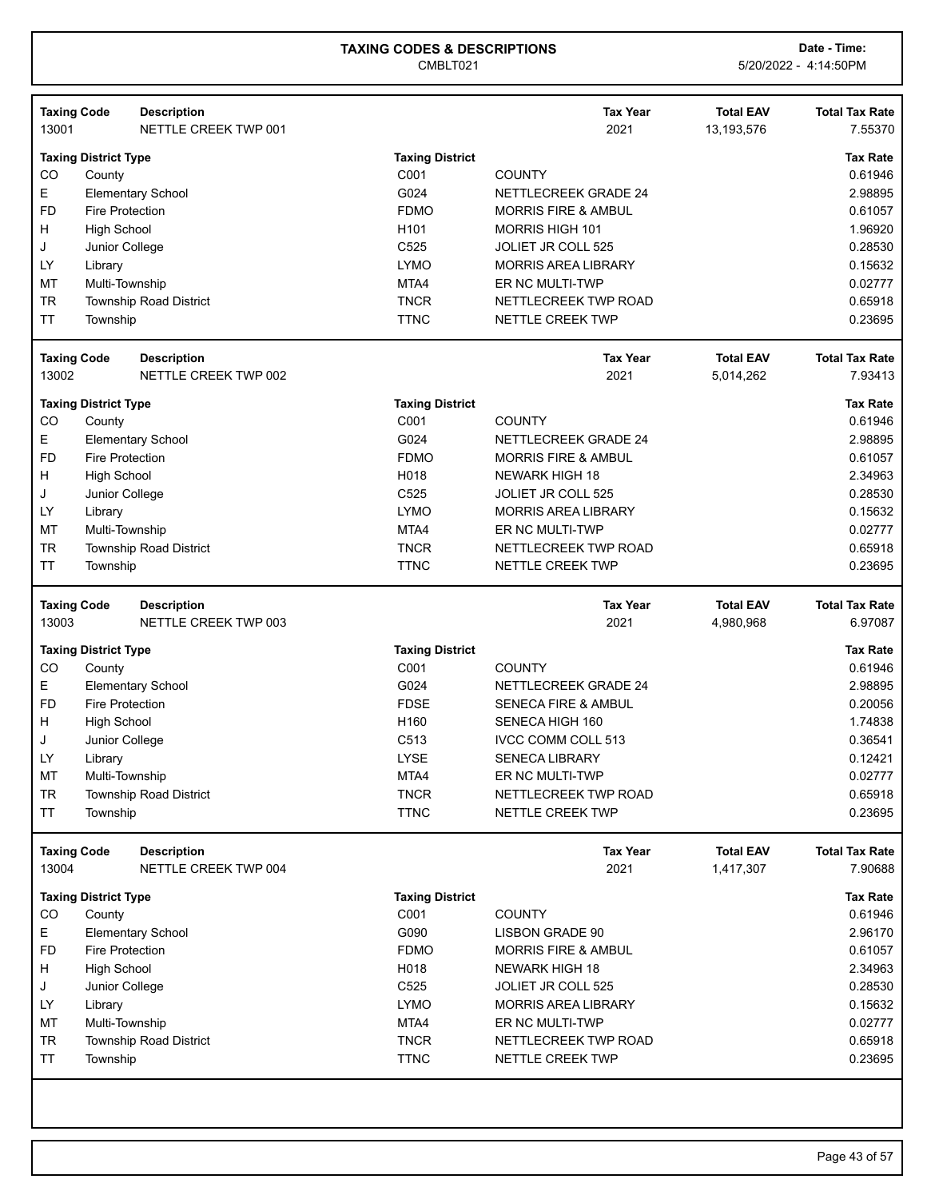# TAXING CODES & DESCRIPTIONS

CMBLT021

Date - Time: 5/20/2022 - 4:14:50PM

| Taxing Code | Description | Tax Year | Total EAV | Total Tax Rate |
|---|---|---|---|---|
| 13001 | NETTLE CREEK TWP 001 | 2021 | 13,193,576 | 7.55370 |

| Taxing District Type | | Taxing District | | Tax Rate |
|---|---|---|---|---|
| CO | County | C001 | COUNTY | 0.61946 |
| E | Elementary School | G024 | NETTLECREEK GRADE 24 | 2.98895 |
| FD | Fire Protection | FDMO | MORRIS FIRE & AMBUL | 0.61057 |
| H | High School | H101 | MORRIS HIGH 101 | 1.96920 |
| J | Junior College | C525 | JOLIET JR COLL 525 | 0.28530 |
| LY | Library | LYMO | MORRIS AREA LIBRARY | 0.15632 |
| MT | Multi-Township | MTA4 | ER NC MULTI-TWP | 0.02777 |
| TR | Township Road District | TNCR | NETTLECREEK TWP ROAD | 0.65918 |
| TT | Township | TTNC | NETTLE CREEK TWP | 0.23695 |

| Taxing Code | Description | Tax Year | Total EAV | Total Tax Rate |
|---|---|---|---|---|
| 13002 | NETTLE CREEK TWP 002 | 2021 | 5,014,262 | 7.93413 |

| Taxing District Type | | Taxing District | | Tax Rate |
|---|---|---|---|---|
| CO | County | C001 | COUNTY | 0.61946 |
| E | Elementary School | G024 | NETTLECREEK GRADE 24 | 2.98895 |
| FD | Fire Protection | FDMO | MORRIS FIRE & AMBUL | 0.61057 |
| H | High School | H018 | NEWARK HIGH 18 | 2.34963 |
| J | Junior College | C525 | JOLIET JR COLL 525 | 0.28530 |
| LY | Library | LYMO | MORRIS AREA LIBRARY | 0.15632 |
| MT | Multi-Township | MTA4 | ER NC MULTI-TWP | 0.02777 |
| TR | Township Road District | TNCR | NETTLECREEK TWP ROAD | 0.65918 |
| TT | Township | TTNC | NETTLE CREEK TWP | 0.23695 |

| Taxing Code | Description | Tax Year | Total EAV | Total Tax Rate |
|---|---|---|---|---|
| 13003 | NETTLE CREEK TWP 003 | 2021 | 4,980,968 | 6.97087 |

| Taxing District Type | | Taxing District | | Tax Rate |
|---|---|---|---|---|
| CO | County | C001 | COUNTY | 0.61946 |
| E | Elementary School | G024 | NETTLECREEK GRADE 24 | 2.98895 |
| FD | Fire Protection | FDSE | SENECA FIRE & AMBUL | 0.20056 |
| H | High School | H160 | SENECA HIGH 160 | 1.74838 |
| J | Junior College | C513 | IVCC COMM COLL 513 | 0.36541 |
| LY | Library | LYSE | SENECA LIBRARY | 0.12421 |
| MT | Multi-Township | MTA4 | ER NC MULTI-TWP | 0.02777 |
| TR | Township Road District | TNCR | NETTLECREEK TWP ROAD | 0.65918 |
| TT | Township | TTNC | NETTLE CREEK TWP | 0.23695 |

| Taxing Code | Description | Tax Year | Total EAV | Total Tax Rate |
|---|---|---|---|---|
| 13004 | NETTLE CREEK TWP 004 | 2021 | 1,417,307 | 7.90688 |

| Taxing District Type | | Taxing District | | Tax Rate |
|---|---|---|---|---|
| CO | County | C001 | COUNTY | 0.61946 |
| E | Elementary School | G090 | LISBON GRADE 90 | 2.96170 |
| FD | Fire Protection | FDMO | MORRIS FIRE & AMBUL | 0.61057 |
| H | High School | H018 | NEWARK HIGH 18 | 2.34963 |
| J | Junior College | C525 | JOLIET JR COLL 525 | 0.28530 |
| LY | Library | LYMO | MORRIS AREA LIBRARY | 0.15632 |
| MT | Multi-Township | MTA4 | ER NC MULTI-TWP | 0.02777 |
| TR | Township Road District | TNCR | NETTLECREEK TWP ROAD | 0.65918 |
| TT | Township | TTNC | NETTLE CREEK TWP | 0.23695 |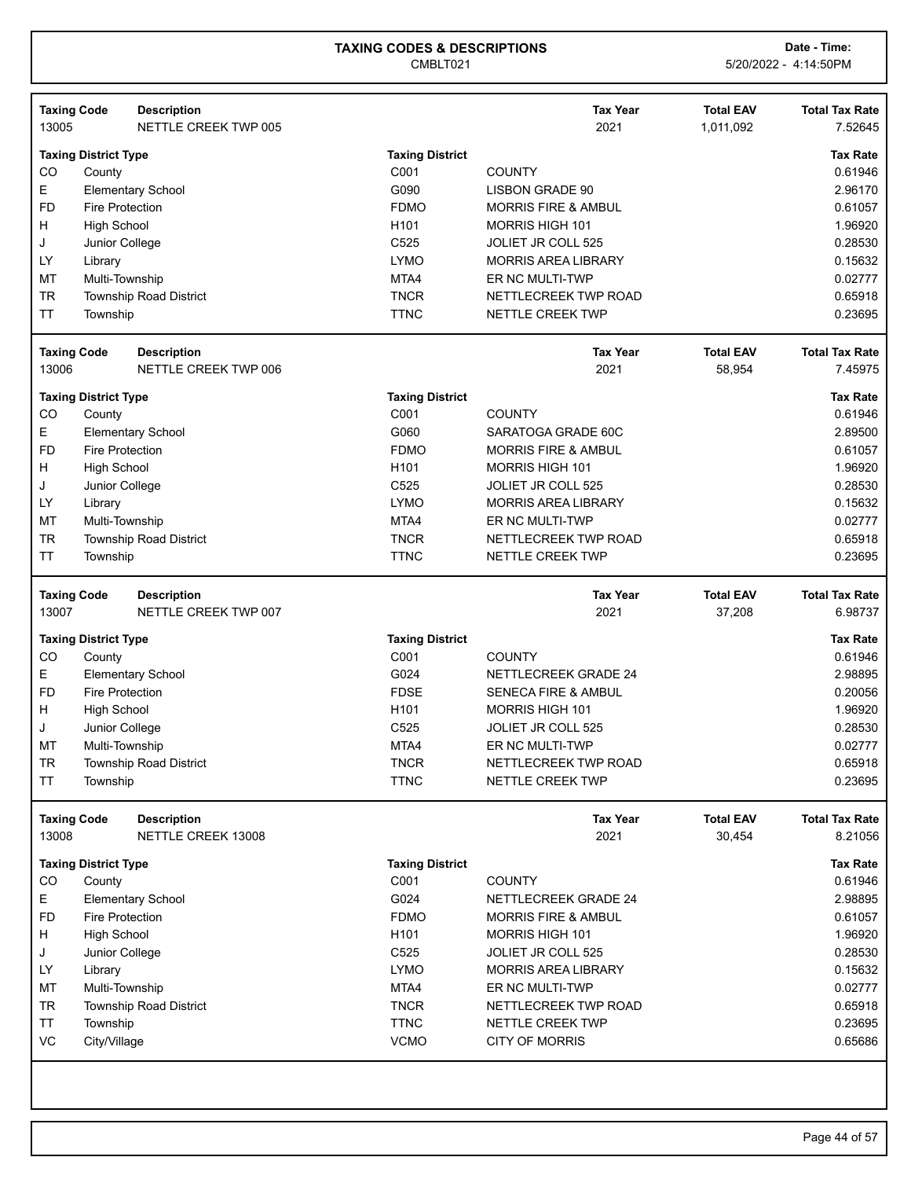# TAXING CODES & DESCRIPTIONS

CMBLT021

**Date - Time:** 5/20/2022 - 4:14:50PM

| Taxing Code | Description | Tax Year | Total EAV | Total Tax Rate |
|---|---|---|---|---|
| 13005 | NETTLE CREEK TWP 005 | 2021 | 1,011,092 | 7.52645 |

| Taxing District Type | | Taxing District | | Tax Rate |
|---|---|---|---|---|
| CO | County | C001 | COUNTY | 0.61946 |
| E | Elementary School | G090 | LISBON GRADE 90 | 2.96170 |
| FD | Fire Protection | FDMO | MORRIS FIRE & AMBUL | 0.61057 |
| H | High School | H101 | MORRIS HIGH 101 | 1.96920 |
| J | Junior College | C525 | JOLIET JR COLL 525 | 0.28530 |
| LY | Library | LYMO | MORRIS AREA LIBRARY | 0.15632 |
| MT | Multi-Township | MTA4 | ER NC MULTI-TWP | 0.02777 |
| TR | Township Road District | TNCR | NETTLECREEK TWP ROAD | 0.65918 |
| TT | Township | TTNC | NETTLE CREEK TWP | 0.23695 |

| Taxing Code | Description | Tax Year | Total EAV | Total Tax Rate |
|---|---|---|---|---|
| 13006 | NETTLE CREEK TWP 006 | 2021 | 58,954 | 7.45975 |

| Taxing District Type | | Taxing District | | Tax Rate |
|---|---|---|---|---|
| CO | County | C001 | COUNTY | 0.61946 |
| E | Elementary School | G060 | SARATOGA GRADE 60C | 2.89500 |
| FD | Fire Protection | FDMO | MORRIS FIRE & AMBUL | 0.61057 |
| H | High School | H101 | MORRIS HIGH 101 | 1.96920 |
| J | Junior College | C525 | JOLIET JR COLL 525 | 0.28530 |
| LY | Library | LYMO | MORRIS AREA LIBRARY | 0.15632 |
| MT | Multi-Township | MTA4 | ER NC MULTI-TWP | 0.02777 |
| TR | Township Road District | TNCR | NETTLECREEK TWP ROAD | 0.65918 |
| TT | Township | TTNC | NETTLE CREEK TWP | 0.23695 |

| Taxing Code | Description | Tax Year | Total EAV | Total Tax Rate |
|---|---|---|---|---|
| 13007 | NETTLE CREEK TWP 007 | 2021 | 37,208 | 6.98737 |

| Taxing District Type | | Taxing District | | Tax Rate |
|---|---|---|---|---|
| CO | County | C001 | COUNTY | 0.61946 |
| E | Elementary School | G024 | NETTLECREEK GRADE 24 | 2.98895 |
| FD | Fire Protection | FDSE | SENECA FIRE & AMBUL | 0.20056 |
| H | High School | H101 | MORRIS HIGH 101 | 1.96920 |
| J | Junior College | C525 | JOLIET JR COLL 525 | 0.28530 |
| MT | Multi-Township | MTA4 | ER NC MULTI-TWP | 0.02777 |
| TR | Township Road District | TNCR | NETTLECREEK TWP ROAD | 0.65918 |
| TT | Township | TTNC | NETTLE CREEK TWP | 0.23695 |

| Taxing Code | Description | Tax Year | Total EAV | Total Tax Rate |
|---|---|---|---|---|
| 13008 | NETTLE CREEK 13008 | 2021 | 30,454 | 8.21056 |

| Taxing District Type | | Taxing District | | Tax Rate |
|---|---|---|---|---|
| CO | County | C001 | COUNTY | 0.61946 |
| E | Elementary School | G024 | NETTLECREEK GRADE 24 | 2.98895 |
| FD | Fire Protection | FDMO | MORRIS FIRE & AMBUL | 0.61057 |
| H | High School | H101 | MORRIS HIGH 101 | 1.96920 |
| J | Junior College | C525 | JOLIET JR COLL 525 | 0.28530 |
| LY | Library | LYMO | MORRIS AREA LIBRARY | 0.15632 |
| MT | Multi-Township | MTA4 | ER NC MULTI-TWP | 0.02777 |
| TR | Township Road District | TNCR | NETTLECREEK TWP ROAD | 0.65918 |
| TT | Township | TTNC | NETTLE CREEK TWP | 0.23695 |
| VC | City/Village | VCMO | CITY OF MORRIS | 0.65686 |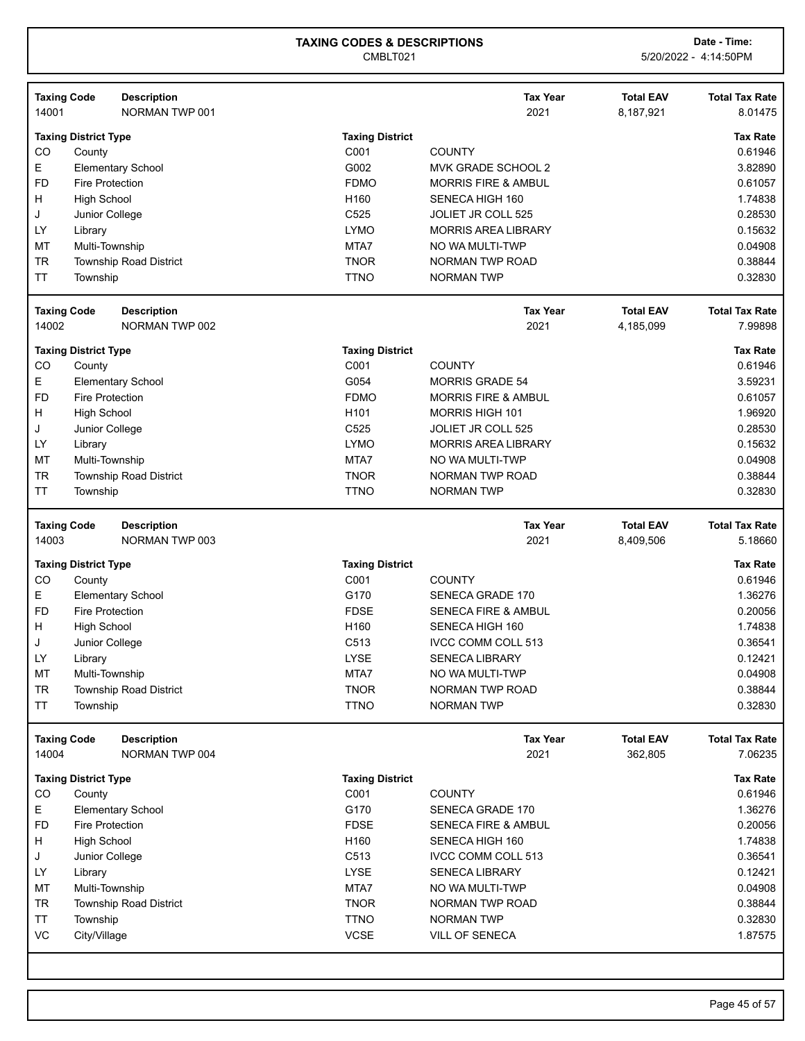# TAXING CODES & DESCRIPTIONS

CMBLT021

**Date - Time:** 5/20/2022 - 4:14:50PM

| Taxing Code | Description | Tax Year | Total EAV | Total Tax Rate |
|---|---|---|---|---|
| 14001 | NORMAN TWP 001 | 2021 | 8,187,921 | 8.01475 |

| Taxing District Type | | Taxing District | | Tax Rate |
|---|---|---|---|---|
| CO | County | C001 | COUNTY | 0.61946 |
| E | Elementary School | G002 | MVK GRADE SCHOOL 2 | 3.82890 |
| FD | Fire Protection | FDMO | MORRIS FIRE & AMBUL | 0.61057 |
| H | High School | H160 | SENECA HIGH 160 | 1.74838 |
| J | Junior College | C525 | JOLIET JR COLL 525 | 0.28530 |
| LY | Library | LYMO | MORRIS AREA LIBRARY | 0.15632 |
| MT | Multi-Township | MTA7 | NO WA MULTI-TWP | 0.04908 |
| TR | Township Road District | TNOR | NORMAN TWP ROAD | 0.38844 |
| TT | Township | TTNO | NORMAN TWP | 0.32830 |

| Taxing Code | Description | Tax Year | Total EAV | Total Tax Rate |
|---|---|---|---|---|
| 14002 | NORMAN TWP 002 | 2021 | 4,185,099 | 7.99898 |

| Taxing District Type | | Taxing District | | Tax Rate |
|---|---|---|---|---|
| CO | County | C001 | COUNTY | 0.61946 |
| E | Elementary School | G054 | MORRIS GRADE 54 | 3.59231 |
| FD | Fire Protection | FDMO | MORRIS FIRE & AMBUL | 0.61057 |
| H | High School | H101 | MORRIS HIGH 101 | 1.96920 |
| J | Junior College | C525 | JOLIET JR COLL 525 | 0.28530 |
| LY | Library | LYMO | MORRIS AREA LIBRARY | 0.15632 |
| MT | Multi-Township | MTA7 | NO WA MULTI-TWP | 0.04908 |
| TR | Township Road District | TNOR | NORMAN TWP ROAD | 0.38844 |
| TT | Township | TTNO | NORMAN TWP | 0.32830 |

| Taxing Code | Description | Tax Year | Total EAV | Total Tax Rate |
|---|---|---|---|---|
| 14003 | NORMAN TWP 003 | 2021 | 8,409,506 | 5.18660 |

| Taxing District Type | | Taxing District | | Tax Rate |
|---|---|---|---|---|
| CO | County | C001 | COUNTY | 0.61946 |
| E | Elementary School | G170 | SENECA GRADE 170 | 1.36276 |
| FD | Fire Protection | FDSE | SENECA FIRE & AMBUL | 0.20056 |
| H | High School | H160 | SENECA HIGH 160 | 1.74838 |
| J | Junior College | C513 | IVCC COMM COLL 513 | 0.36541 |
| LY | Library | LYSE | SENECA LIBRARY | 0.12421 |
| MT | Multi-Township | MTA7 | NO WA MULTI-TWP | 0.04908 |
| TR | Township Road District | TNOR | NORMAN TWP ROAD | 0.38844 |
| TT | Township | TTNO | NORMAN TWP | 0.32830 |

| Taxing Code | Description | Tax Year | Total EAV | Total Tax Rate |
|---|---|---|---|---|
| 14004 | NORMAN TWP 004 | 2021 | 362,805 | 7.06235 |

| Taxing District Type | | Taxing District | | Tax Rate |
|---|---|---|---|---|
| CO | County | C001 | COUNTY | 0.61946 |
| E | Elementary School | G170 | SENECA GRADE 170 | 1.36276 |
| FD | Fire Protection | FDSE | SENECA FIRE & AMBUL | 0.20056 |
| H | High School | H160 | SENECA HIGH 160 | 1.74838 |
| J | Junior College | C513 | IVCC COMM COLL 513 | 0.36541 |
| LY | Library | LYSE | SENECA LIBRARY | 0.12421 |
| MT | Multi-Township | MTA7 | NO WA MULTI-TWP | 0.04908 |
| TR | Township Road District | TNOR | NORMAN TWP ROAD | 0.38844 |
| TT | Township | TTNO | NORMAN TWP | 0.32830 |
| VC | City/Village | VCSE | VILL OF SENECA | 1.87575 |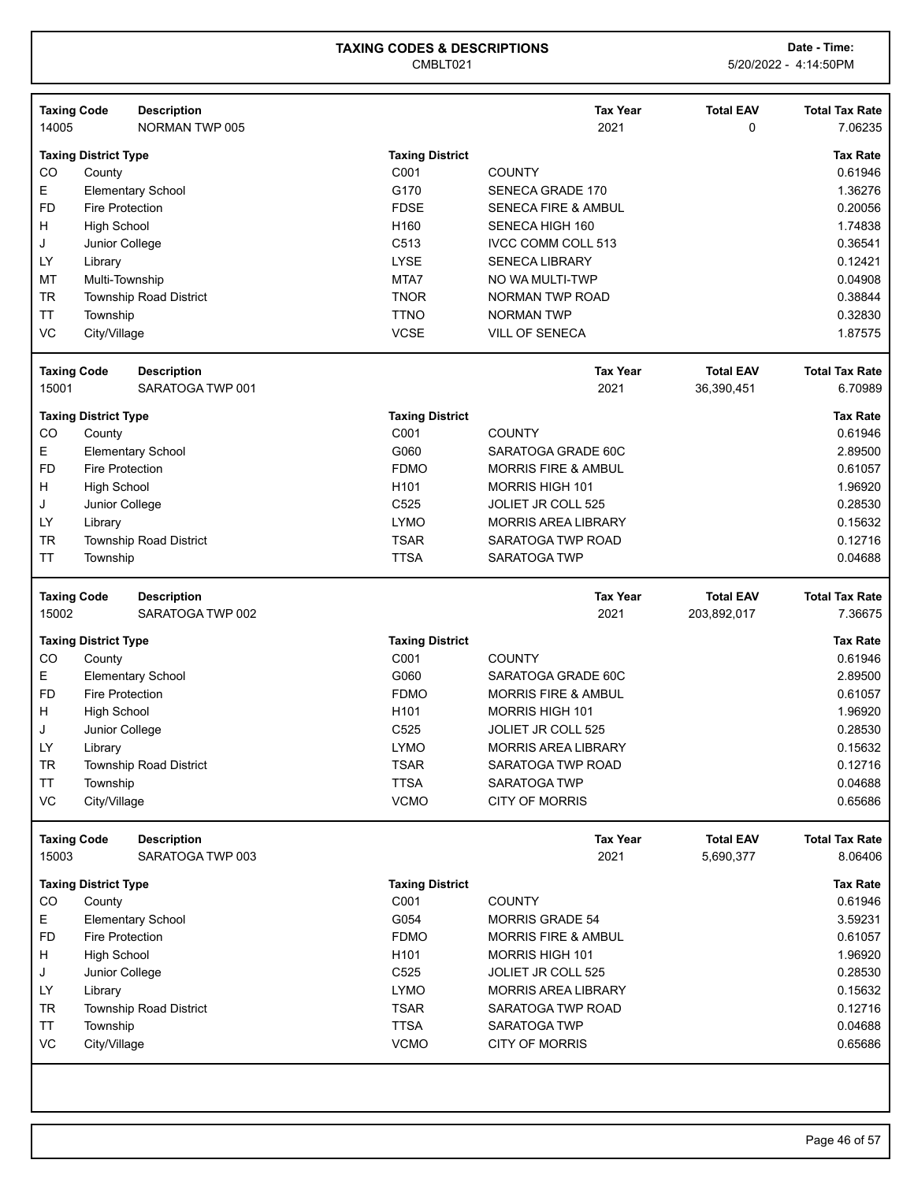# TAXING CODES & DESCRIPTIONS

CMBLT021

Date - Time: 5/20/2022 - 4:14:50PM

| Taxing Code | Description | Tax Year | Total EAV | Total Tax Rate |
|---|---|---|---|---|
| 14005 | NORMAN TWP 005 | 2021 | 0 | 7.06235 |

| Taxing District Type | | Taxing District | | Tax Rate |
|---|---|---|---|---|
| CO | County | C001 | COUNTY | 0.61946 |
| E | Elementary School | G170 | SENECA GRADE 170 | 1.36276 |
| FD | Fire Protection | FDSE | SENECA FIRE & AMBUL | 0.20056 |
| H | High School | H160 | SENECA HIGH 160 | 1.74838 |
| J | Junior College | C513 | IVCC COMM COLL 513 | 0.36541 |
| LY | Library | LYSE | SENECA LIBRARY | 0.12421 |
| MT | Multi-Township | MTA7 | NO WA MULTI-TWP | 0.04908 |
| TR | Township Road District | TNOR | NORMAN TWP ROAD | 0.38844 |
| TT | Township | TTNO | NORMAN TWP | 0.32830 |
| VC | City/Village | VCSE | VILL OF SENECA | 1.87575 |

| Taxing Code | Description | Tax Year | Total EAV | Total Tax Rate |
|---|---|---|---|---|
| 15001 | SARATOGA TWP 001 | 2021 | 36,390,451 | 6.70989 |

| Taxing District Type | | Taxing District | | Tax Rate |
|---|---|---|---|---|
| CO | County | C001 | COUNTY | 0.61946 |
| E | Elementary School | G060 | SARATOGA GRADE 60C | 2.89500 |
| FD | Fire Protection | FDMO | MORRIS FIRE & AMBUL | 0.61057 |
| H | High School | H101 | MORRIS HIGH 101 | 1.96920 |
| J | Junior College | C525 | JOLIET JR COLL 525 | 0.28530 |
| LY | Library | LYMO | MORRIS AREA LIBRARY | 0.15632 |
| TR | Township Road District | TSAR | SARATOGA TWP ROAD | 0.12716 |
| TT | Township | TTSA | SARATOGA TWP | 0.04688 |

| Taxing Code | Description | Tax Year | Total EAV | Total Tax Rate |
|---|---|---|---|---|
| 15002 | SARATOGA TWP 002 | 2021 | 203,892,017 | 7.36675 |

| Taxing District Type | | Taxing District | | Tax Rate |
|---|---|---|---|---|
| CO | County | C001 | COUNTY | 0.61946 |
| E | Elementary School | G060 | SARATOGA GRADE 60C | 2.89500 |
| FD | Fire Protection | FDMO | MORRIS FIRE & AMBUL | 0.61057 |
| H | High School | H101 | MORRIS HIGH 101 | 1.96920 |
| J | Junior College | C525 | JOLIET JR COLL 525 | 0.28530 |
| LY | Library | LYMO | MORRIS AREA LIBRARY | 0.15632 |
| TR | Township Road District | TSAR | SARATOGA TWP ROAD | 0.12716 |
| TT | Township | TTSA | SARATOGA TWP | 0.04688 |
| VC | City/Village | VCMO | CITY OF MORRIS | 0.65686 |

| Taxing Code | Description | Tax Year | Total EAV | Total Tax Rate |
|---|---|---|---|---|
| 15003 | SARATOGA TWP 003 | 2021 | 5,690,377 | 8.06406 |

| Taxing District Type | | Taxing District | | Tax Rate |
|---|---|---|---|---|
| CO | County | C001 | COUNTY | 0.61946 |
| E | Elementary School | G054 | MORRIS GRADE 54 | 3.59231 |
| FD | Fire Protection | FDMO | MORRIS FIRE & AMBUL | 0.61057 |
| H | High School | H101 | MORRIS HIGH 101 | 1.96920 |
| J | Junior College | C525 | JOLIET JR COLL 525 | 0.28530 |
| LY | Library | LYMO | MORRIS AREA LIBRARY | 0.15632 |
| TR | Township Road District | TSAR | SARATOGA TWP ROAD | 0.12716 |
| TT | Township | TTSA | SARATOGA TWP | 0.04688 |
| VC | City/Village | VCMO | CITY OF MORRIS | 0.65686 |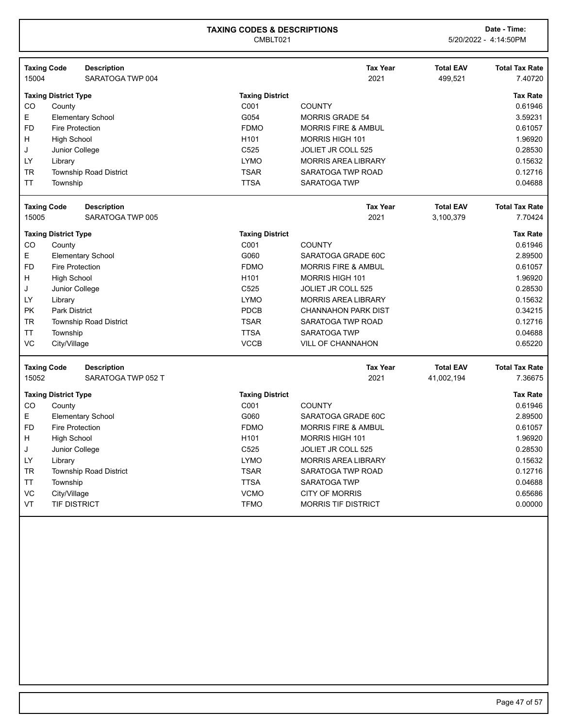# TAXING CODES & DESCRIPTIONS

CMBLT021

**Date - Time:** 5/20/2022 - 4:14:50PM

| Taxing Code | Description | Tax Year | Total EAV | Total Tax Rate |
|---|---|---|---|---|
| 15004 | SARATOGA TWP 004 | 2021 | 499,521 | 7.40720 |

| Taxing District Type | | Taxing District | | Tax Rate |
|---|---|---|---|---|
| CO | County | C001 | COUNTY | 0.61946 |
| E | Elementary School | G054 | MORRIS GRADE 54 | 3.59231 |
| FD | Fire Protection | FDMO | MORRIS FIRE & AMBUL | 0.61057 |
| H | High School | H101 | MORRIS HIGH 101 | 1.96920 |
| J | Junior College | C525 | JOLIET JR COLL 525 | 0.28530 |
| LY | Library | LYMO | MORRIS AREA LIBRARY | 0.15632 |
| TR | Township Road District | TSAR | SARATOGA TWP ROAD | 0.12716 |
| TT | Township | TTSA | SARATOGA TWP | 0.04688 |

| Taxing Code | Description | Tax Year | Total EAV | Total Tax Rate |
|---|---|---|---|---|
| 15005 | SARATOGA TWP 005 | 2021 | 3,100,379 | 7.70424 |

| Taxing District Type | | Taxing District | | Tax Rate |
|---|---|---|---|---|
| CO | County | C001 | COUNTY | 0.61946 |
| E | Elementary School | G060 | SARATOGA GRADE 60C | 2.89500 |
| FD | Fire Protection | FDMO | MORRIS FIRE & AMBUL | 0.61057 |
| H | High School | H101 | MORRIS HIGH 101 | 1.96920 |
| J | Junior College | C525 | JOLIET JR COLL 525 | 0.28530 |
| LY | Library | LYMO | MORRIS AREA LIBRARY | 0.15632 |
| PK | Park District | PDCB | CHANNAHON PARK DIST | 0.34215 |
| TR | Township Road District | TSAR | SARATOGA TWP ROAD | 0.12716 |
| TT | Township | TTSA | SARATOGA TWP | 0.04688 |
| VC | City/Village | VCCB | VILL OF CHANNAHON | 0.65220 |

| Taxing Code | Description | Tax Year | Total EAV | Total Tax Rate |
|---|---|---|---|---|
| 15052 | SARATOGA TWP 052 T | 2021 | 41,002,194 | 7.36675 |

| Taxing District Type | | Taxing District | | Tax Rate |
|---|---|---|---|---|
| CO | County | C001 | COUNTY | 0.61946 |
| E | Elementary School | G060 | SARATOGA GRADE 60C | 2.89500 |
| FD | Fire Protection | FDMO | MORRIS FIRE & AMBUL | 0.61057 |
| H | High School | H101 | MORRIS HIGH 101 | 1.96920 |
| J | Junior College | C525 | JOLIET JR COLL 525 | 0.28530 |
| LY | Library | LYMO | MORRIS AREA LIBRARY | 0.15632 |
| TR | Township Road District | TSAR | SARATOGA TWP ROAD | 0.12716 |
| TT | Township | TTSA | SARATOGA TWP | 0.04688 |
| VC | City/Village | VCMO | CITY OF MORRIS | 0.65686 |
| VT | TIF DISTRICT | TFMO | MORRIS TIF DISTRICT | 0.00000 |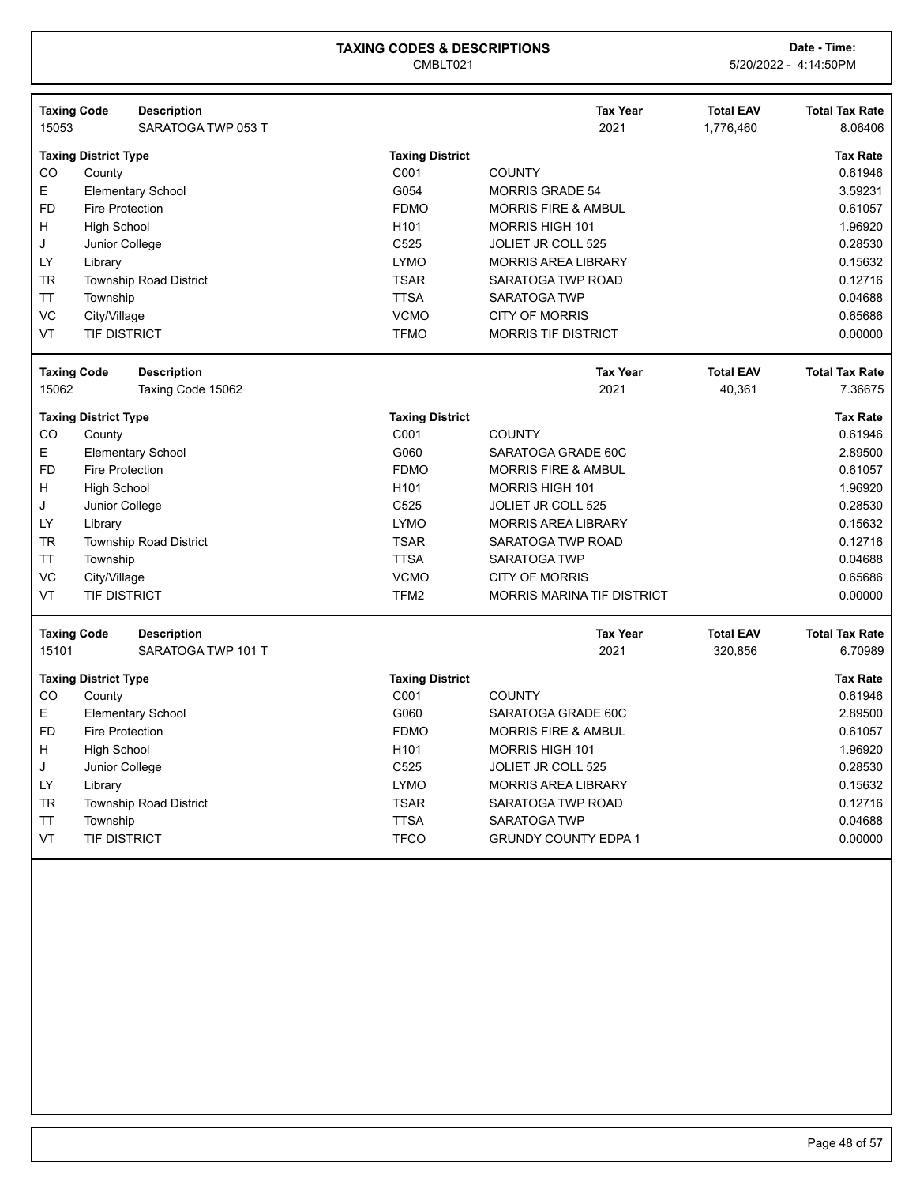# TAXING CODES & DESCRIPTIONS

CMBLT021

**Date - Time:** 5/20/2022 - 4:14:50PM

| Taxing Code | Description | Tax Year | Total EAV | Total Tax Rate |
|---|---|---|---|---|
| 15053 | SARATOGA TWP 053 T | 2021 | 1,776,460 | 8.06406 |

| Taxing District Type | | Taxing District | | Tax Rate |
|---|---|---|---|---|
| CO | County | C001 | COUNTY | 0.61946 |
| E | Elementary School | G054 | MORRIS GRADE 54 | 3.59231 |
| FD | Fire Protection | FDMO | MORRIS FIRE & AMBUL | 0.61057 |
| H | High School | H101 | MORRIS HIGH 101 | 1.96920 |
| J | Junior College | C525 | JOLIET JR COLL 525 | 0.28530 |
| LY | Library | LYMO | MORRIS AREA LIBRARY | 0.15632 |
| TR | Township Road District | TSAR | SARATOGA TWP ROAD | 0.12716 |
| TT | Township | TTSA | SARATOGA TWP | 0.04688 |
| VC | City/Village | VCMO | CITY OF MORRIS | 0.65686 |
| VT | TIF DISTRICT | TFMO | MORRIS TIF DISTRICT | 0.00000 |

| Taxing Code | Description | Tax Year | Total EAV | Total Tax Rate |
|---|---|---|---|---|
| 15062 | Taxing Code 15062 | 2021 | 40,361 | 7.36675 |

| Taxing District Type | | Taxing District | | Tax Rate |
|---|---|---|---|---|
| CO | County | C001 | COUNTY | 0.61946 |
| E | Elementary School | G060 | SARATOGA GRADE 60C | 2.89500 |
| FD | Fire Protection | FDMO | MORRIS FIRE & AMBUL | 0.61057 |
| H | High School | H101 | MORRIS HIGH 101 | 1.96920 |
| J | Junior College | C525 | JOLIET JR COLL 525 | 0.28530 |
| LY | Library | LYMO | MORRIS AREA LIBRARY | 0.15632 |
| TR | Township Road District | TSAR | SARATOGA TWP ROAD | 0.12716 |
| TT | Township | TTSA | SARATOGA TWP | 0.04688 |
| VC | City/Village | VCMO | CITY OF MORRIS | 0.65686 |
| VT | TIF DISTRICT | TFM2 | MORRIS MARINA TIF DISTRICT | 0.00000 |

| Taxing Code | Description | Tax Year | Total EAV | Total Tax Rate |
|---|---|---|---|---|
| 15101 | SARATOGA TWP 101 T | 2021 | 320,856 | 6.70989 |

| Taxing District Type | | Taxing District | | Tax Rate |
|---|---|---|---|---|
| CO | County | C001 | COUNTY | 0.61946 |
| E | Elementary School | G060 | SARATOGA GRADE 60C | 2.89500 |
| FD | Fire Protection | FDMO | MORRIS FIRE & AMBUL | 0.61057 |
| H | High School | H101 | MORRIS HIGH 101 | 1.96920 |
| J | Junior College | C525 | JOLIET JR COLL 525 | 0.28530 |
| LY | Library | LYMO | MORRIS AREA LIBRARY | 0.15632 |
| TR | Township Road District | TSAR | SARATOGA TWP ROAD | 0.12716 |
| TT | Township | TTSA | SARATOGA TWP | 0.04688 |
| VT | TIF DISTRICT | TFCO | GRUNDY COUNTY EDPA 1 | 0.00000 |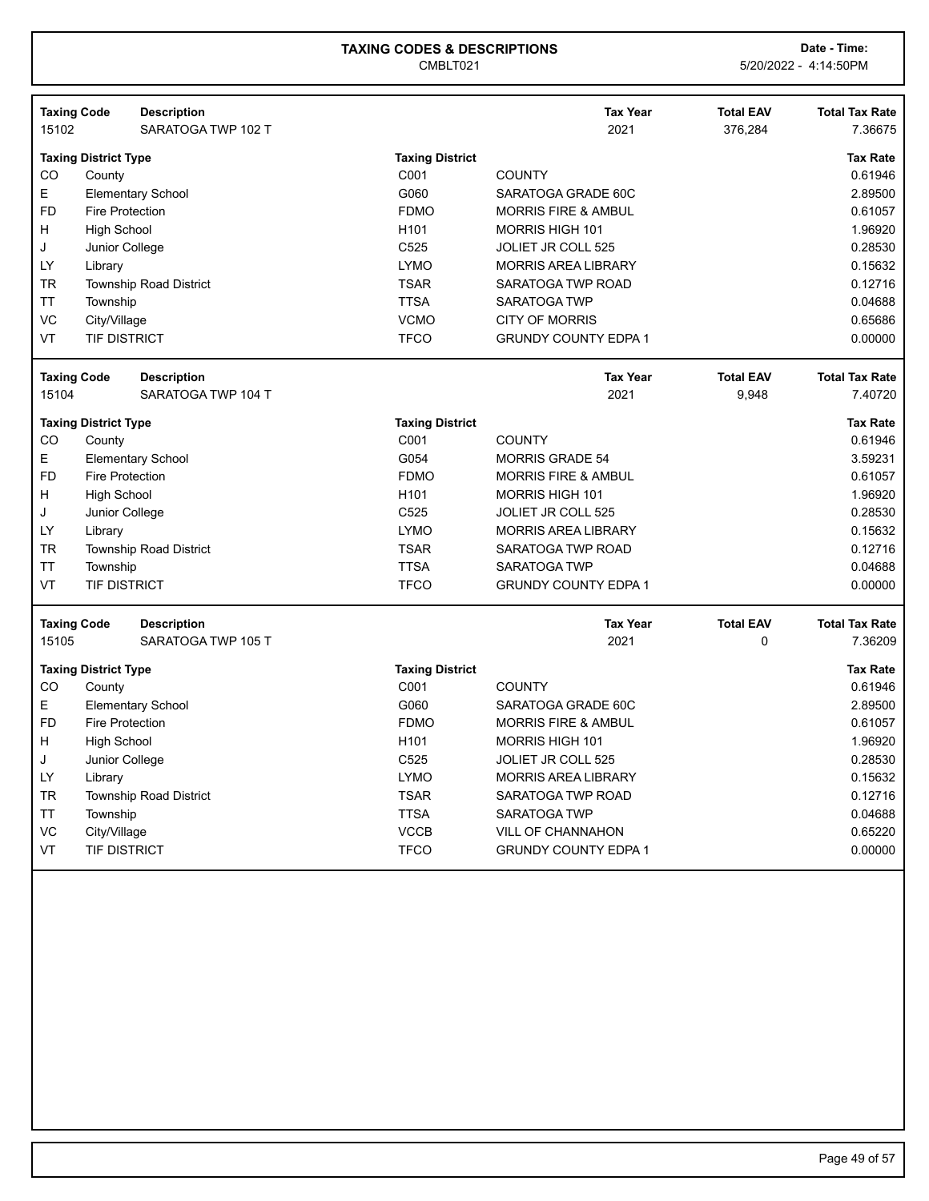# TAXING CODES & DESCRIPTIONS

CMBLT021

**Date - Time:** 5/20/2022 - 4:14:50PM

| Taxing Code | Description | Tax Year | Total EAV | Total Tax Rate |
|---|---|---|---|---|
| 15102 | SARATOGA TWP 102 T | 2021 | 376,284 | 7.36675 |

| Taxing District Type | | Taxing District | | Tax Rate |
|---|---|---|---|---|
| CO | County | C001 | COUNTY | 0.61946 |
| E | Elementary School | G060 | SARATOGA GRADE 60C | 2.89500 |
| FD | Fire Protection | FDMO | MORRIS FIRE & AMBUL | 0.61057 |
| H | High School | H101 | MORRIS HIGH 101 | 1.96920 |
| J | Junior College | C525 | JOLIET JR COLL 525 | 0.28530 |
| LY | Library | LYMO | MORRIS AREA LIBRARY | 0.15632 |
| TR | Township Road District | TSAR | SARATOGA TWP ROAD | 0.12716 |
| TT | Township | TTSA | SARATOGA TWP | 0.04688 |
| VC | City/Village | VCMO | CITY OF MORRIS | 0.65686 |
| VT | TIF DISTRICT | TFCO | GRUNDY COUNTY EDPA 1 | 0.00000 |

| Taxing Code | Description | Tax Year | Total EAV | Total Tax Rate |
|---|---|---|---|---|
| 15104 | SARATOGA TWP 104 T | 2021 | 9,948 | 7.40720 |

| Taxing District Type | | Taxing District | | Tax Rate |
|---|---|---|---|---|
| CO | County | C001 | COUNTY | 0.61946 |
| E | Elementary School | G054 | MORRIS GRADE 54 | 3.59231 |
| FD | Fire Protection | FDMO | MORRIS FIRE & AMBUL | 0.61057 |
| H | High School | H101 | MORRIS HIGH 101 | 1.96920 |
| J | Junior College | C525 | JOLIET JR COLL 525 | 0.28530 |
| LY | Library | LYMO | MORRIS AREA LIBRARY | 0.15632 |
| TR | Township Road District | TSAR | SARATOGA TWP ROAD | 0.12716 |
| TT | Township | TTSA | SARATOGA TWP | 0.04688 |
| VT | TIF DISTRICT | TFCO | GRUNDY COUNTY EDPA 1 | 0.00000 |

| Taxing Code | Description | Tax Year | Total EAV | Total Tax Rate |
|---|---|---|---|---|
| 15105 | SARATOGA TWP 105 T | 2021 | 0 | 7.36209 |

| Taxing District Type | | Taxing District | | Tax Rate |
|---|---|---|---|---|
| CO | County | C001 | COUNTY | 0.61946 |
| E | Elementary School | G060 | SARATOGA GRADE 60C | 2.89500 |
| FD | Fire Protection | FDMO | MORRIS FIRE & AMBUL | 0.61057 |
| H | High School | H101 | MORRIS HIGH 101 | 1.96920 |
| J | Junior College | C525 | JOLIET JR COLL 525 | 0.28530 |
| LY | Library | LYMO | MORRIS AREA LIBRARY | 0.15632 |
| TR | Township Road District | TSAR | SARATOGA TWP ROAD | 0.12716 |
| TT | Township | TTSA | SARATOGA TWP | 0.04688 |
| VC | City/Village | VCCB | VILL OF CHANNAHON | 0.65220 |
| VT | TIF DISTRICT | TFCO | GRUNDY COUNTY EDPA 1 | 0.00000 |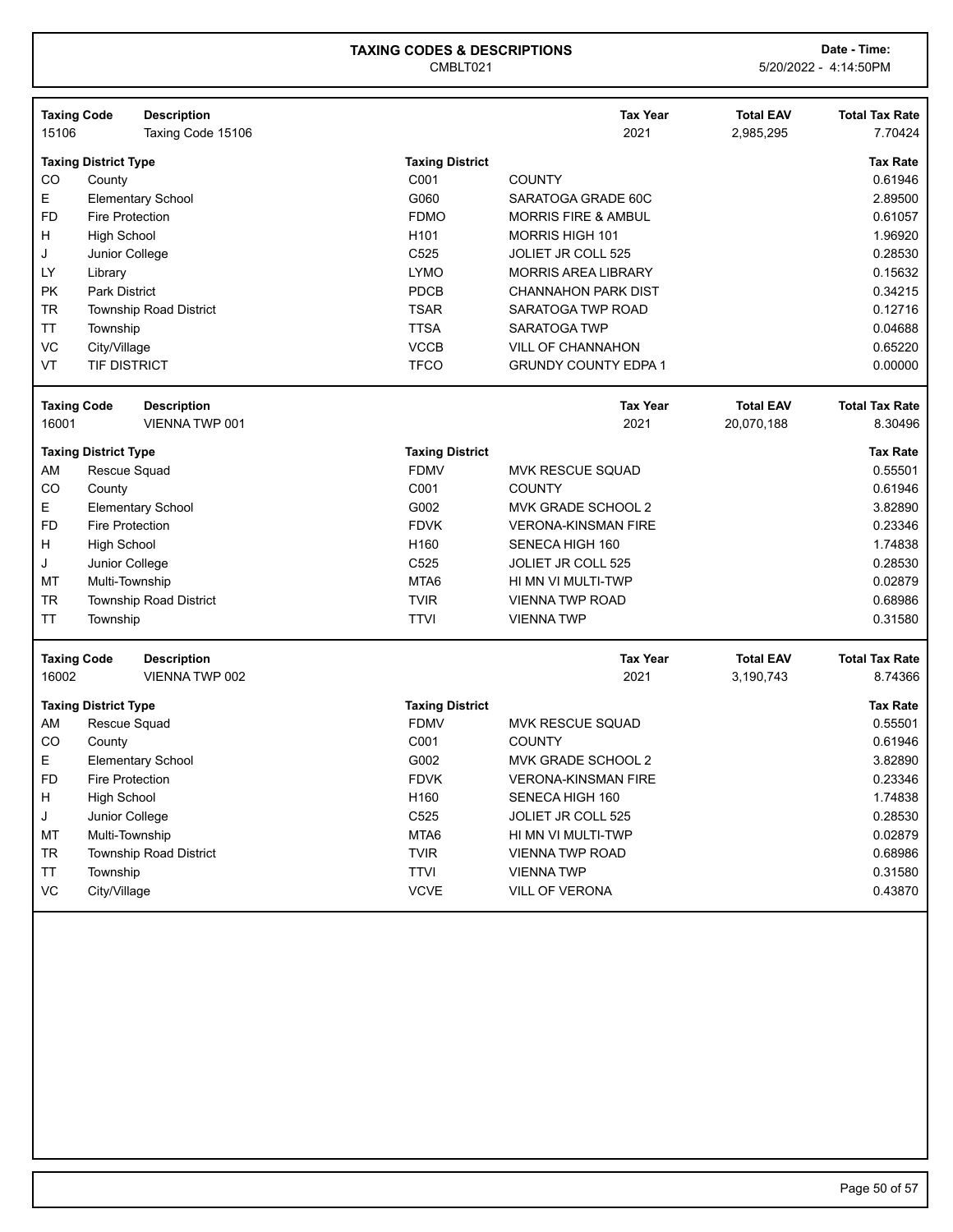**TAXING CODES & DESCRIPTIONS**
CMBLT021

**Date - Time:** 5/20/2022 - 4:14:50PM

| Taxing Code | Description | Tax Year | Total EAV | Total Tax Rate |
|---|---|---|---|---|
| 15106 | Taxing Code 15106 | 2021 | 2,985,295 | 7.70424 |

| Taxing District Type | | Taxing District | | Tax Rate |
|---|---|---|---|---|
| CO | County | C001 | COUNTY | 0.61946 |
| E | Elementary School | G060 | SARATOGA GRADE 60C | 2.89500 |
| FD | Fire Protection | FDMO | MORRIS FIRE & AMBUL | 0.61057 |
| H | High School | H101 | MORRIS HIGH 101 | 1.96920 |
| J | Junior College | C525 | JOLIET JR COLL 525 | 0.28530 |
| LY | Library | LYMO | MORRIS AREA LIBRARY | 0.15632 |
| PK | Park District | PDCB | CHANNAHON PARK DIST | 0.34215 |
| TR | Township Road District | TSAR | SARATOGA TWP ROAD | 0.12716 |
| TT | Township | TTSA | SARATOGA TWP | 0.04688 |
| VC | City/Village | VCCB | VILL OF CHANNAHON | 0.65220 |
| VT | TIF DISTRICT | TFCO | GRUNDY COUNTY EDPA 1 | 0.00000 |

| Taxing Code | Description | Tax Year | Total EAV | Total Tax Rate |
|---|---|---|---|---|
| 16001 | VIENNA TWP 001 | 2021 | 20,070,188 | 8.30496 |

| Taxing District Type | | Taxing District | | Tax Rate |
|---|---|---|---|---|
| AM | Rescue Squad | FDMV | MVK RESCUE SQUAD | 0.55501 |
| CO | County | C001 | COUNTY | 0.61946 |
| E | Elementary School | G002 | MVK GRADE SCHOOL 2 | 3.82890 |
| FD | Fire Protection | FDVK | VERONA-KINSMAN FIRE | 0.23346 |
| H | High School | H160 | SENECA HIGH 160 | 1.74838 |
| J | Junior College | C525 | JOLIET JR COLL 525 | 0.28530 |
| MT | Multi-Township | MTA6 | HI MN VI MULTI-TWP | 0.02879 |
| TR | Township Road District | TVIR | VIENNA TWP ROAD | 0.68986 |
| TT | Township | TTVI | VIENNA TWP | 0.31580 |

| Taxing Code | Description | Tax Year | Total EAV | Total Tax Rate |
|---|---|---|---|---|
| 16002 | VIENNA TWP 002 | 2021 | 3,190,743 | 8.74366 |

| Taxing District Type | | Taxing District | | Tax Rate |
|---|---|---|---|---|
| AM | Rescue Squad | FDMV | MVK RESCUE SQUAD | 0.55501 |
| CO | County | C001 | COUNTY | 0.61946 |
| E | Elementary School | G002 | MVK GRADE SCHOOL 2 | 3.82890 |
| FD | Fire Protection | FDVK | VERONA-KINSMAN FIRE | 0.23346 |
| H | High School | H160 | SENECA HIGH 160 | 1.74838 |
| J | Junior College | C525 | JOLIET JR COLL 525 | 0.28530 |
| MT | Multi-Township | MTA6 | HI MN VI MULTI-TWP | 0.02879 |
| TR | Township Road District | TVIR | VIENNA TWP ROAD | 0.68986 |
| TT | Township | TTVI | VIENNA TWP | 0.31580 |
| VC | City/Village | VCVE | VILL OF VERONA | 0.43870 |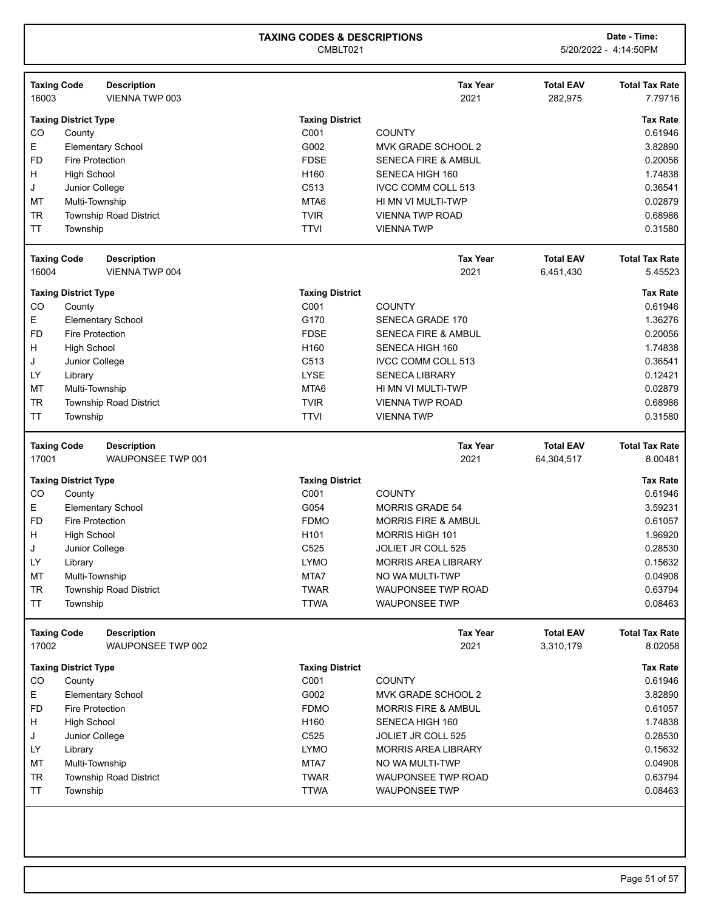**TAXING CODES & DESCRIPTIONS**
CMBLT021

Date - Time: 5/20/2022 - 4:14:50PM

| Taxing Code | Description | Tax Year | Total EAV | Total Tax Rate |
|---|---|---|---|---|
| 16003 | VIENNA TWP 003 | 2021 | 282,975 | 7.79716 |

| Taxing District Type | | Taxing District | | Tax Rate |
|---|---|---|---|---|
| CO | County | C001 | COUNTY | 0.61946 |
| E | Elementary School | G002 | MVK GRADE SCHOOL 2 | 3.82890 |
| FD | Fire Protection | FDSE | SENECA FIRE & AMBUL | 0.20056 |
| H | High School | H160 | SENECA HIGH 160 | 1.74838 |
| J | Junior College | C513 | IVCC COMM COLL 513 | 0.36541 |
| MT | Multi-Township | MTA6 | HI MN VI MULTI-TWP | 0.02879 |
| TR | Township Road District | TVIR | VIENNA TWP ROAD | 0.68986 |
| TT | Township | TTVI | VIENNA TWP | 0.31580 |

| Taxing Code | Description | Tax Year | Total EAV | Total Tax Rate |
|---|---|---|---|---|
| 16004 | VIENNA TWP 004 | 2021 | 6,451,430 | 5.45523 |

| Taxing District Type | | Taxing District | | Tax Rate |
|---|---|---|---|---|
| CO | County | C001 | COUNTY | 0.61946 |
| E | Elementary School | G170 | SENECA GRADE 170 | 1.36276 |
| FD | Fire Protection | FDSE | SENECA FIRE & AMBUL | 0.20056 |
| H | High School | H160 | SENECA HIGH 160 | 1.74838 |
| J | Junior College | C513 | IVCC COMM COLL 513 | 0.36541 |
| LY | Library | LYSE | SENECA LIBRARY | 0.12421 |
| MT | Multi-Township | MTA6 | HI MN VI MULTI-TWP | 0.02879 |
| TR | Township Road District | TVIR | VIENNA TWP ROAD | 0.68986 |
| TT | Township | TTVI | VIENNA TWP | 0.31580 |

| Taxing Code | Description | Tax Year | Total EAV | Total Tax Rate |
|---|---|---|---|---|
| 17001 | WAUPONSEE TWP 001 | 2021 | 64,304,517 | 8.00481 |

| Taxing District Type | | Taxing District | | Tax Rate |
|---|---|---|---|---|
| CO | County | C001 | COUNTY | 0.61946 |
| E | Elementary School | G054 | MORRIS GRADE 54 | 3.59231 |
| FD | Fire Protection | FDMO | MORRIS FIRE & AMBUL | 0.61057 |
| H | High School | H101 | MORRIS HIGH 101 | 1.96920 |
| J | Junior College | C525 | JOLIET JR COLL 525 | 0.28530 |
| LY | Library | LYMO | MORRIS AREA LIBRARY | 0.15632 |
| MT | Multi-Township | MTA7 | NO WA MULTI-TWP | 0.04908 |
| TR | Township Road District | TWAR | WAUPONSEE TWP ROAD | 0.63794 |
| TT | Township | TTWA | WAUPONSEE TWP | 0.08463 |

| Taxing Code | Description | Tax Year | Total EAV | Total Tax Rate |
|---|---|---|---|---|
| 17002 | WAUPONSEE TWP 002 | 2021 | 3,310,179 | 8.02058 |

| Taxing District Type | | Taxing District | | Tax Rate |
|---|---|---|---|---|
| CO | County | C001 | COUNTY | 0.61946 |
| E | Elementary School | G002 | MVK GRADE SCHOOL 2 | 3.82890 |
| FD | Fire Protection | FDMO | MORRIS FIRE & AMBUL | 0.61057 |
| H | High School | H160 | SENECA HIGH 160 | 1.74838 |
| J | Junior College | C525 | JOLIET JR COLL 525 | 0.28530 |
| LY | Library | LYMO | MORRIS AREA LIBRARY | 0.15632 |
| MT | Multi-Township | MTA7 | NO WA MULTI-TWP | 0.04908 |
| TR | Township Road District | TWAR | WAUPONSEE TWP ROAD | 0.63794 |
| TT | Township | TTWA | WAUPONSEE TWP | 0.08463 |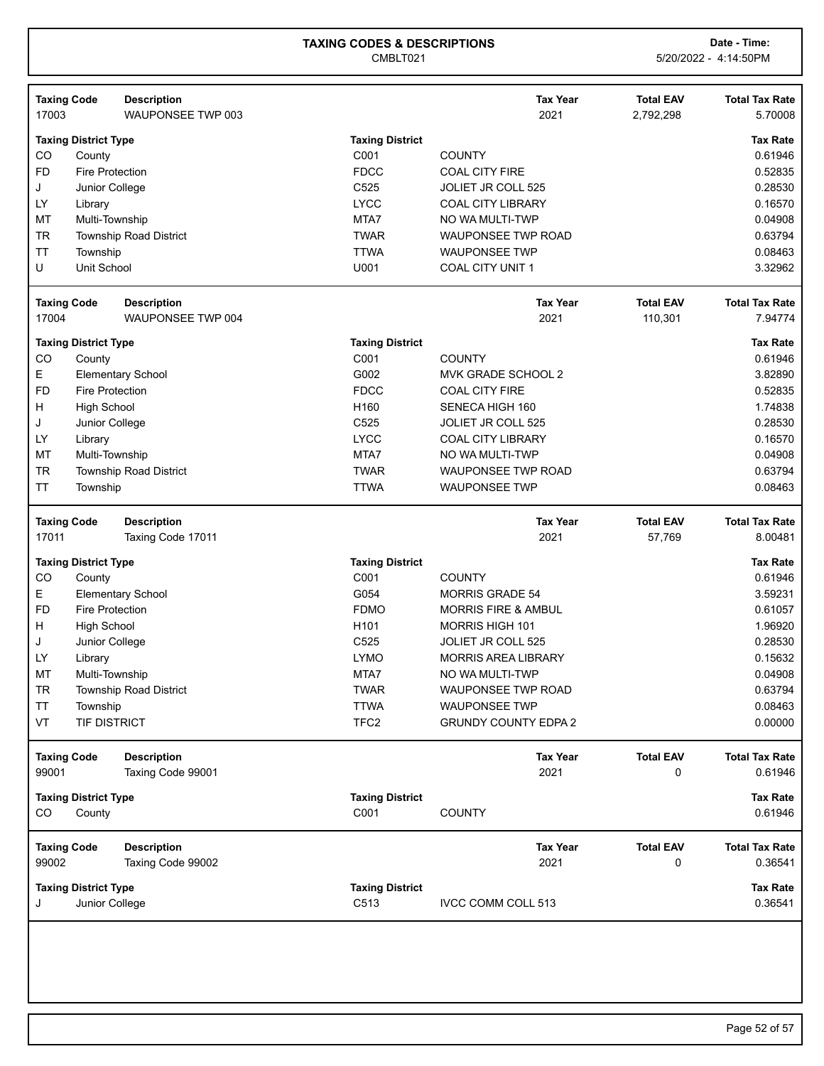# TAXING CODES & DESCRIPTIONS

CMBLT021

Date - Time: 5/20/2022 - 4:14:50PM

| Taxing Code | Description | Tax Year | Total EAV | Total Tax Rate |
|---|---|---|---|---|
| 17003 | WAUPONSEE TWP 003 | 2021 | 2,792,298 | 5.70008 |

| Taxing District Type | | Taxing District | | Tax Rate |
|---|---|---|---|---|
| CO | County | C001 | COUNTY | 0.61946 |
| FD | Fire Protection | FDCC | COAL CITY FIRE | 0.52835 |
| J | Junior College | C525 | JOLIET JR COLL 525 | 0.28530 |
| LY | Library | LYCC | COAL CITY LIBRARY | 0.16570 |
| MT | Multi-Township | MTA7 | NO WA MULTI-TWP | 0.04908 |
| TR | Township Road District | TWAR | WAUPONSEE TWP ROAD | 0.63794 |
| TT | Township | TTWA | WAUPONSEE TWP | 0.08463 |
| U | Unit School | U001 | COAL CITY UNIT 1 | 3.32962 |

| Taxing Code | Description | Tax Year | Total EAV | Total Tax Rate |
|---|---|---|---|---|
| 17004 | WAUPONSEE TWP 004 | 2021 | 110,301 | 7.94774 |

| Taxing District Type | | Taxing District | | Tax Rate |
|---|---|---|---|---|
| CO | County | C001 | COUNTY | 0.61946 |
| E | Elementary School | G002 | MVK GRADE SCHOOL 2 | 3.82890 |
| FD | Fire Protection | FDCC | COAL CITY FIRE | 0.52835 |
| H | High School | H160 | SENECA HIGH 160 | 1.74838 |
| J | Junior College | C525 | JOLIET JR COLL 525 | 0.28530 |
| LY | Library | LYCC | COAL CITY LIBRARY | 0.16570 |
| MT | Multi-Township | MTA7 | NO WA MULTI-TWP | 0.04908 |
| TR | Township Road District | TWAR | WAUPONSEE TWP ROAD | 0.63794 |
| TT | Township | TTWA | WAUPONSEE TWP | 0.08463 |

| Taxing Code | Description | Tax Year | Total EAV | Total Tax Rate |
|---|---|---|---|---|
| 17011 | Taxing Code 17011 | 2021 | 57,769 | 8.00481 |

| Taxing District Type | | Taxing District | | Tax Rate |
|---|---|---|---|---|
| CO | County | C001 | COUNTY | 0.61946 |
| E | Elementary School | G054 | MORRIS GRADE 54 | 3.59231 |
| FD | Fire Protection | FDMO | MORRIS FIRE & AMBUL | 0.61057 |
| H | High School | H101 | MORRIS HIGH 101 | 1.96920 |
| J | Junior College | C525 | JOLIET JR COLL 525 | 0.28530 |
| LY | Library | LYMO | MORRIS AREA LIBRARY | 0.15632 |
| MT | Multi-Township | MTA7 | NO WA MULTI-TWP | 0.04908 |
| TR | Township Road District | TWAR | WAUPONSEE TWP ROAD | 0.63794 |
| TT | Township | TTWA | WAUPONSEE TWP | 0.08463 |
| VT | TIF DISTRICT | TFC2 | GRUNDY COUNTY EDPA 2 | 0.00000 |

| Taxing Code | Description | Tax Year | Total EAV | Total Tax Rate |
|---|---|---|---|---|
| 99001 | Taxing Code 99001 | 2021 | 0 | 0.61946 |

| Taxing District Type | | Taxing District | | Tax Rate |
|---|---|---|---|---|
| CO | County | C001 | COUNTY | 0.61946 |

| Taxing Code | Description | Tax Year | Total EAV | Total Tax Rate |
|---|---|---|---|---|
| 99002 | Taxing Code 99002 | 2021 | 0 | 0.36541 |

| Taxing District Type | | Taxing District | | Tax Rate |
|---|---|---|---|---|
| J | Junior College | C513 | IVCC COMM COLL 513 | 0.36541 |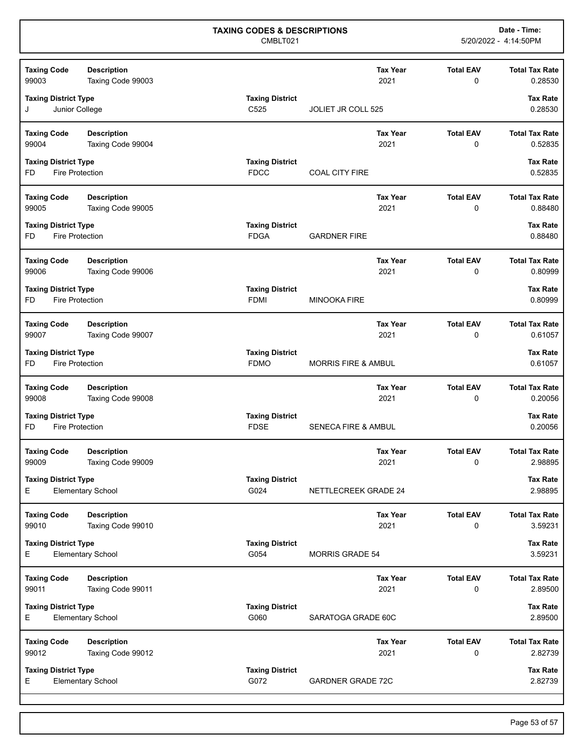# TAXING CODES & DESCRIPTIONS

CMBLT021

**Date - Time:** 5/20/2022 - 4:14:50PM

| Taxing Code | Description | | | Tax Year | Total EAV | Total Tax Rate |
|---|---|---|---|---|---|---|
| 99003 | Taxing Code 99003 | | | 2021 | 0 | 0.28530 |
| **Taxing District Type** | | **Taxing District** | | | | **Tax Rate** |
| J | Junior College | C525 | JOLIET JR COLL 525 | | | 0.28530 |

| Taxing Code | Description | | | Tax Year | Total EAV | Total Tax Rate |
|---|---|---|---|---|---|---|
| 99004 | Taxing Code 99004 | | | 2021 | 0 | 0.52835 |
| **Taxing District Type** | | **Taxing District** | | | | **Tax Rate** |
| FD | Fire Protection | FDCC | COAL CITY FIRE | | | 0.52835 |

| Taxing Code | Description | | | Tax Year | Total EAV | Total Tax Rate |
|---|---|---|---|---|---|---|
| 99005 | Taxing Code 99005 | | | 2021 | 0 | 0.88480 |
| **Taxing District Type** | | **Taxing District** | | | | **Tax Rate** |
| FD | Fire Protection | FDGA | GARDNER FIRE | | | 0.88480 |

| Taxing Code | Description | | | Tax Year | Total EAV | Total Tax Rate |
|---|---|---|---|---|---|---|
| 99006 | Taxing Code 99006 | | | 2021 | 0 | 0.80999 |
| **Taxing District Type** | | **Taxing District** | | | | **Tax Rate** |
| FD | Fire Protection | FDMI | MINOOKA FIRE | | | 0.80999 |

| Taxing Code | Description | | | Tax Year | Total EAV | Total Tax Rate |
|---|---|---|---|---|---|---|
| 99007 | Taxing Code 99007 | | | 2021 | 0 | 0.61057 |
| **Taxing District Type** | | **Taxing District** | | | | **Tax Rate** |
| FD | Fire Protection | FDMO | MORRIS FIRE & AMBUL | | | 0.61057 |

| Taxing Code | Description | | | Tax Year | Total EAV | Total Tax Rate |
|---|---|---|---|---|---|---|
| 99008 | Taxing Code 99008 | | | 2021 | 0 | 0.20056 |
| **Taxing District Type** | | **Taxing District** | | | | **Tax Rate** |
| FD | Fire Protection | FDSE | SENECA FIRE & AMBUL | | | 0.20056 |

| Taxing Code | Description | | | Tax Year | Total EAV | Total Tax Rate |
|---|---|---|---|---|---|---|
| 99009 | Taxing Code 99009 | | | 2021 | 0 | 2.98895 |
| **Taxing District Type** | | **Taxing District** | | | | **Tax Rate** |
| E | Elementary School | G024 | NETTLECREEK GRADE 24 | | | 2.98895 |

| Taxing Code | Description | | | Tax Year | Total EAV | Total Tax Rate |
|---|---|---|---|---|---|---|
| 99010 | Taxing Code 99010 | | | 2021 | 0 | 3.59231 |
| **Taxing District Type** | | **Taxing District** | | | | **Tax Rate** |
| E | Elementary School | G054 | MORRIS GRADE 54 | | | 3.59231 |

| Taxing Code | Description | | | Tax Year | Total EAV | Total Tax Rate |
|---|---|---|---|---|---|---|
| 99011 | Taxing Code 99011 | | | 2021 | 0 | 2.89500 |
| **Taxing District Type** | | **Taxing District** | | | | **Tax Rate** |
| E | Elementary School | G060 | SARATOGA GRADE 60C | | | 2.89500 |

| Taxing Code | Description | | | Tax Year | Total EAV | Total Tax Rate |
|---|---|---|---|---|---|---|
| 99012 | Taxing Code 99012 | | | 2021 | 0 | 2.82739 |
| **Taxing District Type** | | **Taxing District** | | | | **Tax Rate** |
| E | Elementary School | G072 | GARDNER GRADE 72C | | | 2.82739 |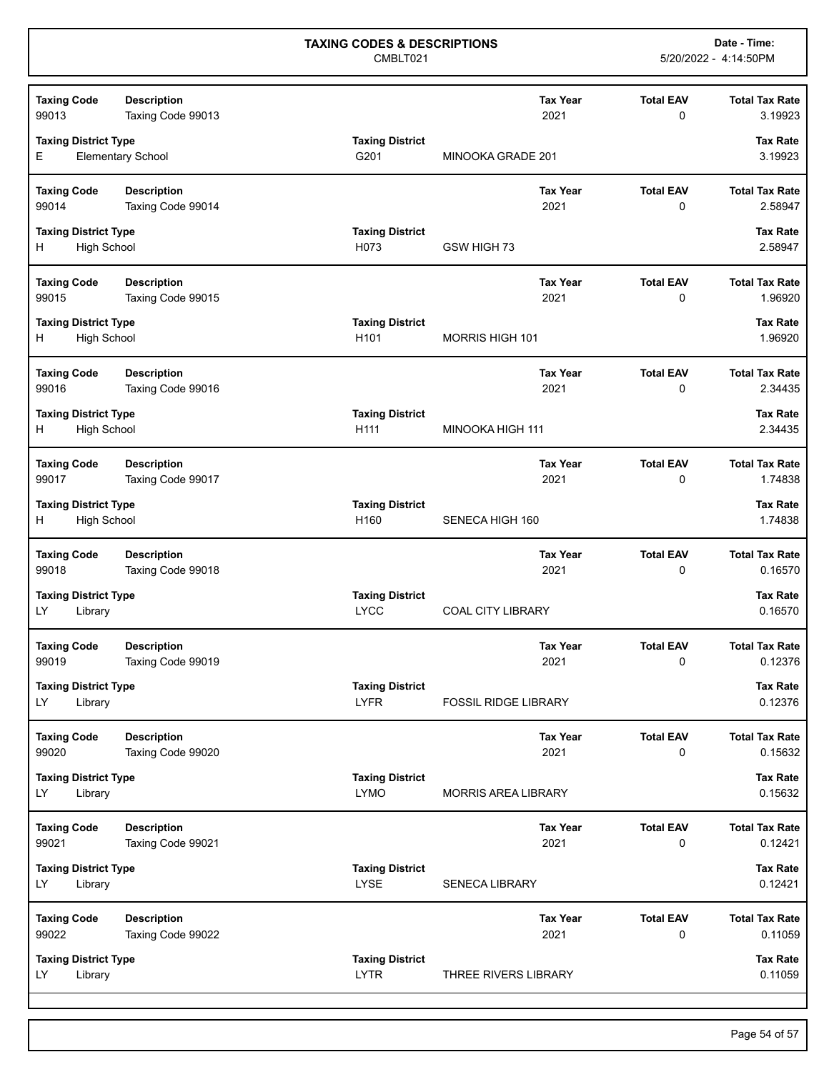# TAXING CODES & DESCRIPTIONS

CMBLT021

**Date - Time:** 5/20/2022 - 4:14:50PM

| Taxing Code | Description | Tax Year | Total EAV | Total Tax Rate |
|---|---|---|---|---|
| 99013 | Taxing Code 99013 | 2021 | 0 | 3.19923 |

| Taxing District Type | | Taxing District | | Tax Rate |
|---|---|---|---|---|
| E | Elementary School | G201 | MINOOKA GRADE 201 | 3.19923 |

| Taxing Code | Description | Tax Year | Total EAV | Total Tax Rate |
|---|---|---|---|---|
| 99014 | Taxing Code 99014 | 2021 | 0 | 2.58947 |

| Taxing District Type | | Taxing District | | Tax Rate |
|---|---|---|---|---|
| H | High School | H073 | GSW HIGH 73 | 2.58947 |

| Taxing Code | Description | Tax Year | Total EAV | Total Tax Rate |
|---|---|---|---|---|
| 99015 | Taxing Code 99015 | 2021 | 0 | 1.96920 |

| Taxing District Type | | Taxing District | | Tax Rate |
|---|---|---|---|---|
| H | High School | H101 | MORRIS HIGH 101 | 1.96920 |

| Taxing Code | Description | Tax Year | Total EAV | Total Tax Rate |
|---|---|---|---|---|
| 99016 | Taxing Code 99016 | 2021 | 0 | 2.34435 |

| Taxing District Type | | Taxing District | | Tax Rate |
|---|---|---|---|---|
| H | High School | H111 | MINOOKA HIGH 111 | 2.34435 |

| Taxing Code | Description | Tax Year | Total EAV | Total Tax Rate |
|---|---|---|---|---|
| 99017 | Taxing Code 99017 | 2021 | 0 | 1.74838 |

| Taxing District Type | | Taxing District | | Tax Rate |
|---|---|---|---|---|
| H | High School | H160 | SENECA HIGH 160 | 1.74838 |

| Taxing Code | Description | Tax Year | Total EAV | Total Tax Rate |
|---|---|---|---|---|
| 99018 | Taxing Code 99018 | 2021 | 0 | 0.16570 |

| Taxing District Type | | Taxing District | | Tax Rate |
|---|---|---|---|---|
| LY | Library | LYCC | COAL CITY LIBRARY | 0.16570 |

| Taxing Code | Description | Tax Year | Total EAV | Total Tax Rate |
|---|---|---|---|---|
| 99019 | Taxing Code 99019 | 2021 | 0 | 0.12376 |

| Taxing District Type | | Taxing District | | Tax Rate |
|---|---|---|---|---|
| LY | Library | LYFR | FOSSIL RIDGE LIBRARY | 0.12376 |

| Taxing Code | Description | Tax Year | Total EAV | Total Tax Rate |
|---|---|---|---|---|
| 99020 | Taxing Code 99020 | 2021 | 0 | 0.15632 |

| Taxing District Type | | Taxing District | | Tax Rate |
|---|---|---|---|---|
| LY | Library | LYMO | MORRIS AREA LIBRARY | 0.15632 |

| Taxing Code | Description | Tax Year | Total EAV | Total Tax Rate |
|---|---|---|---|---|
| 99021 | Taxing Code 99021 | 2021 | 0 | 0.12421 |

| Taxing District Type | | Taxing District | | Tax Rate |
|---|---|---|---|---|
| LY | Library | LYSE | SENECA LIBRARY | 0.12421 |

| Taxing Code | Description | Tax Year | Total EAV | Total Tax Rate |
|---|---|---|---|---|
| 99022 | Taxing Code 99022 | 2021 | 0 | 0.11059 |

| Taxing District Type | | Taxing District | | Tax Rate |
|---|---|---|---|---|
| LY | Library | LYTR | THREE RIVERS LIBRARY | 0.11059 |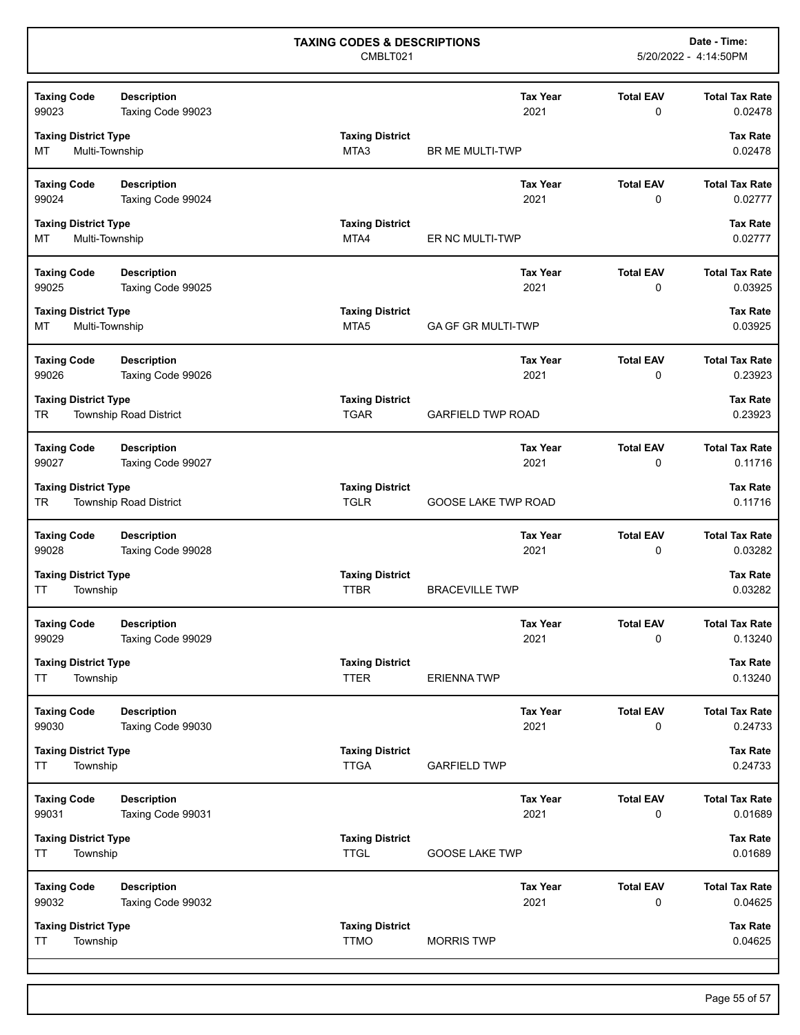# TAXING CODES & DESCRIPTIONS

CMBLT021

Date - Time: 5/20/2022 - 4:14:50PM

| Taxing Code | Description | Tax Year | Total EAV | Total Tax Rate |
|---|---|---|---|---|
| 99023 | Taxing Code 99023 | 2021 | 0 | 0.02478 |

| Taxing District Type | | Taxing District | | Tax Rate |
|---|---|---|---|---|
| MT | Multi-Township | MTA3 | BR ME MULTI-TWP | 0.02478 |

| Taxing Code | Description | Tax Year | Total EAV | Total Tax Rate |
|---|---|---|---|---|
| 99024 | Taxing Code 99024 | 2021 | 0 | 0.02777 |

| Taxing District Type | | Taxing District | | Tax Rate |
|---|---|---|---|---|
| MT | Multi-Township | MTA4 | ER NC MULTI-TWP | 0.02777 |

| Taxing Code | Description | Tax Year | Total EAV | Total Tax Rate |
|---|---|---|---|---|
| 99025 | Taxing Code 99025 | 2021 | 0 | 0.03925 |

| Taxing District Type | | Taxing District | | Tax Rate |
|---|---|---|---|---|
| MT | Multi-Township | MTA5 | GA GF GR MULTI-TWP | 0.03925 |

| Taxing Code | Description | Tax Year | Total EAV | Total Tax Rate |
|---|---|---|---|---|
| 99026 | Taxing Code 99026 | 2021 | 0 | 0.23923 |

| Taxing District Type | | Taxing District | | Tax Rate |
|---|---|---|---|---|
| TR | Township Road District | TGAR | GARFIELD TWP ROAD | 0.23923 |

| Taxing Code | Description | Tax Year | Total EAV | Total Tax Rate |
|---|---|---|---|---|
| 99027 | Taxing Code 99027 | 2021 | 0 | 0.11716 |

| Taxing District Type | | Taxing District | | Tax Rate |
|---|---|---|---|---|
| TR | Township Road District | TGLR | GOOSE LAKE TWP ROAD | 0.11716 |

| Taxing Code | Description | Tax Year | Total EAV | Total Tax Rate |
|---|---|---|---|---|
| 99028 | Taxing Code 99028 | 2021 | 0 | 0.03282 |

| Taxing District Type | | Taxing District | | Tax Rate |
|---|---|---|---|---|
| TT | Township | TTBR | BRACEVILLE TWP | 0.03282 |

| Taxing Code | Description | Tax Year | Total EAV | Total Tax Rate |
|---|---|---|---|---|
| 99029 | Taxing Code 99029 | 2021 | 0 | 0.13240 |

| Taxing District Type | | Taxing District | | Tax Rate |
|---|---|---|---|---|
| TT | Township | TTER | ERIENNA TWP | 0.13240 |

| Taxing Code | Description | Tax Year | Total EAV | Total Tax Rate |
|---|---|---|---|---|
| 99030 | Taxing Code 99030 | 2021 | 0 | 0.24733 |

| Taxing District Type | | Taxing District | | Tax Rate |
|---|---|---|---|---|
| TT | Township | TTGA | GARFIELD TWP | 0.24733 |

| Taxing Code | Description | Tax Year | Total EAV | Total Tax Rate |
|---|---|---|---|---|
| 99031 | Taxing Code 99031 | 2021 | 0 | 0.01689 |

| Taxing District Type | | Taxing District | | Tax Rate |
|---|---|---|---|---|
| TT | Township | TTGL | GOOSE LAKE TWP | 0.01689 |

| Taxing Code | Description | Tax Year | Total EAV | Total Tax Rate |
|---|---|---|---|---|
| 99032 | Taxing Code 99032 | 2021 | 0 | 0.04625 |

| Taxing District Type | | Taxing District | | Tax Rate |
|---|---|---|---|---|
| TT | Township | TTMO | MORRIS TWP | 0.04625 |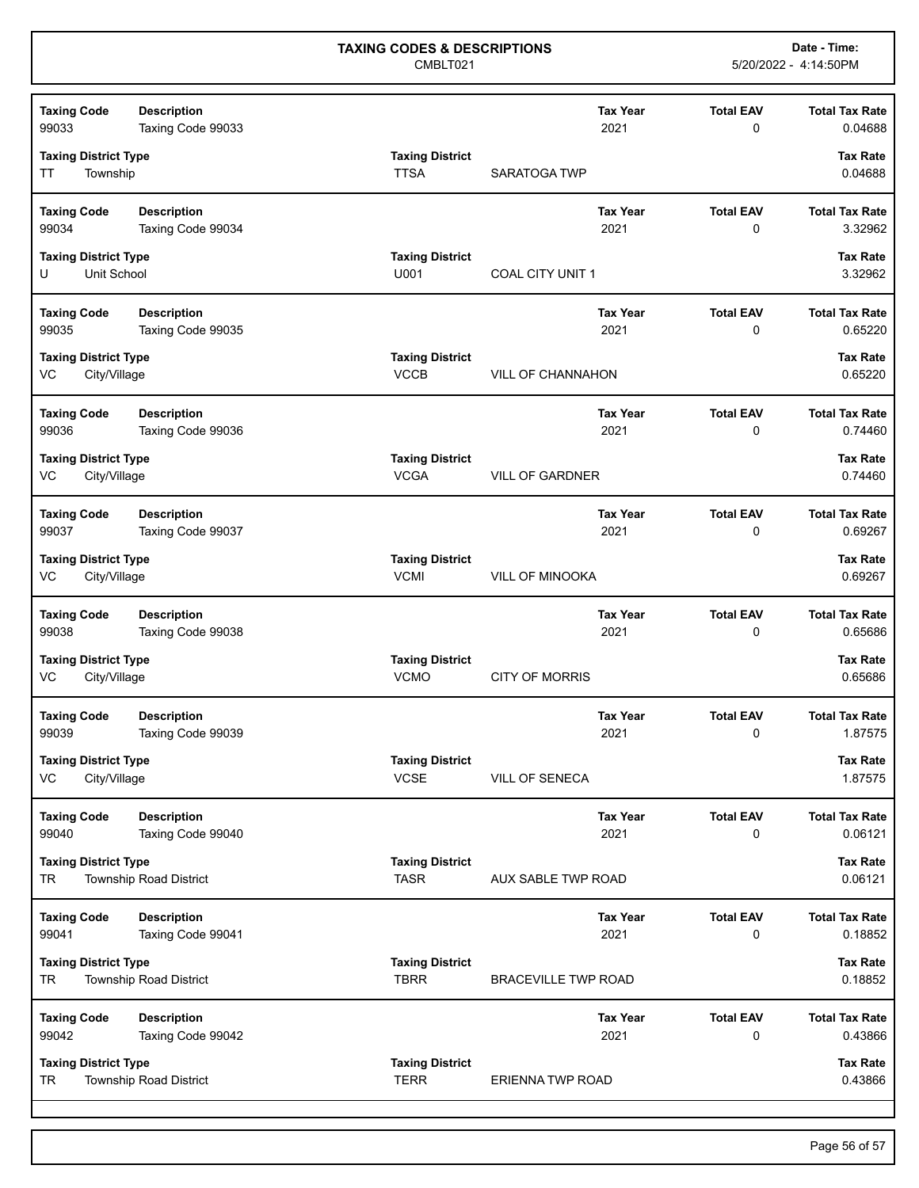# TAXING CODES & DESCRIPTIONS

CMBLT021

Date - Time: 5/20/2022 - 4:14:50PM

| Taxing Code | Description | Tax Year | Total EAV | Total Tax Rate |
|---|---|---|---|---|
| 99033 | Taxing Code 99033 | 2021 | 0 | 0.04688 |

| Taxing District Type | | Taxing District | | Tax Rate |
|---|---|---|---|---|
| TT | Township | TTSA | SARATOGA TWP | 0.04688 |

| Taxing Code | Description | Tax Year | Total EAV | Total Tax Rate |
|---|---|---|---|---|
| 99034 | Taxing Code 99034 | 2021 | 0 | 3.32962 |

| Taxing District Type | | Taxing District | | Tax Rate |
|---|---|---|---|---|
| U | Unit School | U001 | COAL CITY UNIT 1 | 3.32962 |

| Taxing Code | Description | Tax Year | Total EAV | Total Tax Rate |
|---|---|---|---|---|
| 99035 | Taxing Code 99035 | 2021 | 0 | 0.65220 |

| Taxing District Type | | Taxing District | | Tax Rate |
|---|---|---|---|---|
| VC | City/Village | VCCB | VILL OF CHANNAHON | 0.65220 |

| Taxing Code | Description | Tax Year | Total EAV | Total Tax Rate |
|---|---|---|---|---|
| 99036 | Taxing Code 99036 | 2021 | 0 | 0.74460 |

| Taxing District Type | | Taxing District | | Tax Rate |
|---|---|---|---|---|
| VC | City/Village | VCGA | VILL OF GARDNER | 0.74460 |

| Taxing Code | Description | Tax Year | Total EAV | Total Tax Rate |
|---|---|---|---|---|
| 99037 | Taxing Code 99037 | 2021 | 0 | 0.69267 |

| Taxing District Type | | Taxing District | | Tax Rate |
|---|---|---|---|---|
| VC | City/Village | VCMI | VILL OF MINOOKA | 0.69267 |

| Taxing Code | Description | Tax Year | Total EAV | Total Tax Rate |
|---|---|---|---|---|
| 99038 | Taxing Code 99038 | 2021 | 0 | 0.65686 |

| Taxing District Type | | Taxing District | | Tax Rate |
|---|---|---|---|---|
| VC | City/Village | VCMO | CITY OF MORRIS | 0.65686 |

| Taxing Code | Description | Tax Year | Total EAV | Total Tax Rate |
|---|---|---|---|---|
| 99039 | Taxing Code 99039 | 2021 | 0 | 1.87575 |

| Taxing District Type | | Taxing District | | Tax Rate |
|---|---|---|---|---|
| VC | City/Village | VCSE | VILL OF SENECA | 1.87575 |

| Taxing Code | Description | Tax Year | Total EAV | Total Tax Rate |
|---|---|---|---|---|
| 99040 | Taxing Code 99040 | 2021 | 0 | 0.06121 |

| Taxing District Type | | Taxing District | | Tax Rate |
|---|---|---|---|---|
| TR | Township Road District | TASR | AUX SABLE TWP ROAD | 0.06121 |

| Taxing Code | Description | Tax Year | Total EAV | Total Tax Rate |
|---|---|---|---|---|
| 99041 | Taxing Code 99041 | 2021 | 0 | 0.18852 |

| Taxing District Type | | Taxing District | | Tax Rate |
|---|---|---|---|---|
| TR | Township Road District | TBRR | BRACEVILLE TWP ROAD | 0.18852 |

| Taxing Code | Description | Tax Year | Total EAV | Total Tax Rate |
|---|---|---|---|---|
| 99042 | Taxing Code 99042 | 2021 | 0 | 0.43866 |

| Taxing District Type | | Taxing District | | Tax Rate |
|---|---|---|---|---|
| TR | Township Road District | TERR | ERIENNA TWP ROAD | 0.43866 |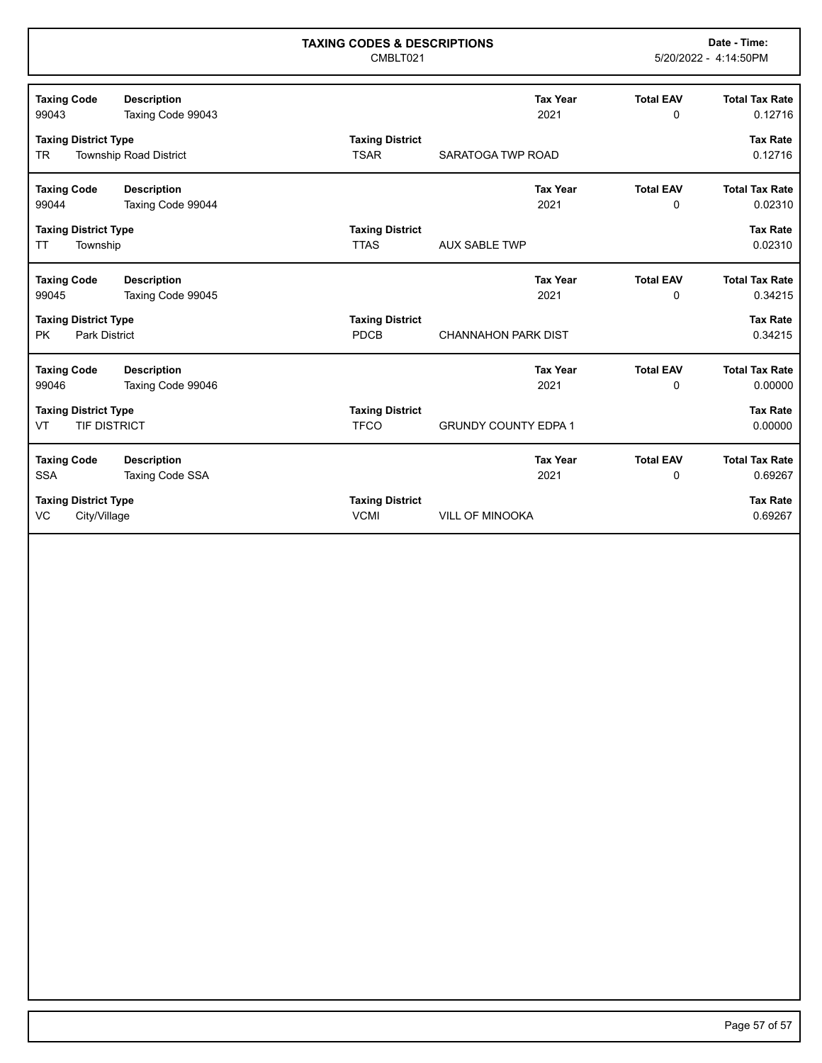# TAXING CODES & DESCRIPTIONS

CMBLT021

Date - Time: 5/20/2022 - 4:14:50PM

| Taxing Code | Description | | | Tax Year | Total EAV | Total Tax Rate |
|---|---|---|---|---|---|---|
| 99043 | Taxing Code 99043 | | | 2021 | 0 | 0.12716 |
| **Taxing District Type** | | **Taxing District** | | | | **Tax Rate** |
| TR | Township Road District | TSAR | SARATOGA TWP ROAD | | | 0.12716 |

| Taxing Code | Description | | | Tax Year | Total EAV | Total Tax Rate |
|---|---|---|---|---|---|---|
| 99044 | Taxing Code 99044 | | | 2021 | 0 | 0.02310 |
| **Taxing District Type** | | **Taxing District** | | | | **Tax Rate** |
| TT | Township | TTAS | AUX SABLE TWP | | | 0.02310 |

| Taxing Code | Description | | | Tax Year | Total EAV | Total Tax Rate |
|---|---|---|---|---|---|---|
| 99045 | Taxing Code 99045 | | | 2021 | 0 | 0.34215 |
| **Taxing District Type** | | **Taxing District** | | | | **Tax Rate** |
| PK | Park District | PDCB | CHANNAHON PARK DIST | | | 0.34215 |

| Taxing Code | Description | | | Tax Year | Total EAV | Total Tax Rate |
|---|---|---|---|---|---|---|
| 99046 | Taxing Code 99046 | | | 2021 | 0 | 0.00000 |
| **Taxing District Type** | | **Taxing District** | | | | **Tax Rate** |
| VT | TIF DISTRICT | TFCO | GRUNDY COUNTY EDPA 1 | | | 0.00000 |

| Taxing Code | Description | | | Tax Year | Total EAV | Total Tax Rate |
|---|---|---|---|---|---|---|
| SSA | Taxing Code SSA | | | 2021 | 0 | 0.69267 |
| **Taxing District Type** | | **Taxing District** | | | | **Tax Rate** |
| VC | City/Village | VCMI | VILL OF MINOOKA | | | 0.69267 |